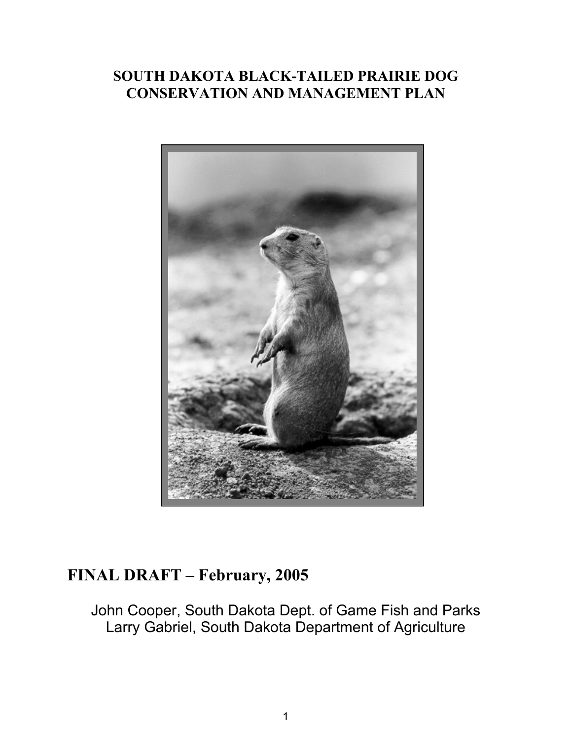# SOUTH DAKOTA BLACK-TAILED PRAIRIE DOG CONSERVATION AND MANAGEMENT PLAN

## FINAL DRAFT – February, 2005

John Cooper, South Dakota Dept. of Game Fish and Parks
Larry Gabriel, South Dakota Department of Agriculture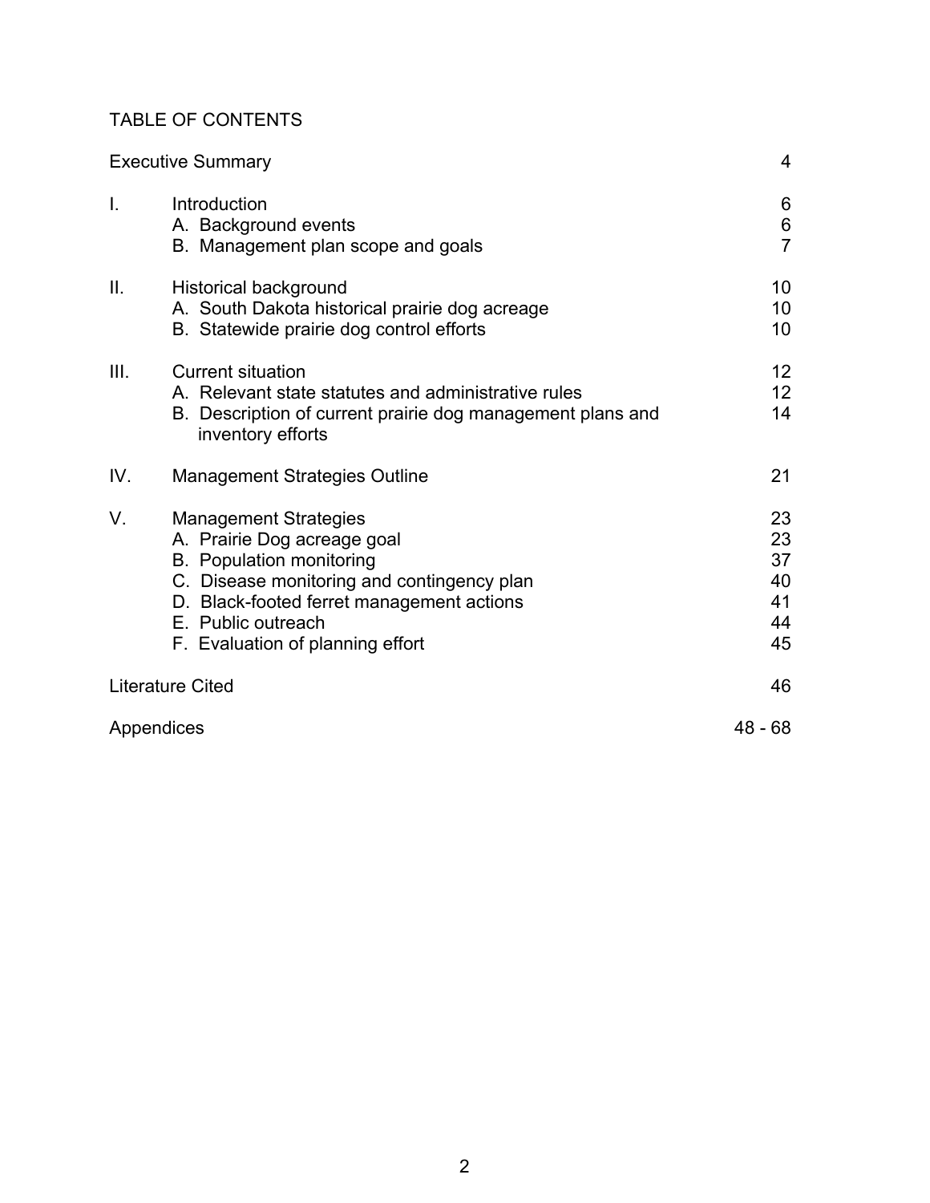# TABLE OF CONTENTS

| | | |
|---|---|---|
| Executive Summary | | 4 |
| I. | Introduction | 6 |
| | A. Background events | 6 |
| | B. Management plan scope and goals | 7 |
| II. | Historical background | 10 |
| | A. South Dakota historical prairie dog acreage | 10 |
| | B. Statewide prairie dog control efforts | 10 |
| III. | Current situation | 12 |
| | A. Relevant state statutes and administrative rules | 12 |
| | B. Description of current prairie dog management plans and inventory efforts | 14 |
| IV. | Management Strategies Outline | 21 |
| V. | Management Strategies | 23 |
| | A. Prairie Dog acreage goal | 23 |
| | B. Population monitoring | 37 |
| | C. Disease monitoring and contingency plan | 40 |
| | D. Black-footed ferret management actions | 41 |
| | E. Public outreach | 44 |
| | F. Evaluation of planning effort | 45 |
| Literature Cited | | 46 |
| Appendices | | 48 - 68 |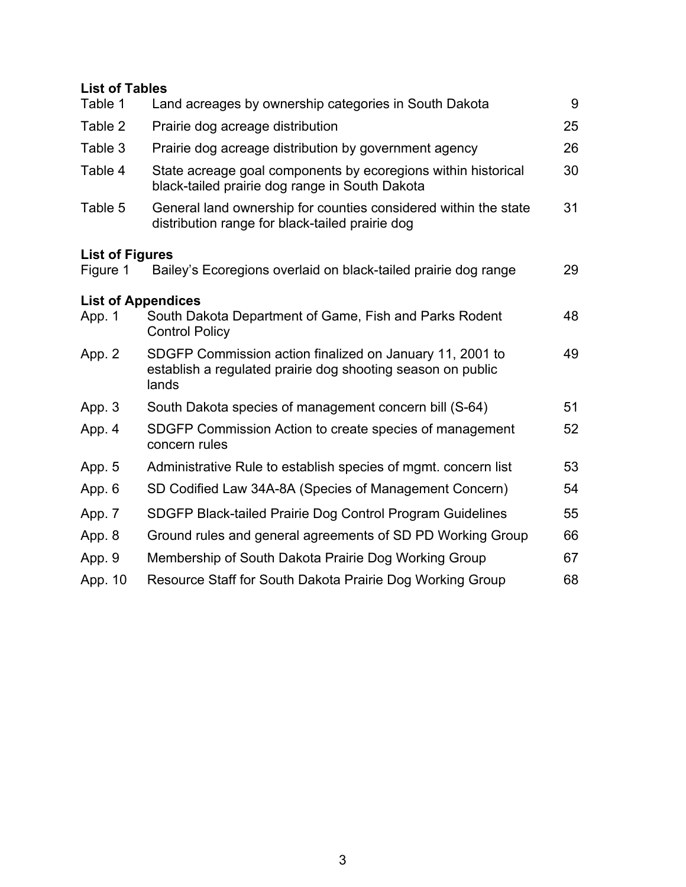**List of Tables**

| | | |
|---|---|---|
| Table 1 | Land acreages by ownership categories in South Dakota | 9 |
| Table 2 | Prairie dog acreage distribution | 25 |
| Table 3 | Prairie dog acreage distribution by government agency | 26 |
| Table 4 | State acreage goal components by ecoregions within historical black-tailed prairie dog range in South Dakota | 30 |
| Table 5 | General land ownership for counties considered within the state distribution range for black-tailed prairie dog | 31 |

**List of Figures**

| | | |
|---|---|---|
| Figure 1 | Bailey's Ecoregions overlaid on black-tailed prairie dog range | 29 |

**List of Appendices**

| | | |
|---|---|---|
| App. 1 | South Dakota Department of Game, Fish and Parks Rodent Control Policy | 48 |
| App. 2 | SDGFP Commission action finalized on January 11, 2001 to establish a regulated prairie dog shooting season on public lands | 49 |
| App. 3 | South Dakota species of management concern bill (S-64) | 51 |
| App. 4 | SDGFP Commission Action to create species of management concern rules | 52 |
| App. 5 | Administrative Rule to establish species of mgmt. concern list | 53 |
| App. 6 | SD Codified Law 34A-8A (Species of Management Concern) | 54 |
| App. 7 | SDGFP Black-tailed Prairie Dog Control Program Guidelines | 55 |
| App. 8 | Ground rules and general agreements of SD PD Working Group | 66 |
| App. 9 | Membership of South Dakota Prairie Dog Working Group | 67 |
| App. 10 | Resource Staff for South Dakota Prairie Dog Working Group | 68 |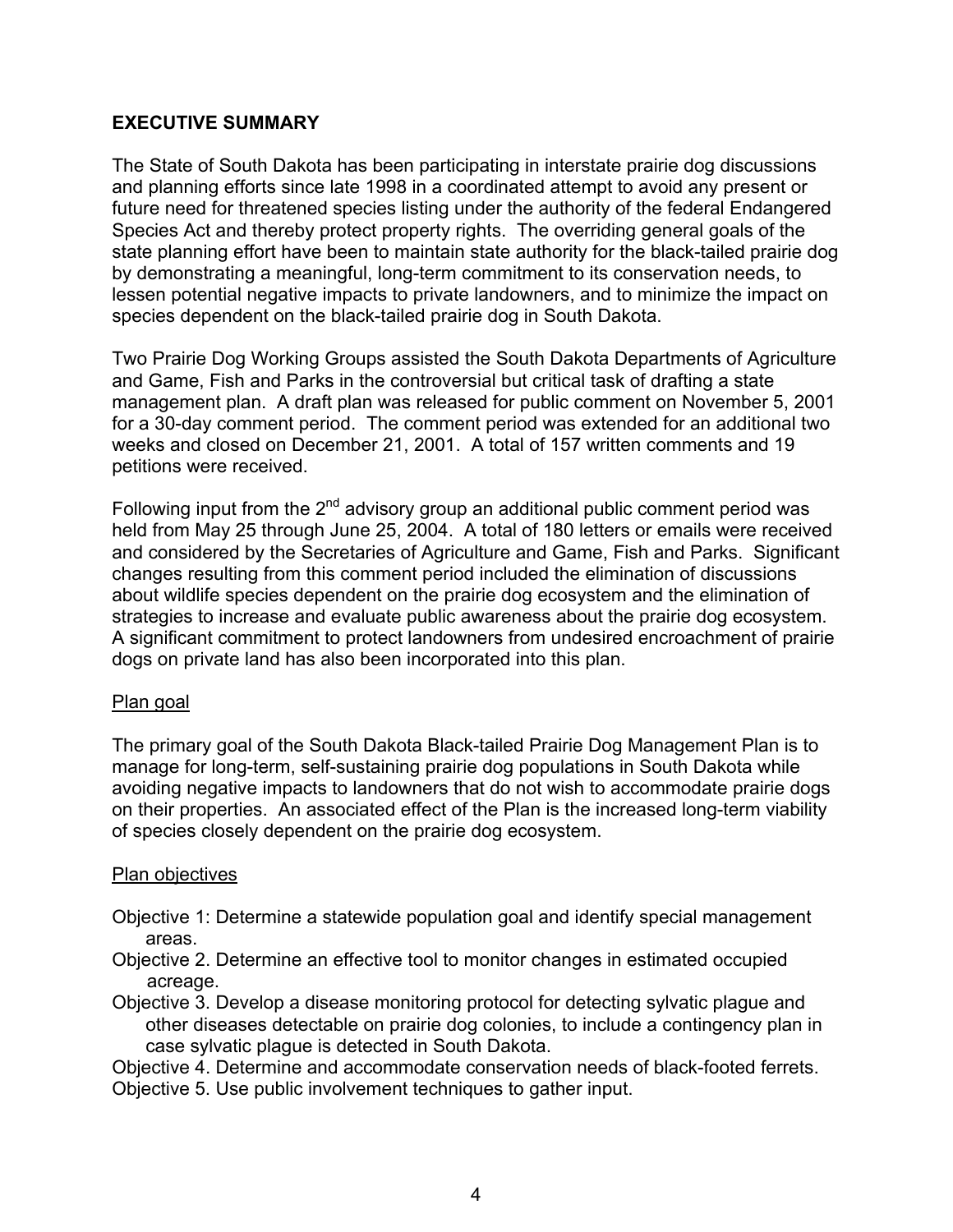## EXECUTIVE SUMMARY

The State of South Dakota has been participating in interstate prairie dog discussions and planning efforts since late 1998 in a coordinated attempt to avoid any present or future need for threatened species listing under the authority of the federal Endangered Species Act and thereby protect property rights. The overriding general goals of the state planning effort have been to maintain state authority for the black-tailed prairie dog by demonstrating a meaningful, long-term commitment to its conservation needs, to lessen potential negative impacts to private landowners, and to minimize the impact on species dependent on the black-tailed prairie dog in South Dakota.

Two Prairie Dog Working Groups assisted the South Dakota Departments of Agriculture and Game, Fish and Parks in the controversial but critical task of drafting a state management plan. A draft plan was released for public comment on November 5, 2001 for a 30-day comment period. The comment period was extended for an additional two weeks and closed on December 21, 2001. A total of 157 written comments and 19 petitions were received.

Following input from the 2nd advisory group an additional public comment period was held from May 25 through June 25, 2004. A total of 180 letters or emails were received and considered by the Secretaries of Agriculture and Game, Fish and Parks. Significant changes resulting from this comment period included the elimination of discussions about wildlife species dependent on the prairie dog ecosystem and the elimination of strategies to increase and evaluate public awareness about the prairie dog ecosystem. A significant commitment to protect landowners from undesired encroachment of prairie dogs on private land has also been incorporated into this plan.

### Plan goal

The primary goal of the South Dakota Black-tailed Prairie Dog Management Plan is to manage for long-term, self-sustaining prairie dog populations in South Dakota while avoiding negative impacts to landowners that do not wish to accommodate prairie dogs on their properties. An associated effect of the Plan is the increased long-term viability of species closely dependent on the prairie dog ecosystem.

### Plan objectives

Objective 1: Determine a statewide population goal and identify special management areas.

Objective 2. Determine an effective tool to monitor changes in estimated occupied acreage.

Objective 3. Develop a disease monitoring protocol for detecting sylvatic plague and other diseases detectable on prairie dog colonies, to include a contingency plan in case sylvatic plague is detected in South Dakota.

Objective 4. Determine and accommodate conservation needs of black-footed ferrets.

Objective 5. Use public involvement techniques to gather input.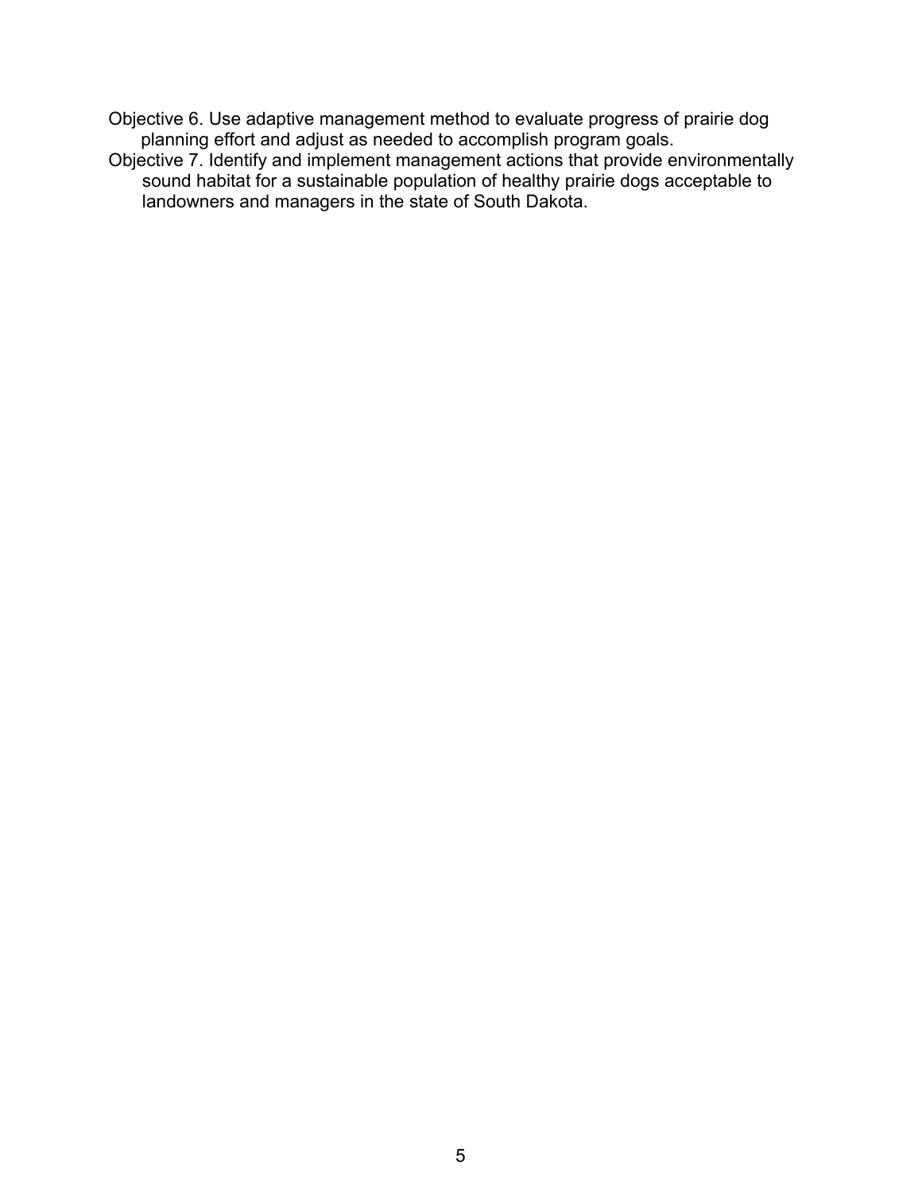Objective 6. Use adaptive management method to evaluate progress of prairie dog planning effort and adjust as needed to accomplish program goals.

Objective 7. Identify and implement management actions that provide environmentally sound habitat for a sustainable population of healthy prairie dogs acceptable to landowners and managers in the state of South Dakota.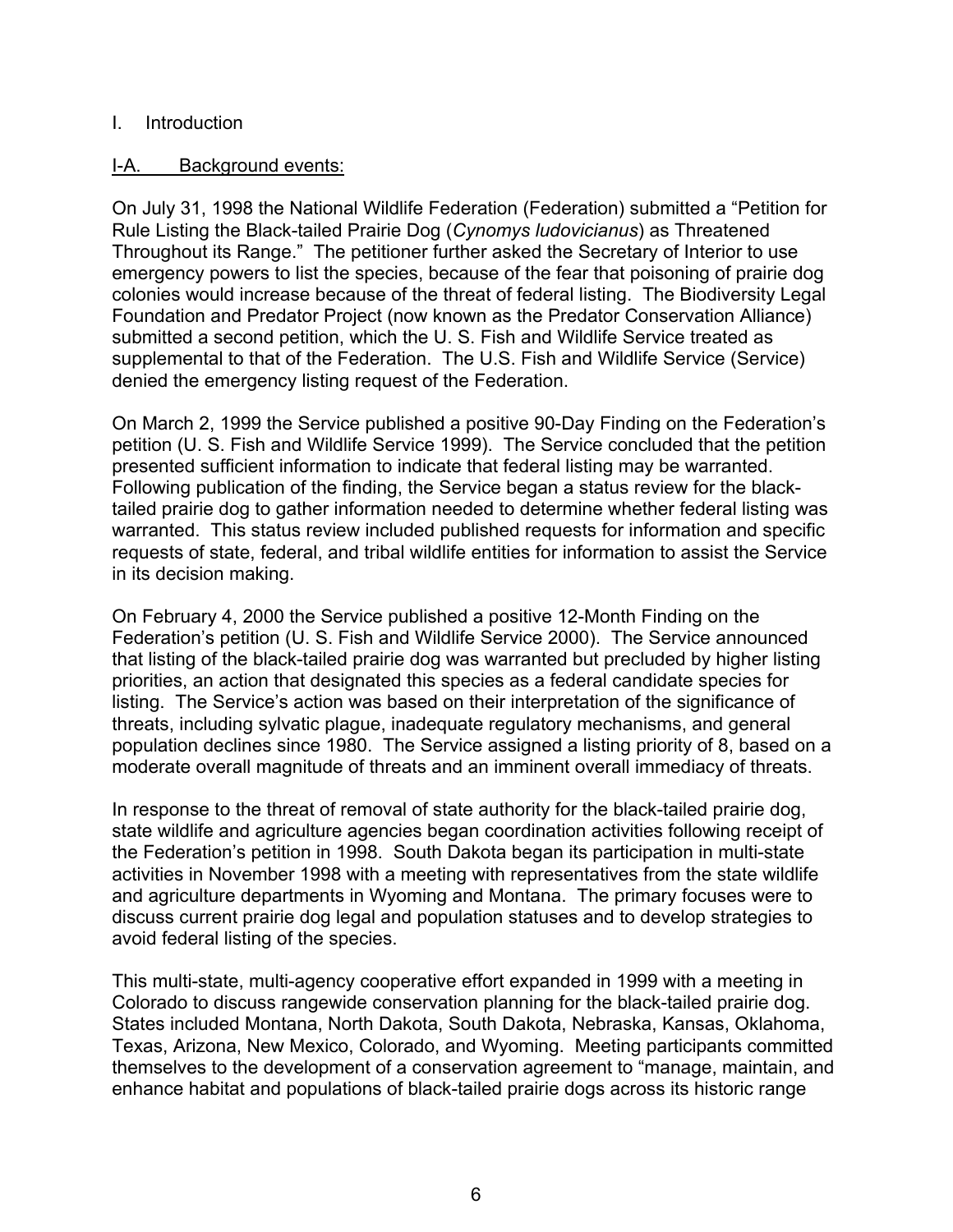# I. Introduction

## I-A. Background events:

On July 31, 1998 the National Wildlife Federation (Federation) submitted a "Petition for Rule Listing the Black-tailed Prairie Dog (*Cynomys ludovicianus*) as Threatened Throughout its Range." The petitioner further asked the Secretary of Interior to use emergency powers to list the species, because of the fear that poisoning of prairie dog colonies would increase because of the threat of federal listing. The Biodiversity Legal Foundation and Predator Project (now known as the Predator Conservation Alliance) submitted a second petition, which the U. S. Fish and Wildlife Service treated as supplemental to that of the Federation. The U.S. Fish and Wildlife Service (Service) denied the emergency listing request of the Federation.

On March 2, 1999 the Service published a positive 90-Day Finding on the Federation's petition (U. S. Fish and Wildlife Service 1999). The Service concluded that the petition presented sufficient information to indicate that federal listing may be warranted. Following publication of the finding, the Service began a status review for the black-tailed prairie dog to gather information needed to determine whether federal listing was warranted. This status review included published requests for information and specific requests of state, federal, and tribal wildlife entities for information to assist the Service in its decision making.

On February 4, 2000 the Service published a positive 12-Month Finding on the Federation's petition (U. S. Fish and Wildlife Service 2000). The Service announced that listing of the black-tailed prairie dog was warranted but precluded by higher listing priorities, an action that designated this species as a federal candidate species for listing. The Service's action was based on their interpretation of the significance of threats, including sylvatic plague, inadequate regulatory mechanisms, and general population declines since 1980. The Service assigned a listing priority of 8, based on a moderate overall magnitude of threats and an imminent overall immediacy of threats.

In response to the threat of removal of state authority for the black-tailed prairie dog, state wildlife and agriculture agencies began coordination activities following receipt of the Federation's petition in 1998. South Dakota began its participation in multi-state activities in November 1998 with a meeting with representatives from the state wildlife and agriculture departments in Wyoming and Montana. The primary focuses were to discuss current prairie dog legal and population statuses and to develop strategies to avoid federal listing of the species.

This multi-state, multi-agency cooperative effort expanded in 1999 with a meeting in Colorado to discuss rangewide conservation planning for the black-tailed prairie dog. States included Montana, North Dakota, South Dakota, Nebraska, Kansas, Oklahoma, Texas, Arizona, New Mexico, Colorado, and Wyoming. Meeting participants committed themselves to the development of a conservation agreement to "manage, maintain, and enhance habitat and populations of black-tailed prairie dogs across its historic range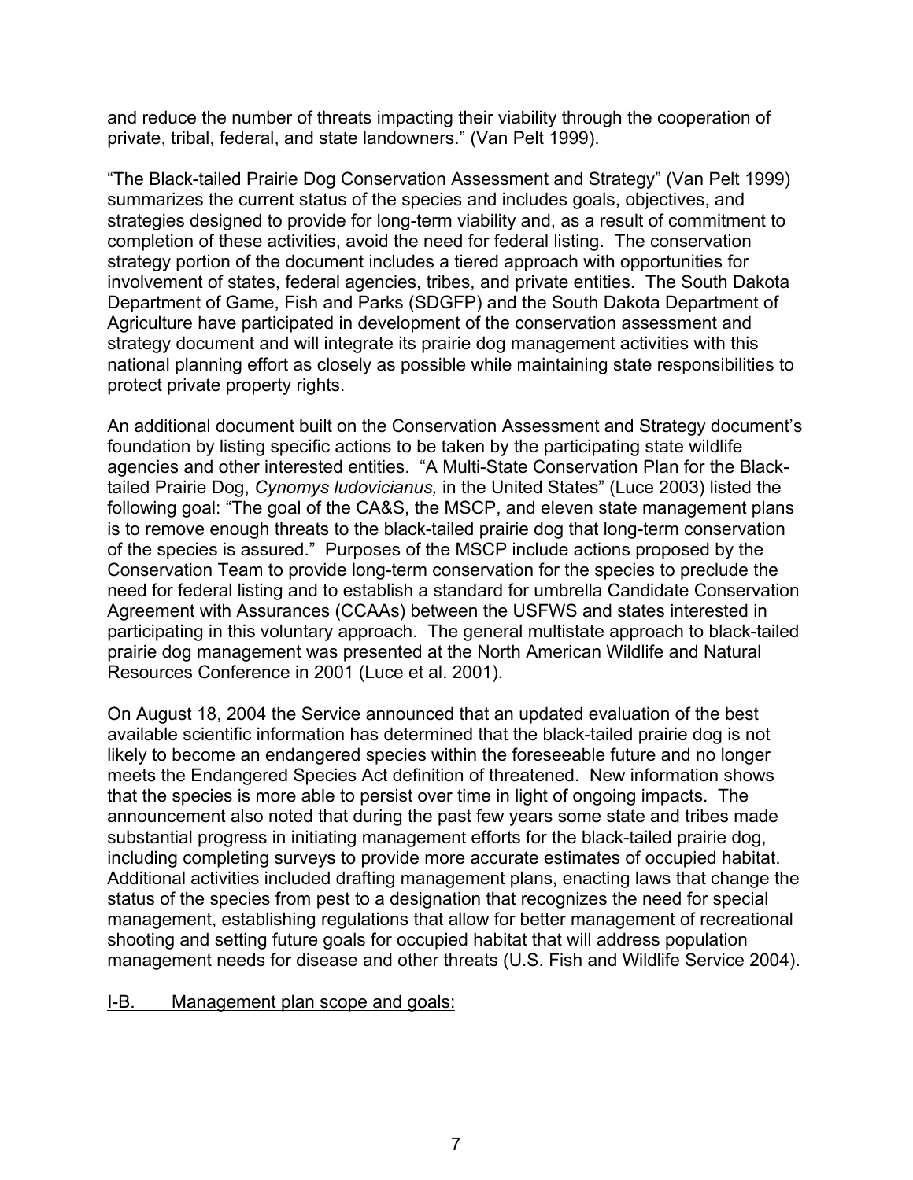and reduce the number of threats impacting their viability through the cooperation of private, tribal, federal, and state landowners." (Van Pelt 1999).

"The Black-tailed Prairie Dog Conservation Assessment and Strategy" (Van Pelt 1999) summarizes the current status of the species and includes goals, objectives, and strategies designed to provide for long-term viability and, as a result of commitment to completion of these activities, avoid the need for federal listing. The conservation strategy portion of the document includes a tiered approach with opportunities for involvement of states, federal agencies, tribes, and private entities. The South Dakota Department of Game, Fish and Parks (SDGFP) and the South Dakota Department of Agriculture have participated in development of the conservation assessment and strategy document and will integrate its prairie dog management activities with this national planning effort as closely as possible while maintaining state responsibilities to protect private property rights.

An additional document built on the Conservation Assessment and Strategy document's foundation by listing specific actions to be taken by the participating state wildlife agencies and other interested entities. "A Multi-State Conservation Plan for the Black-tailed Prairie Dog, *Cynomys ludovicianus,* in the United States" (Luce 2003) listed the following goal: "The goal of the CA&S, the MSCP, and eleven state management plans is to remove enough threats to the black-tailed prairie dog that long-term conservation of the species is assured." Purposes of the MSCP include actions proposed by the Conservation Team to provide long-term conservation for the species to preclude the need for federal listing and to establish a standard for umbrella Candidate Conservation Agreement with Assurances (CCAAs) between the USFWS and states interested in participating in this voluntary approach. The general multistate approach to black-tailed prairie dog management was presented at the North American Wildlife and Natural Resources Conference in 2001 (Luce et al. 2001).

On August 18, 2004 the Service announced that an updated evaluation of the best available scientific information has determined that the black-tailed prairie dog is not likely to become an endangered species within the foreseeable future and no longer meets the Endangered Species Act definition of threatened. New information shows that the species is more able to persist over time in light of ongoing impacts. The announcement also noted that during the past few years some state and tribes made substantial progress in initiating management efforts for the black-tailed prairie dog, including completing surveys to provide more accurate estimates of occupied habitat. Additional activities included drafting management plans, enacting laws that change the status of the species from pest to a designation that recognizes the need for special management, establishing regulations that allow for better management of recreational shooting and setting future goals for occupied habitat that will address population management needs for disease and other threats (U.S. Fish and Wildlife Service 2004).

## I-B. Management plan scope and goals: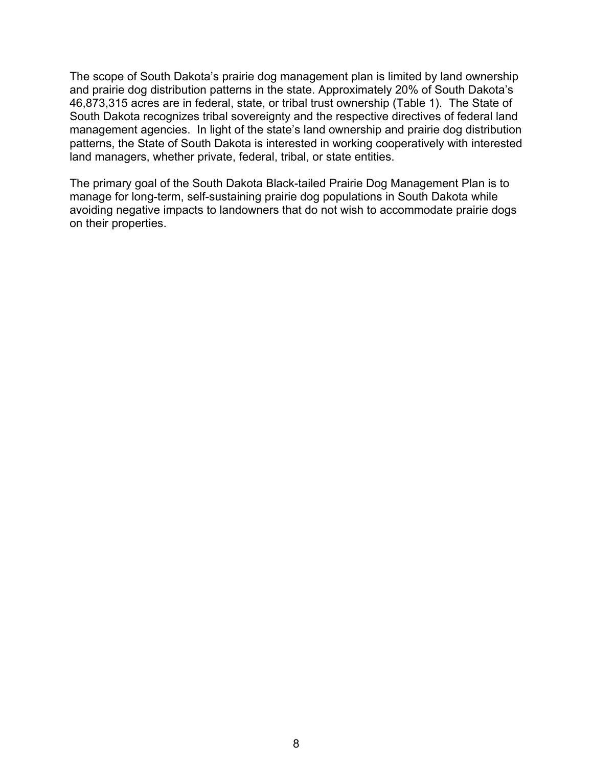The scope of South Dakota's prairie dog management plan is limited by land ownership and prairie dog distribution patterns in the state. Approximately 20% of South Dakota's 46,873,315 acres are in federal, state, or tribal trust ownership (Table 1). The State of South Dakota recognizes tribal sovereignty and the respective directives of federal land management agencies. In light of the state's land ownership and prairie dog distribution patterns, the State of South Dakota is interested in working cooperatively with interested land managers, whether private, federal, tribal, or state entities.

The primary goal of the South Dakota Black-tailed Prairie Dog Management Plan is to manage for long-term, self-sustaining prairie dog populations in South Dakota while avoiding negative impacts to landowners that do not wish to accommodate prairie dogs on their properties.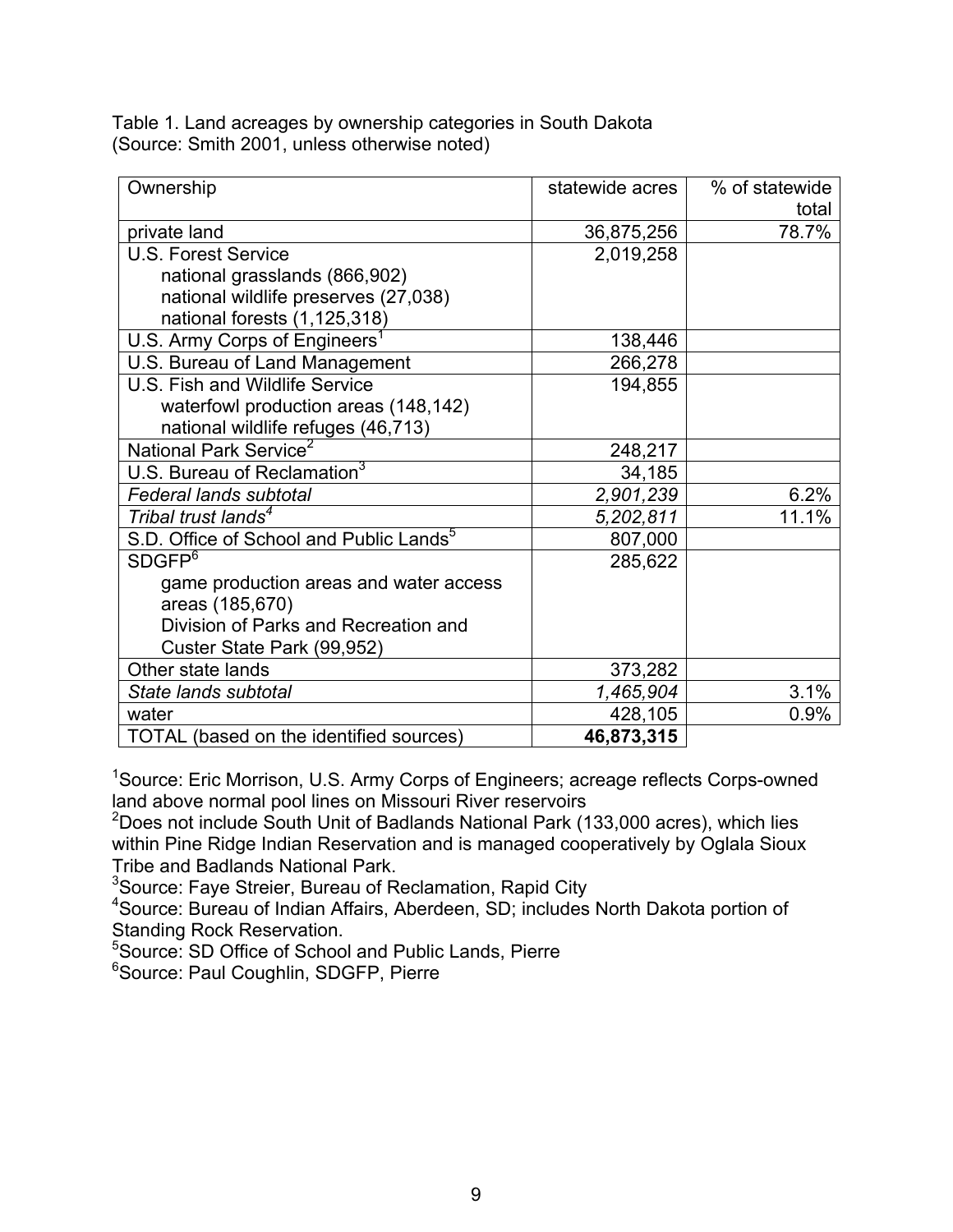Table 1. Land acreages by ownership categories in South Dakota
(Source: Smith 2001, unless otherwise noted)

| Ownership | statewide acres | % of statewide total |
|---|---|---|
| private land | 36,875,256 | 78.7% |
| U.S. Forest Service<br>national grasslands (866,902)<br>national wildlife preserves (27,038)<br>national forests (1,125,318) | 2,019,258 | |
| U.S. Army Corps of Engineers[1] | 138,446 | |
| U.S. Bureau of Land Management | 266,278 | |
| U.S. Fish and Wildlife Service<br>waterfowl production areas (148,142)<br>national wildlife refuges (46,713) | 194,855 | |
| National Park Service[2] | 248,217 | |
| U.S. Bureau of Reclamation[3] | 34,185 | |
| *Federal lands subtotal* | *2,901,239* | 6.2% |
| *Tribal trust lands*[4] | *5,202,811* | 11.1% |
| S.D. Office of School and Public Lands[5] | 807,000 | |
| SDGFP[6]<br>game production areas and water access areas (185,670)<br>Division of Parks and Recreation and Custer State Park (99,952) | 285,622 | |
| Other state lands | 373,282 | |
| *State lands subtotal* | *1,465,904* | 3.1% |
| water | 428,105 | 0.9% |
| TOTAL (based on the identified sources) | **46,873,315** | |

[1]Source: Eric Morrison, U.S. Army Corps of Engineers; acreage reflects Corps-owned land above normal pool lines on Missouri River reservoirs

[2]Does not include South Unit of Badlands National Park (133,000 acres), which lies within Pine Ridge Indian Reservation and is managed cooperatively by Oglala Sioux Tribe and Badlands National Park.

[3]Source: Faye Streier, Bureau of Reclamation, Rapid City

[4]Source: Bureau of Indian Affairs, Aberdeen, SD; includes North Dakota portion of Standing Rock Reservation.

[5]Source: SD Office of School and Public Lands, Pierre

[6]Source: Paul Coughlin, SDGFP, Pierre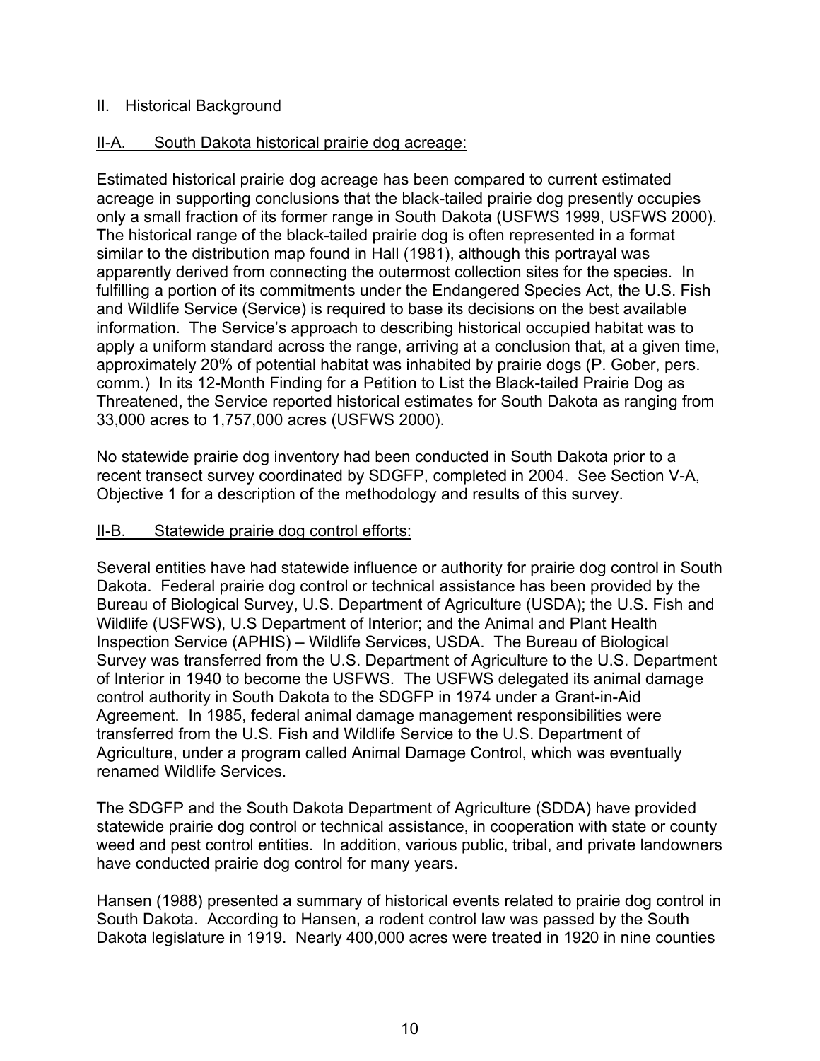# II. Historical Background

## II-A. South Dakota historical prairie dog acreage:

Estimated historical prairie dog acreage has been compared to current estimated acreage in supporting conclusions that the black-tailed prairie dog presently occupies only a small fraction of its former range in South Dakota (USFWS 1999, USFWS 2000). The historical range of the black-tailed prairie dog is often represented in a format similar to the distribution map found in Hall (1981), although this portrayal was apparently derived from connecting the outermost collection sites for the species. In fulfilling a portion of its commitments under the Endangered Species Act, the U.S. Fish and Wildlife Service (Service) is required to base its decisions on the best available information. The Service's approach to describing historical occupied habitat was to apply a uniform standard across the range, arriving at a conclusion that, at a given time, approximately 20% of potential habitat was inhabited by prairie dogs (P. Gober, pers. comm.) In its 12-Month Finding for a Petition to List the Black-tailed Prairie Dog as Threatened, the Service reported historical estimates for South Dakota as ranging from 33,000 acres to 1,757,000 acres (USFWS 2000).

No statewide prairie dog inventory had been conducted in South Dakota prior to a recent transect survey coordinated by SDGFP, completed in 2004. See Section V-A, Objective 1 for a description of the methodology and results of this survey.

## II-B. Statewide prairie dog control efforts:

Several entities have had statewide influence or authority for prairie dog control in South Dakota. Federal prairie dog control or technical assistance has been provided by the Bureau of Biological Survey, U.S. Department of Agriculture (USDA); the U.S. Fish and Wildlife (USFWS), U.S Department of Interior; and the Animal and Plant Health Inspection Service (APHIS) – Wildlife Services, USDA. The Bureau of Biological Survey was transferred from the U.S. Department of Agriculture to the U.S. Department of Interior in 1940 to become the USFWS. The USFWS delegated its animal damage control authority in South Dakota to the SDGFP in 1974 under a Grant-in-Aid Agreement. In 1985, federal animal damage management responsibilities were transferred from the U.S. Fish and Wildlife Service to the U.S. Department of Agriculture, under a program called Animal Damage Control, which was eventually renamed Wildlife Services.

The SDGFP and the South Dakota Department of Agriculture (SDDA) have provided statewide prairie dog control or technical assistance, in cooperation with state or county weed and pest control entities. In addition, various public, tribal, and private landowners have conducted prairie dog control for many years.

Hansen (1988) presented a summary of historical events related to prairie dog control in South Dakota. According to Hansen, a rodent control law was passed by the South Dakota legislature in 1919. Nearly 400,000 acres were treated in 1920 in nine counties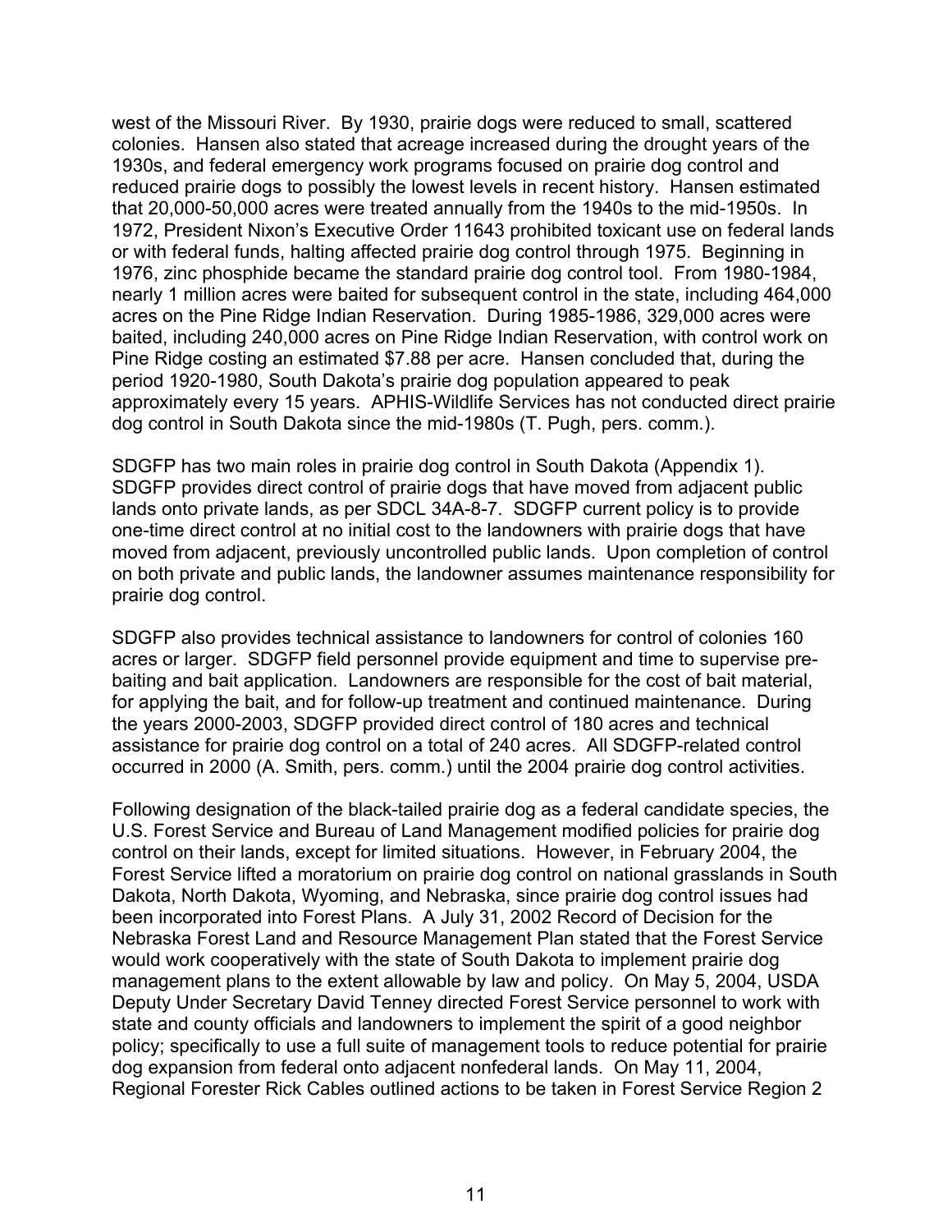west of the Missouri River. By 1930, prairie dogs were reduced to small, scattered colonies. Hansen also stated that acreage increased during the drought years of the 1930s, and federal emergency work programs focused on prairie dog control and reduced prairie dogs to possibly the lowest levels in recent history. Hansen estimated that 20,000-50,000 acres were treated annually from the 1940s to the mid-1950s. In 1972, President Nixon's Executive Order 11643 prohibited toxicant use on federal lands or with federal funds, halting affected prairie dog control through 1975. Beginning in 1976, zinc phosphide became the standard prairie dog control tool. From 1980-1984, nearly 1 million acres were baited for subsequent control in the state, including 464,000 acres on the Pine Ridge Indian Reservation. During 1985-1986, 329,000 acres were baited, including 240,000 acres on Pine Ridge Indian Reservation, with control work on Pine Ridge costing an estimated $7.88 per acre. Hansen concluded that, during the period 1920-1980, South Dakota's prairie dog population appeared to peak approximately every 15 years. APHIS-Wildlife Services has not conducted direct prairie dog control in South Dakota since the mid-1980s (T. Pugh, pers. comm.).

SDGFP has two main roles in prairie dog control in South Dakota (Appendix 1). SDGFP provides direct control of prairie dogs that have moved from adjacent public lands onto private lands, as per SDCL 34A-8-7. SDGFP current policy is to provide one-time direct control at no initial cost to the landowners with prairie dogs that have moved from adjacent, previously uncontrolled public lands. Upon completion of control on both private and public lands, the landowner assumes maintenance responsibility for prairie dog control.

SDGFP also provides technical assistance to landowners for control of colonies 160 acres or larger. SDGFP field personnel provide equipment and time to supervise pre-baiting and bait application. Landowners are responsible for the cost of bait material, for applying the bait, and for follow-up treatment and continued maintenance. During the years 2000-2003, SDGFP provided direct control of 180 acres and technical assistance for prairie dog control on a total of 240 acres. All SDGFP-related control occurred in 2000 (A. Smith, pers. comm.) until the 2004 prairie dog control activities.

Following designation of the black-tailed prairie dog as a federal candidate species, the U.S. Forest Service and Bureau of Land Management modified policies for prairie dog control on their lands, except for limited situations. However, in February 2004, the Forest Service lifted a moratorium on prairie dog control on national grasslands in South Dakota, North Dakota, Wyoming, and Nebraska, since prairie dog control issues had been incorporated into Forest Plans. A July 31, 2002 Record of Decision for the Nebraska Forest Land and Resource Management Plan stated that the Forest Service would work cooperatively with the state of South Dakota to implement prairie dog management plans to the extent allowable by law and policy. On May 5, 2004, USDA Deputy Under Secretary David Tenney directed Forest Service personnel to work with state and county officials and landowners to implement the spirit of a good neighbor policy; specifically to use a full suite of management tools to reduce potential for prairie dog expansion from federal onto adjacent nonfederal lands. On May 11, 2004, Regional Forester Rick Cables outlined actions to be taken in Forest Service Region 2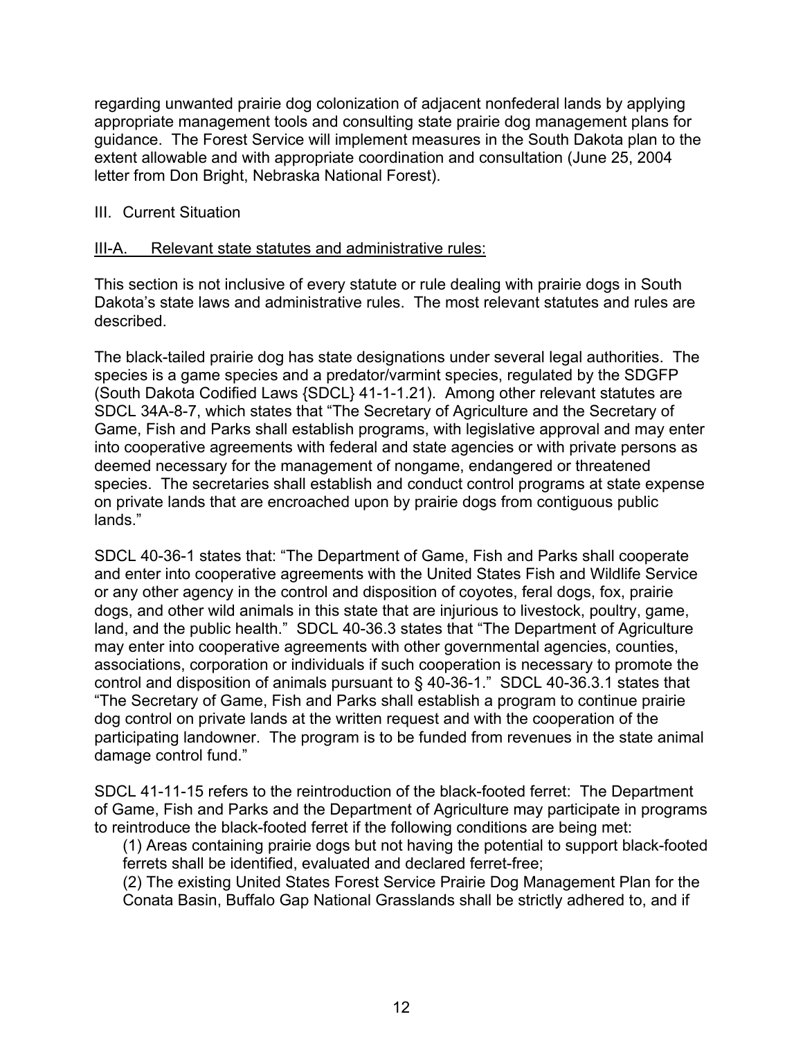regarding unwanted prairie dog colonization of adjacent nonfederal lands by applying appropriate management tools and consulting state prairie dog management plans for guidance. The Forest Service will implement measures in the South Dakota plan to the extent allowable and with appropriate coordination and consultation (June 25, 2004 letter from Don Bright, Nebraska National Forest).

## III. Current Situation

### III-A. Relevant state statutes and administrative rules:

This section is not inclusive of every statute or rule dealing with prairie dogs in South Dakota's state laws and administrative rules. The most relevant statutes and rules are described.

The black-tailed prairie dog has state designations under several legal authorities. The species is a game species and a predator/varmint species, regulated by the SDGFP (South Dakota Codified Laws {SDCL} 41-1-1.21). Among other relevant statutes are SDCL 34A-8-7, which states that "The Secretary of Agriculture and the Secretary of Game, Fish and Parks shall establish programs, with legislative approval and may enter into cooperative agreements with federal and state agencies or with private persons as deemed necessary for the management of nongame, endangered or threatened species. The secretaries shall establish and conduct control programs at state expense on private lands that are encroached upon by prairie dogs from contiguous public lands."

SDCL 40-36-1 states that: "The Department of Game, Fish and Parks shall cooperate and enter into cooperative agreements with the United States Fish and Wildlife Service or any other agency in the control and disposition of coyotes, feral dogs, fox, prairie dogs, and other wild animals in this state that are injurious to livestock, poultry, game, land, and the public health." SDCL 40-36.3 states that "The Department of Agriculture may enter into cooperative agreements with other governmental agencies, counties, associations, corporation or individuals if such cooperation is necessary to promote the control and disposition of animals pursuant to § 40-36-1." SDCL 40-36.3.1 states that "The Secretary of Game, Fish and Parks shall establish a program to continue prairie dog control on private lands at the written request and with the cooperation of the participating landowner. The program is to be funded from revenues in the state animal damage control fund."

SDCL 41-11-15 refers to the reintroduction of the black-footed ferret: The Department of Game, Fish and Parks and the Department of Agriculture may participate in programs to reintroduce the black-footed ferret if the following conditions are being met:

(1) Areas containing prairie dogs but not having the potential to support black-footed ferrets shall be identified, evaluated and declared ferret-free;

(2) The existing United States Forest Service Prairie Dog Management Plan for the Conata Basin, Buffalo Gap National Grasslands shall be strictly adhered to, and if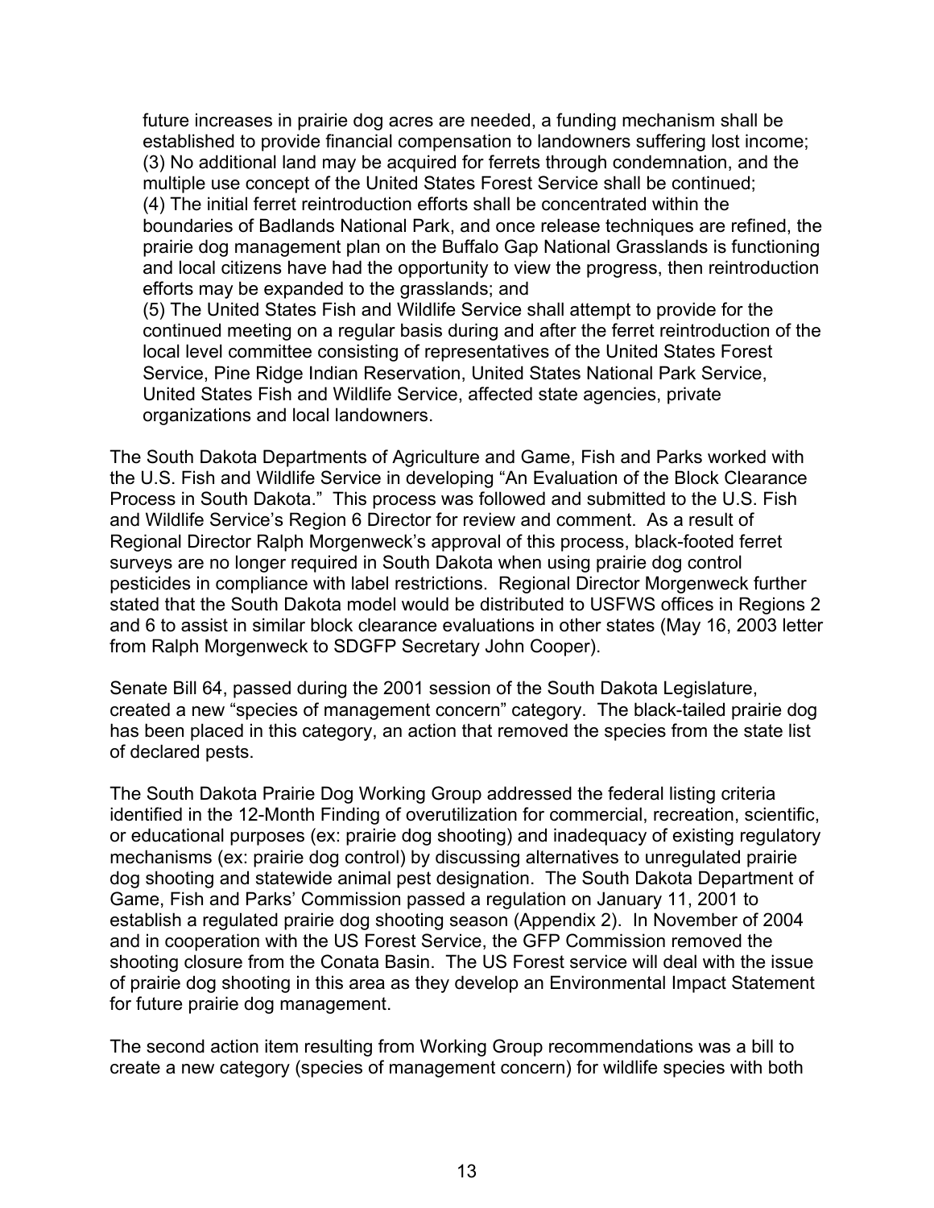future increases in prairie dog acres are needed, a funding mechanism shall be established to provide financial compensation to landowners suffering lost income;
(3) No additional land may be acquired for ferrets through condemnation, and the multiple use concept of the United States Forest Service shall be continued;
(4) The initial ferret reintroduction efforts shall be concentrated within the boundaries of Badlands National Park, and once release techniques are refined, the prairie dog management plan on the Buffalo Gap National Grasslands is functioning and local citizens have had the opportunity to view the progress, then reintroduction efforts may be expanded to the grasslands; and
(5) The United States Fish and Wildlife Service shall attempt to provide for the continued meeting on a regular basis during and after the ferret reintroduction of the local level committee consisting of representatives of the United States Forest Service, Pine Ridge Indian Reservation, United States National Park Service, United States Fish and Wildlife Service, affected state agencies, private organizations and local landowners.

The South Dakota Departments of Agriculture and Game, Fish and Parks worked with the U.S. Fish and Wildlife Service in developing "An Evaluation of the Block Clearance Process in South Dakota." This process was followed and submitted to the U.S. Fish and Wildlife Service's Region 6 Director for review and comment. As a result of Regional Director Ralph Morgenweck's approval of this process, black-footed ferret surveys are no longer required in South Dakota when using prairie dog control pesticides in compliance with label restrictions. Regional Director Morgenweck further stated that the South Dakota model would be distributed to USFWS offices in Regions 2 and 6 to assist in similar block clearance evaluations in other states (May 16, 2003 letter from Ralph Morgenweck to SDGFP Secretary John Cooper).

Senate Bill 64, passed during the 2001 session of the South Dakota Legislature, created a new "species of management concern" category. The black-tailed prairie dog has been placed in this category, an action that removed the species from the state list of declared pests.

The South Dakota Prairie Dog Working Group addressed the federal listing criteria identified in the 12-Month Finding of overutilization for commercial, recreation, scientific, or educational purposes (ex: prairie dog shooting) and inadequacy of existing regulatory mechanisms (ex: prairie dog control) by discussing alternatives to unregulated prairie dog shooting and statewide animal pest designation. The South Dakota Department of Game, Fish and Parks' Commission passed a regulation on January 11, 2001 to establish a regulated prairie dog shooting season (Appendix 2). In November of 2004 and in cooperation with the US Forest Service, the GFP Commission removed the shooting closure from the Conata Basin. The US Forest service will deal with the issue of prairie dog shooting in this area as they develop an Environmental Impact Statement for future prairie dog management.

The second action item resulting from Working Group recommendations was a bill to create a new category (species of management concern) for wildlife species with both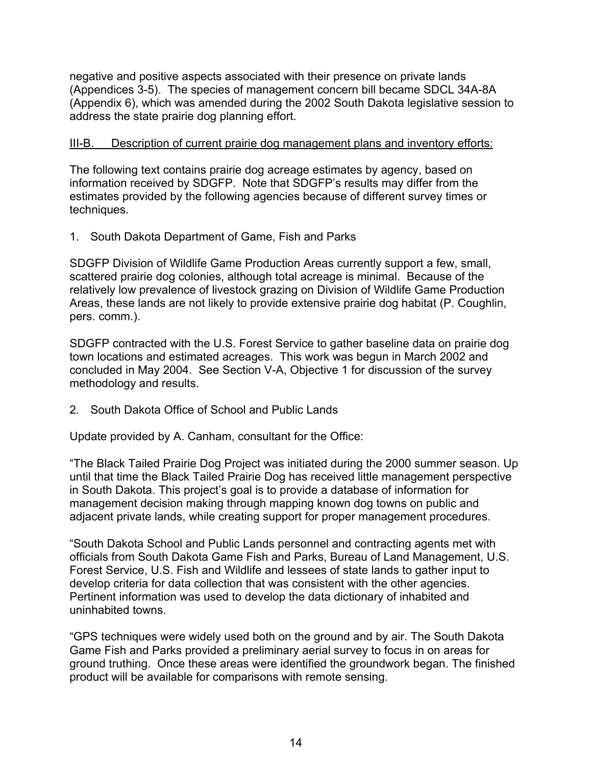negative and positive aspects associated with their presence on private lands (Appendices 3-5). The species of management concern bill became SDCL 34A-8A (Appendix 6), which was amended during the 2002 South Dakota legislative session to address the state prairie dog planning effort.

## III-B. Description of current prairie dog management plans and inventory efforts:

The following text contains prairie dog acreage estimates by agency, based on information received by SDGFP. Note that SDGFP's results may differ from the estimates provided by the following agencies because of different survey times or techniques.

1. South Dakota Department of Game, Fish and Parks

SDGFP Division of Wildlife Game Production Areas currently support a few, small, scattered prairie dog colonies, although total acreage is minimal. Because of the relatively low prevalence of livestock grazing on Division of Wildlife Game Production Areas, these lands are not likely to provide extensive prairie dog habitat (P. Coughlin, pers. comm.).

SDGFP contracted with the U.S. Forest Service to gather baseline data on prairie dog town locations and estimated acreages. This work was begun in March 2002 and concluded in May 2004. See Section V-A, Objective 1 for discussion of the survey methodology and results.

2. South Dakota Office of School and Public Lands

Update provided by A. Canham, consultant for the Office:

"The Black Tailed Prairie Dog Project was initiated during the 2000 summer season. Up until that time the Black Tailed Prairie Dog has received little management perspective in South Dakota. This project's goal is to provide a database of information for management decision making through mapping known dog towns on public and adjacent private lands, while creating support for proper management procedures.

"South Dakota School and Public Lands personnel and contracting agents met with officials from South Dakota Game Fish and Parks, Bureau of Land Management, U.S. Forest Service, U.S. Fish and Wildlife and lessees of state lands to gather input to develop criteria for data collection that was consistent with the other agencies. Pertinent information was used to develop the data dictionary of inhabited and uninhabited towns.

"GPS techniques were widely used both on the ground and by air. The South Dakota Game Fish and Parks provided a preliminary aerial survey to focus in on areas for ground truthing. Once these areas were identified the groundwork began. The finished product will be available for comparisons with remote sensing.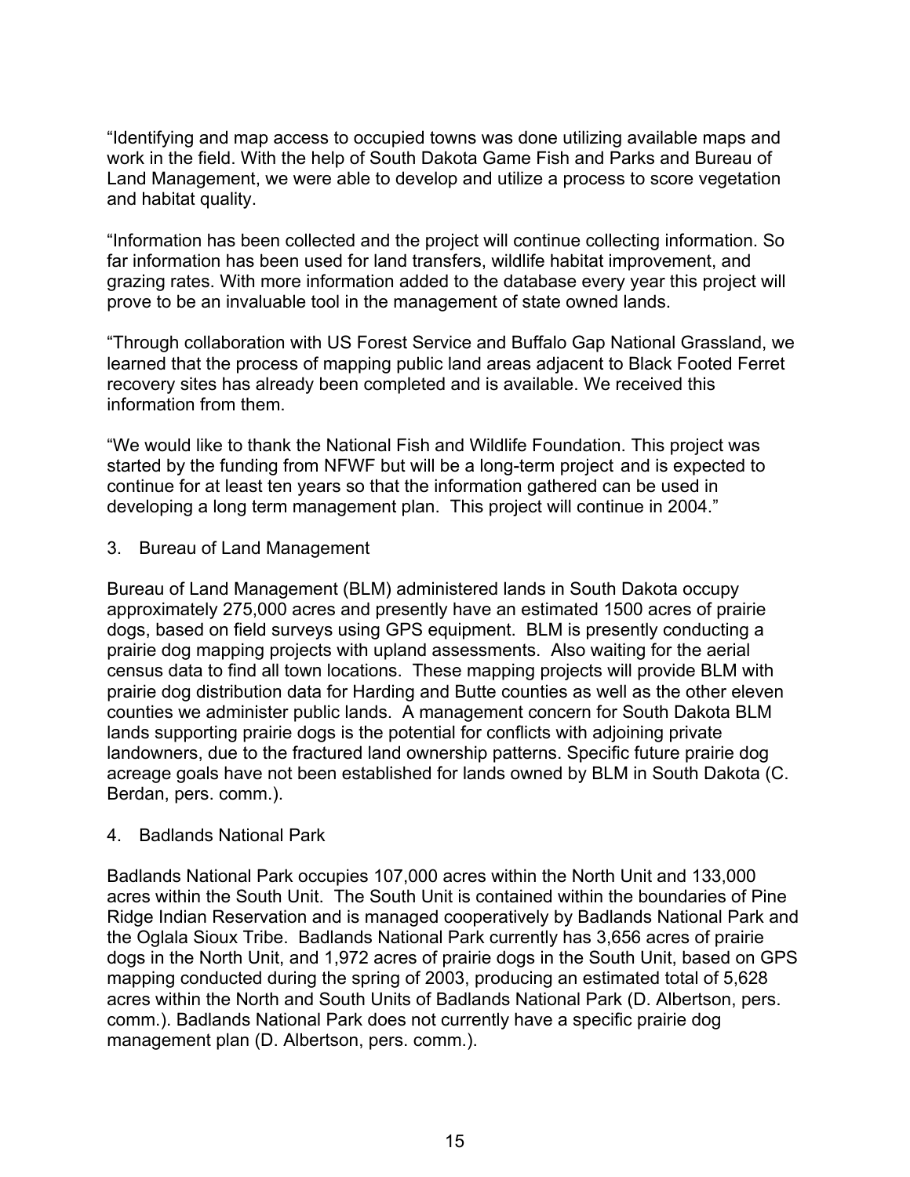"Identifying and map access to occupied towns was done utilizing available maps and work in the field. With the help of South Dakota Game Fish and Parks and Bureau of Land Management, we were able to develop and utilize a process to score vegetation and habitat quality.

"Information has been collected and the project will continue collecting information. So far information has been used for land transfers, wildlife habitat improvement, and grazing rates. With more information added to the database every year this project will prove to be an invaluable tool in the management of state owned lands.

"Through collaboration with US Forest Service and Buffalo Gap National Grassland, we learned that the process of mapping public land areas adjacent to Black Footed Ferret recovery sites has already been completed and is available. We received this information from them.

"We would like to thank the National Fish and Wildlife Foundation. This project was started by the funding from NFWF but will be a long-term project and is expected to continue for at least ten years so that the information gathered can be used in developing a long term management plan. This project will continue in 2004."

3. Bureau of Land Management

Bureau of Land Management (BLM) administered lands in South Dakota occupy approximately 275,000 acres and presently have an estimated 1500 acres of prairie dogs, based on field surveys using GPS equipment. BLM is presently conducting a prairie dog mapping projects with upland assessments. Also waiting for the aerial census data to find all town locations. These mapping projects will provide BLM with prairie dog distribution data for Harding and Butte counties as well as the other eleven counties we administer public lands. A management concern for South Dakota BLM lands supporting prairie dogs is the potential for conflicts with adjoining private landowners, due to the fractured land ownership patterns. Specific future prairie dog acreage goals have not been established for lands owned by BLM in South Dakota (C. Berdan, pers. comm.).

4. Badlands National Park

Badlands National Park occupies 107,000 acres within the North Unit and 133,000 acres within the South Unit. The South Unit is contained within the boundaries of Pine Ridge Indian Reservation and is managed cooperatively by Badlands National Park and the Oglala Sioux Tribe. Badlands National Park currently has 3,656 acres of prairie dogs in the North Unit, and 1,972 acres of prairie dogs in the South Unit, based on GPS mapping conducted during the spring of 2003, producing an estimated total of 5,628 acres within the North and South Units of Badlands National Park (D. Albertson, pers. comm.). Badlands National Park does not currently have a specific prairie dog management plan (D. Albertson, pers. comm.).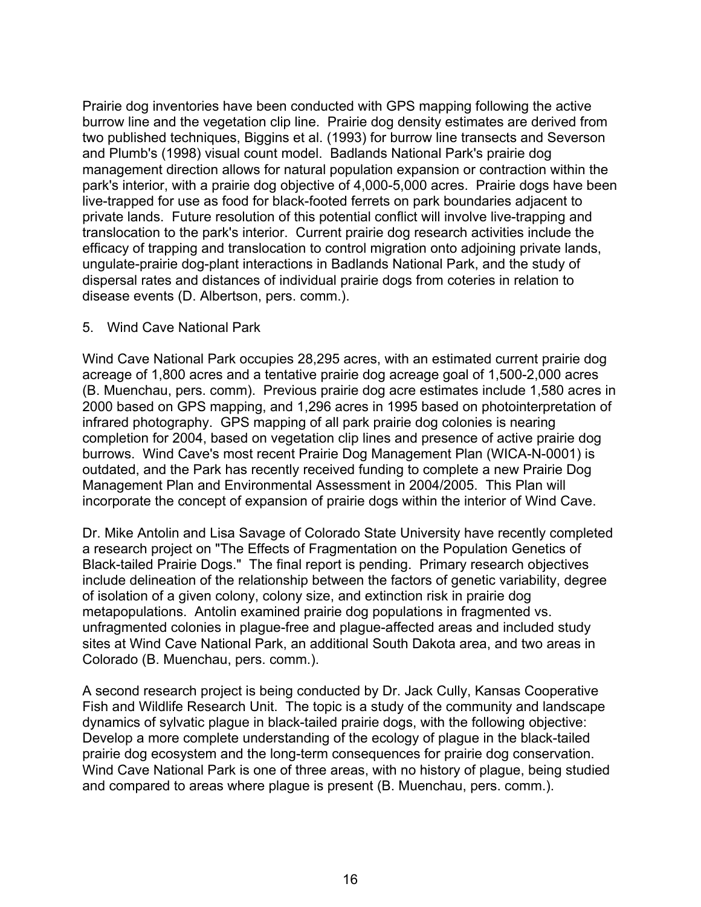Prairie dog inventories have been conducted with GPS mapping following the active burrow line and the vegetation clip line. Prairie dog density estimates are derived from two published techniques, Biggins et al. (1993) for burrow line transects and Severson and Plumb's (1998) visual count model. Badlands National Park's prairie dog management direction allows for natural population expansion or contraction within the park's interior, with a prairie dog objective of 4,000-5,000 acres. Prairie dogs have been live-trapped for use as food for black-footed ferrets on park boundaries adjacent to private lands. Future resolution of this potential conflict will involve live-trapping and translocation to the park's interior. Current prairie dog research activities include the efficacy of trapping and translocation to control migration onto adjoining private lands, ungulate-prairie dog-plant interactions in Badlands National Park, and the study of dispersal rates and distances of individual prairie dogs from coteries in relation to disease events (D. Albertson, pers. comm.).

5. Wind Cave National Park

Wind Cave National Park occupies 28,295 acres, with an estimated current prairie dog acreage of 1,800 acres and a tentative prairie dog acreage goal of 1,500-2,000 acres (B. Muenchau, pers. comm). Previous prairie dog acre estimates include 1,580 acres in 2000 based on GPS mapping, and 1,296 acres in 1995 based on photointerpretation of infrared photography. GPS mapping of all park prairie dog colonies is nearing completion for 2004, based on vegetation clip lines and presence of active prairie dog burrows. Wind Cave's most recent Prairie Dog Management Plan (WICA-N-0001) is outdated, and the Park has recently received funding to complete a new Prairie Dog Management Plan and Environmental Assessment in 2004/2005. This Plan will incorporate the concept of expansion of prairie dogs within the interior of Wind Cave.

Dr. Mike Antolin and Lisa Savage of Colorado State University have recently completed a research project on "The Effects of Fragmentation on the Population Genetics of Black-tailed Prairie Dogs." The final report is pending. Primary research objectives include delineation of the relationship between the factors of genetic variability, degree of isolation of a given colony, colony size, and extinction risk in prairie dog metapopulations. Antolin examined prairie dog populations in fragmented vs. unfragmented colonies in plague-free and plague-affected areas and included study sites at Wind Cave National Park, an additional South Dakota area, and two areas in Colorado (B. Muenchau, pers. comm.).

A second research project is being conducted by Dr. Jack Cully, Kansas Cooperative Fish and Wildlife Research Unit. The topic is a study of the community and landscape dynamics of sylvatic plague in black-tailed prairie dogs, with the following objective: Develop a more complete understanding of the ecology of plague in the black-tailed prairie dog ecosystem and the long-term consequences for prairie dog conservation. Wind Cave National Park is one of three areas, with no history of plague, being studied and compared to areas where plague is present (B. Muenchau, pers. comm.).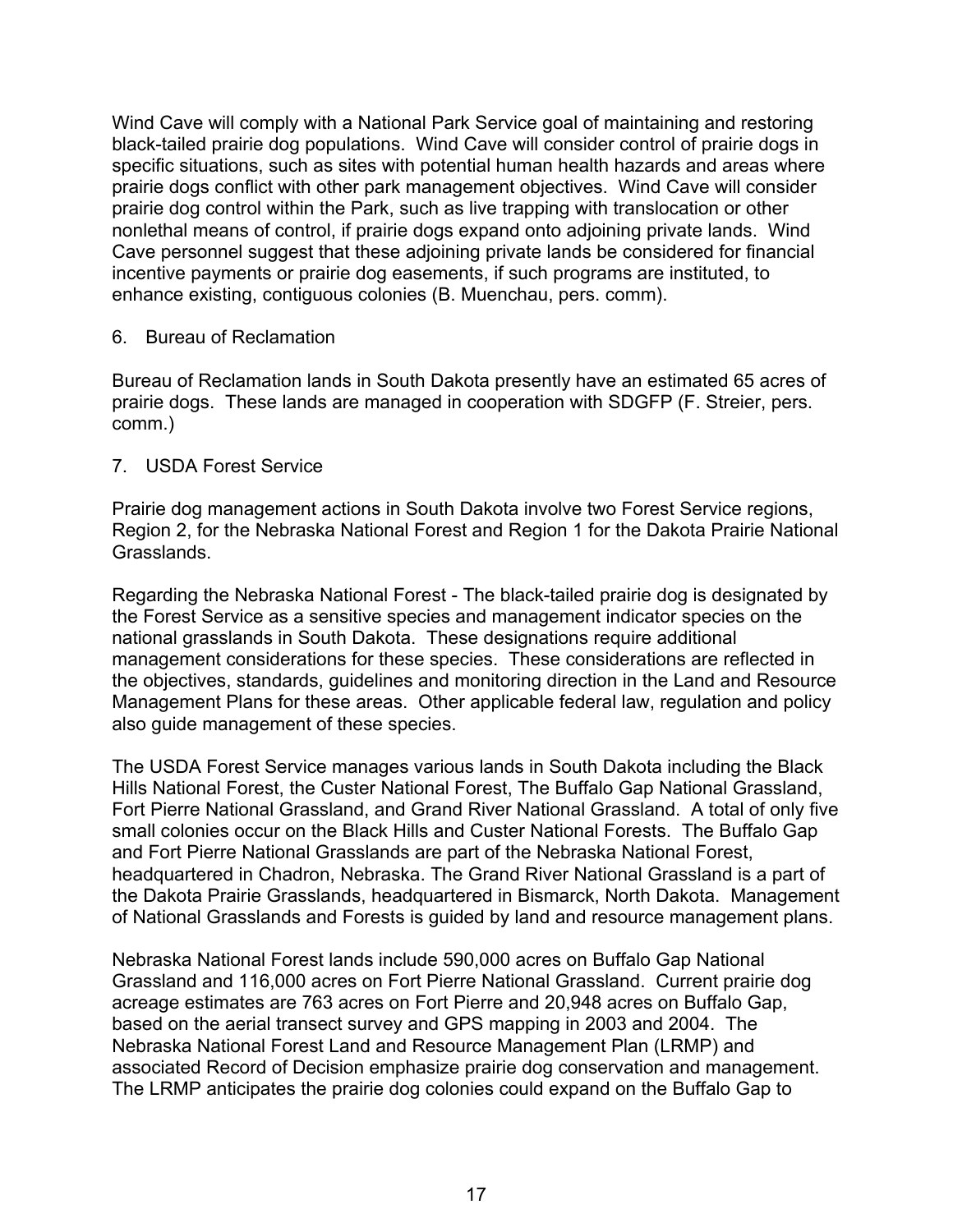Wind Cave will comply with a National Park Service goal of maintaining and restoring black-tailed prairie dog populations. Wind Cave will consider control of prairie dogs in specific situations, such as sites with potential human health hazards and areas where prairie dogs conflict with other park management objectives. Wind Cave will consider prairie dog control within the Park, such as live trapping with translocation or other nonlethal means of control, if prairie dogs expand onto adjoining private lands. Wind Cave personnel suggest that these adjoining private lands be considered for financial incentive payments or prairie dog easements, if such programs are instituted, to enhance existing, contiguous colonies (B. Muenchau, pers. comm).

6. Bureau of Reclamation

Bureau of Reclamation lands in South Dakota presently have an estimated 65 acres of prairie dogs. These lands are managed in cooperation with SDGFP (F. Streier, pers. comm.)

7. USDA Forest Service

Prairie dog management actions in South Dakota involve two Forest Service regions, Region 2, for the Nebraska National Forest and Region 1 for the Dakota Prairie National Grasslands.

Regarding the Nebraska National Forest - The black-tailed prairie dog is designated by the Forest Service as a sensitive species and management indicator species on the national grasslands in South Dakota. These designations require additional management considerations for these species. These considerations are reflected in the objectives, standards, guidelines and monitoring direction in the Land and Resource Management Plans for these areas. Other applicable federal law, regulation and policy also guide management of these species.

The USDA Forest Service manages various lands in South Dakota including the Black Hills National Forest, the Custer National Forest, The Buffalo Gap National Grassland, Fort Pierre National Grassland, and Grand River National Grassland. A total of only five small colonies occur on the Black Hills and Custer National Forests. The Buffalo Gap and Fort Pierre National Grasslands are part of the Nebraska National Forest, headquartered in Chadron, Nebraska. The Grand River National Grassland is a part of the Dakota Prairie Grasslands, headquartered in Bismarck, North Dakota. Management of National Grasslands and Forests is guided by land and resource management plans.

Nebraska National Forest lands include 590,000 acres on Buffalo Gap National Grassland and 116,000 acres on Fort Pierre National Grassland. Current prairie dog acreage estimates are 763 acres on Fort Pierre and 20,948 acres on Buffalo Gap, based on the aerial transect survey and GPS mapping in 2003 and 2004. The Nebraska National Forest Land and Resource Management Plan (LRMP) and associated Record of Decision emphasize prairie dog conservation and management. The LRMP anticipates the prairie dog colonies could expand on the Buffalo Gap to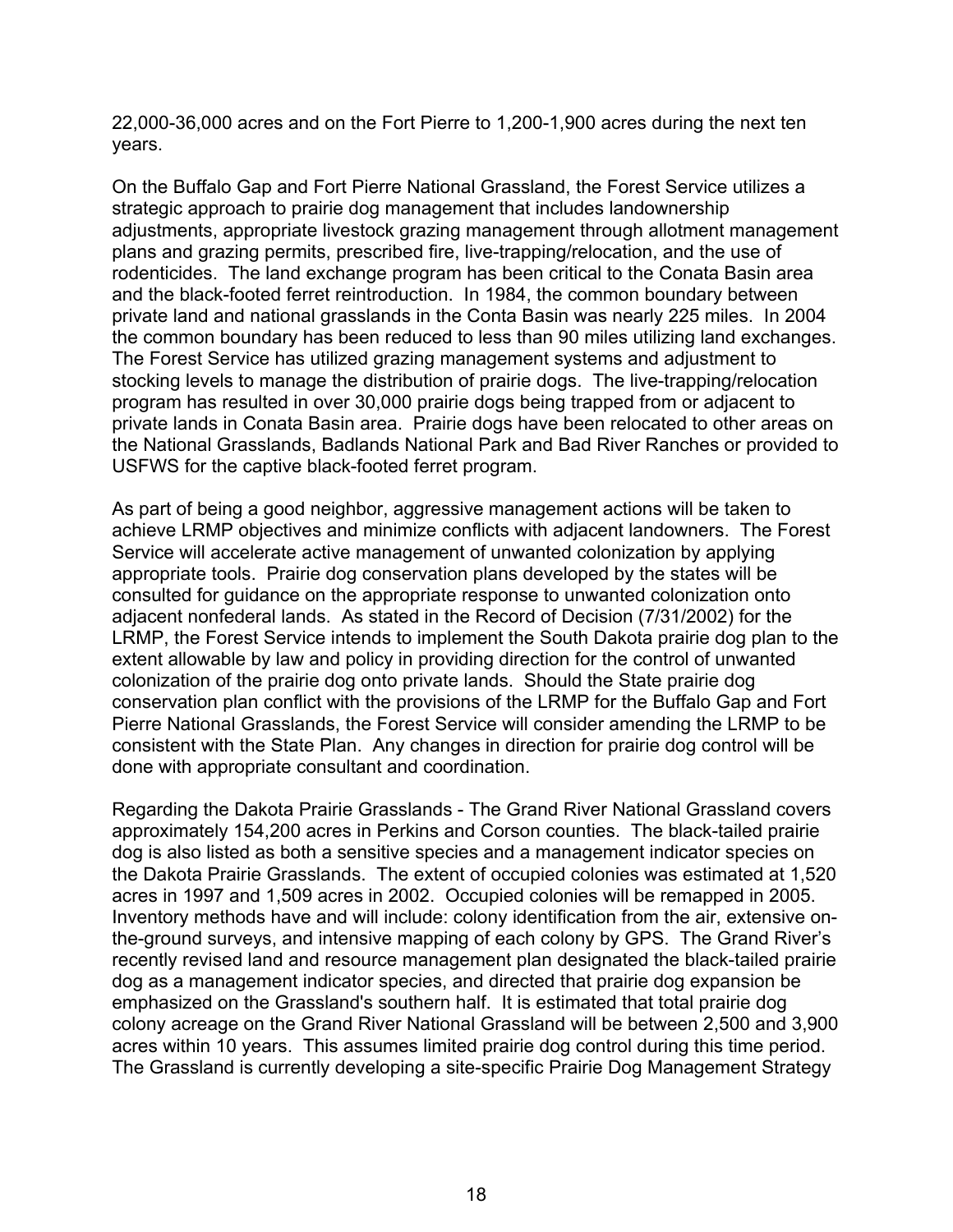22,000-36,000 acres and on the Fort Pierre to 1,200-1,900 acres during the next ten years.

On the Buffalo Gap and Fort Pierre National Grassland, the Forest Service utilizes a strategic approach to prairie dog management that includes landownership adjustments, appropriate livestock grazing management through allotment management plans and grazing permits, prescribed fire, live-trapping/relocation, and the use of rodenticides. The land exchange program has been critical to the Conata Basin area and the black-footed ferret reintroduction. In 1984, the common boundary between private land and national grasslands in the Conta Basin was nearly 225 miles. In 2004 the common boundary has been reduced to less than 90 miles utilizing land exchanges. The Forest Service has utilized grazing management systems and adjustment to stocking levels to manage the distribution of prairie dogs. The live-trapping/relocation program has resulted in over 30,000 prairie dogs being trapped from or adjacent to private lands in Conata Basin area. Prairie dogs have been relocated to other areas on the National Grasslands, Badlands National Park and Bad River Ranches or provided to USFWS for the captive black-footed ferret program.

As part of being a good neighbor, aggressive management actions will be taken to achieve LRMP objectives and minimize conflicts with adjacent landowners. The Forest Service will accelerate active management of unwanted colonization by applying appropriate tools. Prairie dog conservation plans developed by the states will be consulted for guidance on the appropriate response to unwanted colonization onto adjacent nonfederal lands. As stated in the Record of Decision (7/31/2002) for the LRMP, the Forest Service intends to implement the South Dakota prairie dog plan to the extent allowable by law and policy in providing direction for the control of unwanted colonization of the prairie dog onto private lands. Should the State prairie dog conservation plan conflict with the provisions of the LRMP for the Buffalo Gap and Fort Pierre National Grasslands, the Forest Service will consider amending the LRMP to be consistent with the State Plan. Any changes in direction for prairie dog control will be done with appropriate consultant and coordination.

Regarding the Dakota Prairie Grasslands - The Grand River National Grassland covers approximately 154,200 acres in Perkins and Corson counties. The black-tailed prairie dog is also listed as both a sensitive species and a management indicator species on the Dakota Prairie Grasslands. The extent of occupied colonies was estimated at 1,520 acres in 1997 and 1,509 acres in 2002. Occupied colonies will be remapped in 2005. Inventory methods have and will include: colony identification from the air, extensive on-the-ground surveys, and intensive mapping of each colony by GPS. The Grand River's recently revised land and resource management plan designated the black-tailed prairie dog as a management indicator species, and directed that prairie dog expansion be emphasized on the Grassland's southern half. It is estimated that total prairie dog colony acreage on the Grand River National Grassland will be between 2,500 and 3,900 acres within 10 years. This assumes limited prairie dog control during this time period. The Grassland is currently developing a site-specific Prairie Dog Management Strategy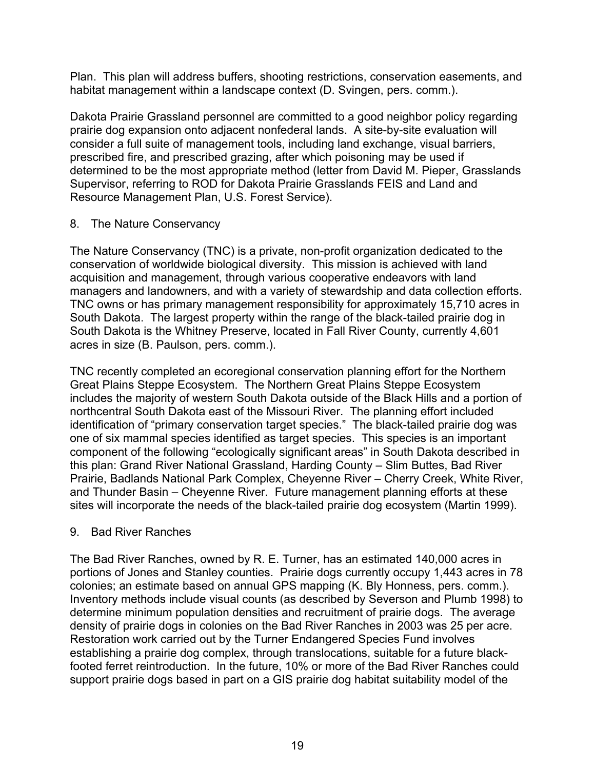Plan. This plan will address buffers, shooting restrictions, conservation easements, and habitat management within a landscape context (D. Svingen, pers. comm.).

Dakota Prairie Grassland personnel are committed to a good neighbor policy regarding prairie dog expansion onto adjacent nonfederal lands. A site-by-site evaluation will consider a full suite of management tools, including land exchange, visual barriers, prescribed fire, and prescribed grazing, after which poisoning may be used if determined to be the most appropriate method (letter from David M. Pieper, Grasslands Supervisor, referring to ROD for Dakota Prairie Grasslands FEIS and Land and Resource Management Plan, U.S. Forest Service).

8. The Nature Conservancy

The Nature Conservancy (TNC) is a private, non-profit organization dedicated to the conservation of worldwide biological diversity. This mission is achieved with land acquisition and management, through various cooperative endeavors with land managers and landowners, and with a variety of stewardship and data collection efforts. TNC owns or has primary management responsibility for approximately 15,710 acres in South Dakota. The largest property within the range of the black-tailed prairie dog in South Dakota is the Whitney Preserve, located in Fall River County, currently 4,601 acres in size (B. Paulson, pers. comm.).

TNC recently completed an ecoregional conservation planning effort for the Northern Great Plains Steppe Ecosystem. The Northern Great Plains Steppe Ecosystem includes the majority of western South Dakota outside of the Black Hills and a portion of northcentral South Dakota east of the Missouri River. The planning effort included identification of "primary conservation target species." The black-tailed prairie dog was one of six mammal species identified as target species. This species is an important component of the following "ecologically significant areas" in South Dakota described in this plan: Grand River National Grassland, Harding County – Slim Buttes, Bad River Prairie, Badlands National Park Complex, Cheyenne River – Cherry Creek, White River, and Thunder Basin – Cheyenne River. Future management planning efforts at these sites will incorporate the needs of the black-tailed prairie dog ecosystem (Martin 1999).

9. Bad River Ranches

The Bad River Ranches, owned by R. E. Turner, has an estimated 140,000 acres in portions of Jones and Stanley counties. Prairie dogs currently occupy 1,443 acres in 78 colonies; an estimate based on annual GPS mapping (K. Bly Honness, pers. comm.). Inventory methods include visual counts (as described by Severson and Plumb 1998) to determine minimum population densities and recruitment of prairie dogs. The average density of prairie dogs in colonies on the Bad River Ranches in 2003 was 25 per acre. Restoration work carried out by the Turner Endangered Species Fund involves establishing a prairie dog complex, through translocations, suitable for a future black-footed ferret reintroduction. In the future, 10% or more of the Bad River Ranches could support prairie dogs based in part on a GIS prairie dog habitat suitability model of the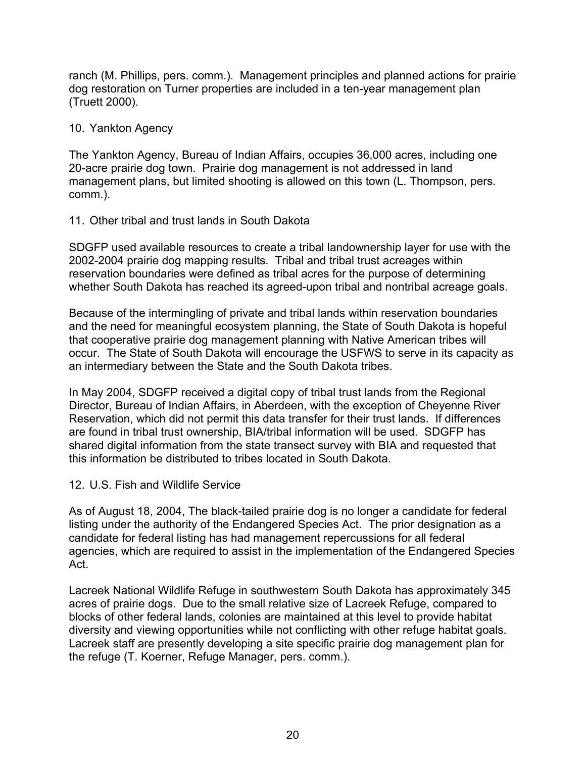ranch (M. Phillips, pers. comm.). Management principles and planned actions for prairie dog restoration on Turner properties are included in a ten-year management plan (Truett 2000).

10. Yankton Agency

The Yankton Agency, Bureau of Indian Affairs, occupies 36,000 acres, including one 20-acre prairie dog town. Prairie dog management is not addressed in land management plans, but limited shooting is allowed on this town (L. Thompson, pers. comm.).

11. Other tribal and trust lands in South Dakota

SDGFP used available resources to create a tribal landownership layer for use with the 2002-2004 prairie dog mapping results. Tribal and tribal trust acreages within reservation boundaries were defined as tribal acres for the purpose of determining whether South Dakota has reached its agreed-upon tribal and nontribal acreage goals.

Because of the intermingling of private and tribal lands within reservation boundaries and the need for meaningful ecosystem planning, the State of South Dakota is hopeful that cooperative prairie dog management planning with Native American tribes will occur. The State of South Dakota will encourage the USFWS to serve in its capacity as an intermediary between the State and the South Dakota tribes.

In May 2004, SDGFP received a digital copy of tribal trust lands from the Regional Director, Bureau of Indian Affairs, in Aberdeen, with the exception of Cheyenne River Reservation, which did not permit this data transfer for their trust lands. If differences are found in tribal trust ownership, BIA/tribal information will be used. SDGFP has shared digital information from the state transect survey with BIA and requested that this information be distributed to tribes located in South Dakota.

12. U.S. Fish and Wildlife Service

As of August 18, 2004, The black-tailed prairie dog is no longer a candidate for federal listing under the authority of the Endangered Species Act. The prior designation as a candidate for federal listing has had management repercussions for all federal agencies, which are required to assist in the implementation of the Endangered Species Act.

Lacreek National Wildlife Refuge in southwestern South Dakota has approximately 345 acres of prairie dogs. Due to the small relative size of Lacreek Refuge, compared to blocks of other federal lands, colonies are maintained at this level to provide habitat diversity and viewing opportunities while not conflicting with other refuge habitat goals. Lacreek staff are presently developing a site specific prairie dog management plan for the refuge (T. Koerner, Refuge Manager, pers. comm.).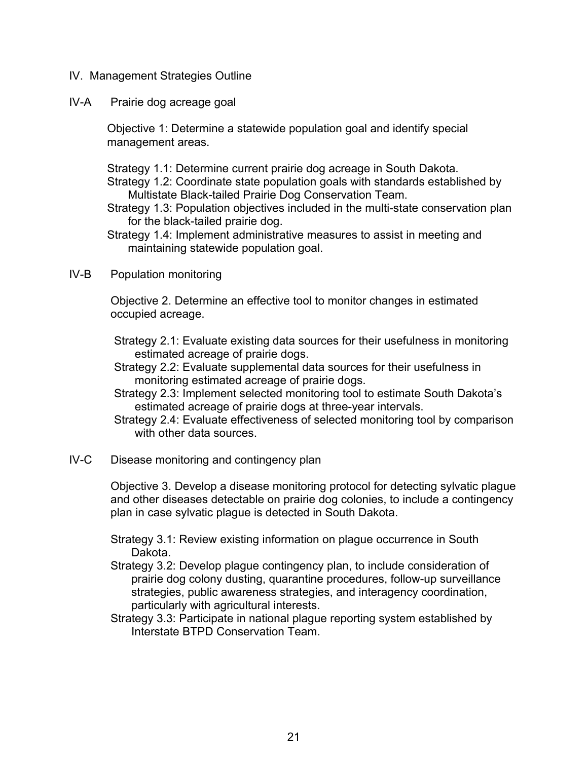## IV. Management Strategies Outline

### IV-A Prairie dog acreage goal

Objective 1: Determine a statewide population goal and identify special management areas.

Strategy 1.1: Determine current prairie dog acreage in South Dakota.  
Strategy 1.2: Coordinate state population goals with standards established by Multistate Black-tailed Prairie Dog Conservation Team.  
Strategy 1.3: Population objectives included in the multi-state conservation plan for the black-tailed prairie dog.  
Strategy 1.4: Implement administrative measures to assist in meeting and maintaining statewide population goal.

### IV-B Population monitoring

Objective 2. Determine an effective tool to monitor changes in estimated occupied acreage.

Strategy 2.1: Evaluate existing data sources for their usefulness in monitoring estimated acreage of prairie dogs.  
Strategy 2.2: Evaluate supplemental data sources for their usefulness in monitoring estimated acreage of prairie dogs.  
Strategy 2.3: Implement selected monitoring tool to estimate South Dakota's estimated acreage of prairie dogs at three-year intervals.  
Strategy 2.4: Evaluate effectiveness of selected monitoring tool by comparison with other data sources.

### IV-C Disease monitoring and contingency plan

Objective 3. Develop a disease monitoring protocol for detecting sylvatic plague and other diseases detectable on prairie dog colonies, to include a contingency plan in case sylvatic plague is detected in South Dakota.

Strategy 3.1: Review existing information on plague occurrence in South Dakota.  
Strategy 3.2: Develop plague contingency plan, to include consideration of prairie dog colony dusting, quarantine procedures, follow-up surveillance strategies, public awareness strategies, and interagency coordination, particularly with agricultural interests.  
Strategy 3.3: Participate in national plague reporting system established by Interstate BTPD Conservation Team.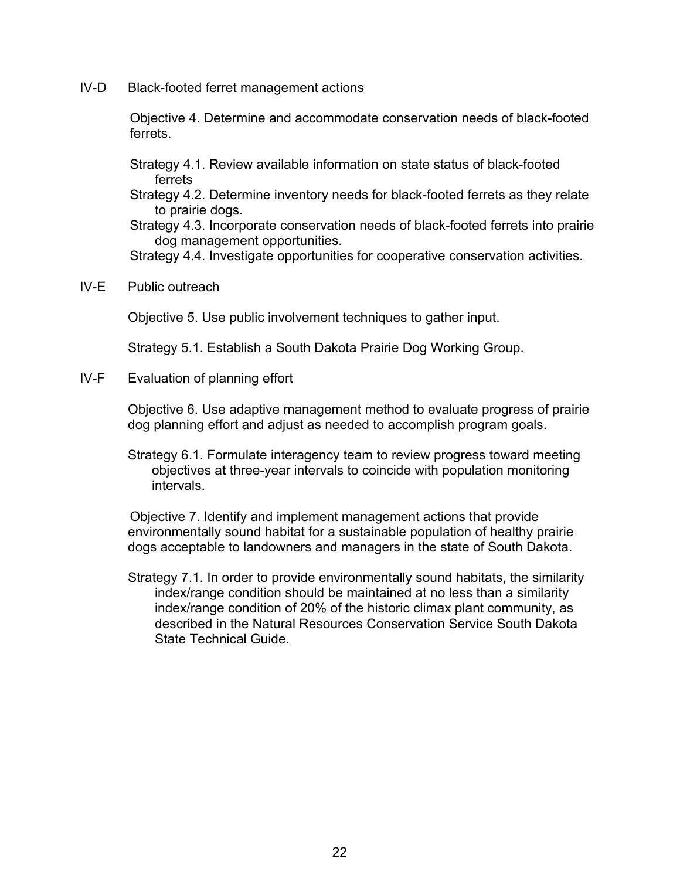## IV-D Black-footed ferret management actions

Objective 4. Determine and accommodate conservation needs of black-footed ferrets.

Strategy 4.1. Review available information on state status of black-footed ferrets
Strategy 4.2. Determine inventory needs for black-footed ferrets as they relate to prairie dogs.
Strategy 4.3. Incorporate conservation needs of black-footed ferrets into prairie dog management opportunities.
Strategy 4.4. Investigate opportunities for cooperative conservation activities.

## IV-E Public outreach

Objective 5. Use public involvement techniques to gather input.

Strategy 5.1. Establish a South Dakota Prairie Dog Working Group.

## IV-F Evaluation of planning effort

Objective 6. Use adaptive management method to evaluate progress of prairie dog planning effort and adjust as needed to accomplish program goals.

Strategy 6.1. Formulate interagency team to review progress toward meeting objectives at three-year intervals to coincide with population monitoring intervals.

Objective 7. Identify and implement management actions that provide environmentally sound habitat for a sustainable population of healthy prairie dogs acceptable to landowners and managers in the state of South Dakota.

Strategy 7.1. In order to provide environmentally sound habitats, the similarity index/range condition should be maintained at no less than a similarity index/range condition of 20% of the historic climax plant community, as described in the Natural Resources Conservation Service South Dakota State Technical Guide.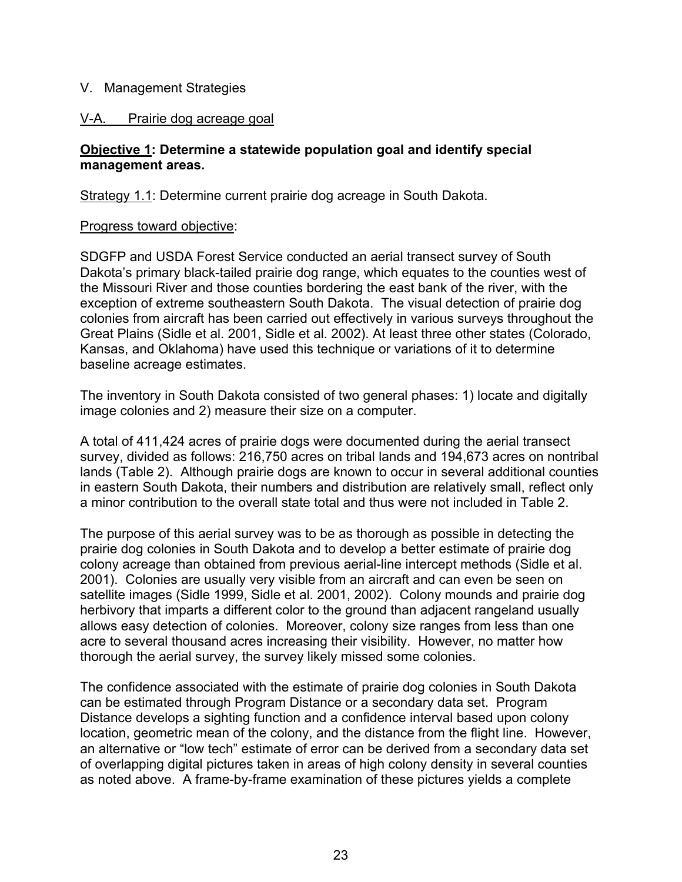## V. Management Strategies

### V-A. Prairie dog acreage goal

**Objective 1: Determine a statewide population goal and identify special management areas.**

Strategy 1.1: Determine current prairie dog acreage in South Dakota.

Progress toward objective:

SDGFP and USDA Forest Service conducted an aerial transect survey of South Dakota's primary black-tailed prairie dog range, which equates to the counties west of the Missouri River and those counties bordering the east bank of the river, with the exception of extreme southeastern South Dakota. The visual detection of prairie dog colonies from aircraft has been carried out effectively in various surveys throughout the Great Plains (Sidle et al. 2001, Sidle et al. 2002). At least three other states (Colorado, Kansas, and Oklahoma) have used this technique or variations of it to determine baseline acreage estimates.

The inventory in South Dakota consisted of two general phases: 1) locate and digitally image colonies and 2) measure their size on a computer.

A total of 411,424 acres of prairie dogs were documented during the aerial transect survey, divided as follows: 216,750 acres on tribal lands and 194,673 acres on nontribal lands (Table 2). Although prairie dogs are known to occur in several additional counties in eastern South Dakota, their numbers and distribution are relatively small, reflect only a minor contribution to the overall state total and thus were not included in Table 2.

The purpose of this aerial survey was to be as thorough as possible in detecting the prairie dog colonies in South Dakota and to develop a better estimate of prairie dog colony acreage than obtained from previous aerial-line intercept methods (Sidle et al. 2001). Colonies are usually very visible from an aircraft and can even be seen on satellite images (Sidle 1999, Sidle et al. 2001, 2002). Colony mounds and prairie dog herbivory that imparts a different color to the ground than adjacent rangeland usually allows easy detection of colonies. Moreover, colony size ranges from less than one acre to several thousand acres increasing their visibility. However, no matter how thorough the aerial survey, the survey likely missed some colonies.

The confidence associated with the estimate of prairie dog colonies in South Dakota can be estimated through Program Distance or a secondary data set. Program Distance develops a sighting function and a confidence interval based upon colony location, geometric mean of the colony, and the distance from the flight line. However, an alternative or "low tech" estimate of error can be derived from a secondary data set of overlapping digital pictures taken in areas of high colony density in several counties as noted above. A frame-by-frame examination of these pictures yields a complete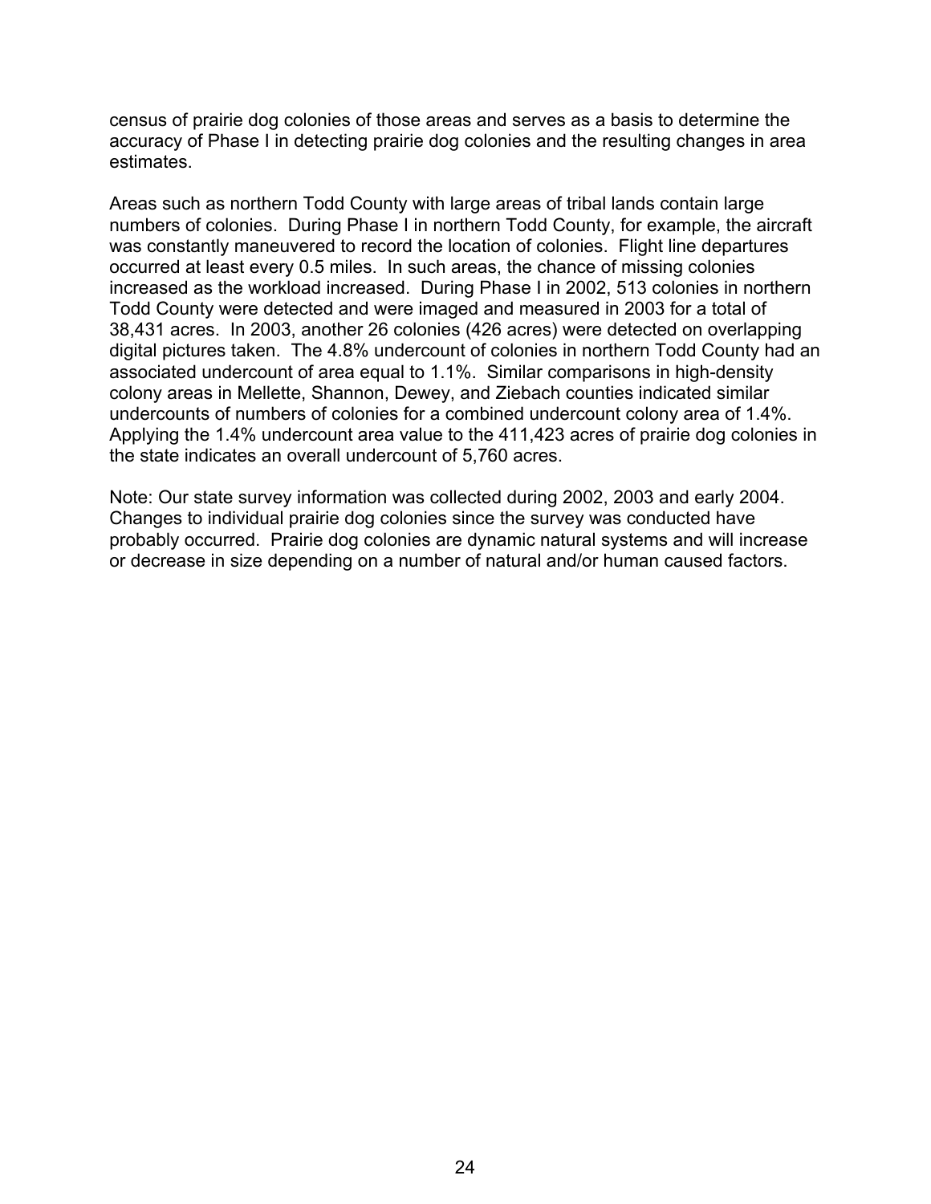census of prairie dog colonies of those areas and serves as a basis to determine the accuracy of Phase I in detecting prairie dog colonies and the resulting changes in area estimates.

Areas such as northern Todd County with large areas of tribal lands contain large numbers of colonies. During Phase I in northern Todd County, for example, the aircraft was constantly maneuvered to record the location of colonies. Flight line departures occurred at least every 0.5 miles. In such areas, the chance of missing colonies increased as the workload increased. During Phase I in 2002, 513 colonies in northern Todd County were detected and were imaged and measured in 2003 for a total of 38,431 acres. In 2003, another 26 colonies (426 acres) were detected on overlapping digital pictures taken. The 4.8% undercount of colonies in northern Todd County had an associated undercount of area equal to 1.1%. Similar comparisons in high-density colony areas in Mellette, Shannon, Dewey, and Ziebach counties indicated similar undercounts of numbers of colonies for a combined undercount colony area of 1.4%. Applying the 1.4% undercount area value to the 411,423 acres of prairie dog colonies in the state indicates an overall undercount of 5,760 acres.

Note: Our state survey information was collected during 2002, 2003 and early 2004. Changes to individual prairie dog colonies since the survey was conducted have probably occurred. Prairie dog colonies are dynamic natural systems and will increase or decrease in size depending on a number of natural and/or human caused factors.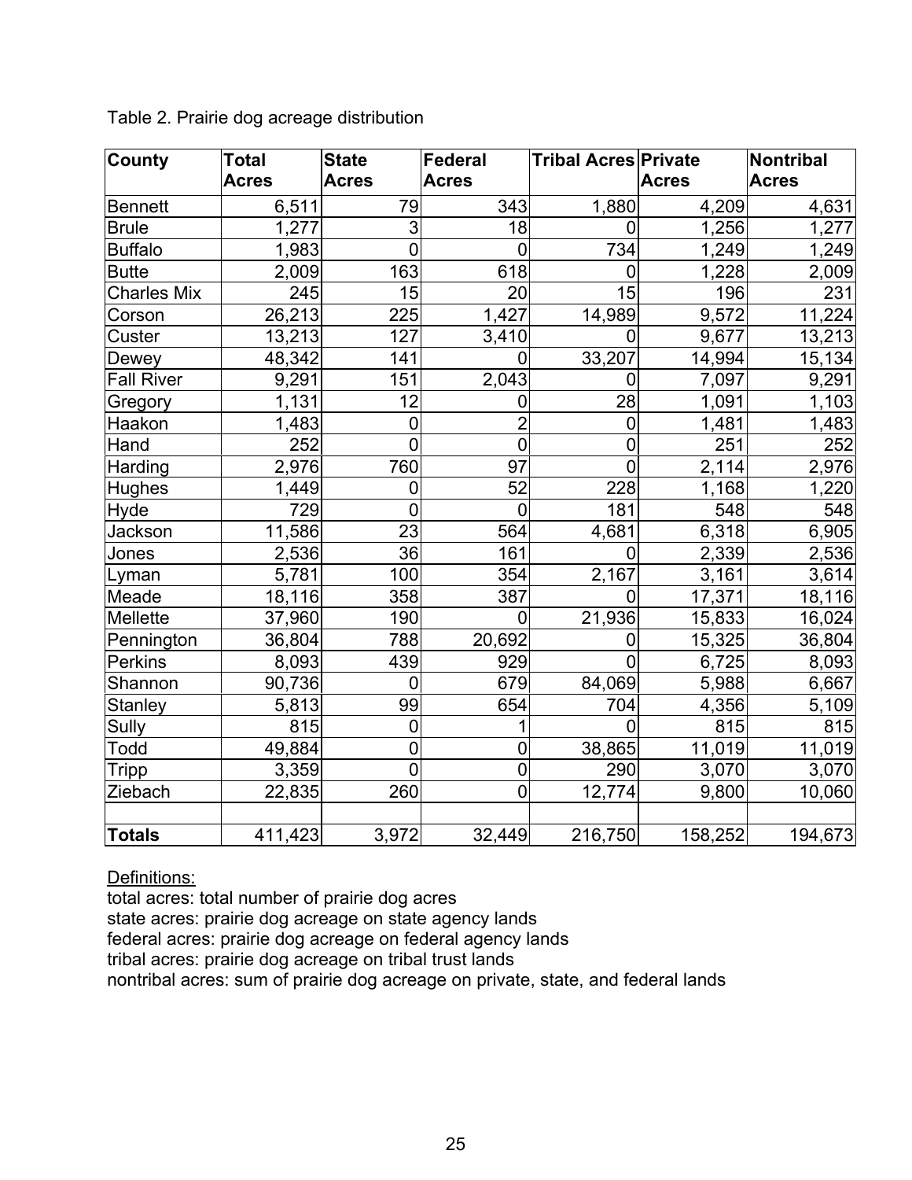Table 2. Prairie dog acreage distribution

| County | Total Acres | State Acres | Federal Acres | Tribal Acres | Private Acres | Nontribal Acres |
|---|---|---|---|---|---|---|
| Bennett | 6,511 | 79 | 343 | 1,880 | 4,209 | 4,631 |
| Brule | 1,277 | 3 | 18 | 0 | 1,256 | 1,277 |
| Buffalo | 1,983 | 0 | 0 | 734 | 1,249 | 1,249 |
| Butte | 2,009 | 163 | 618 | 0 | 1,228 | 2,009 |
| Charles Mix | 245 | 15 | 20 | 15 | 196 | 231 |
| Corson | 26,213 | 225 | 1,427 | 14,989 | 9,572 | 11,224 |
| Custer | 13,213 | 127 | 3,410 | 0 | 9,677 | 13,213 |
| Dewey | 48,342 | 141 | 0 | 33,207 | 14,994 | 15,134 |
| Fall River | 9,291 | 151 | 2,043 | 0 | 7,097 | 9,291 |
| Gregory | 1,131 | 12 | 0 | 28 | 1,091 | 1,103 |
| Haakon | 1,483 | 0 | 2 | 0 | 1,481 | 1,483 |
| Hand | 252 | 0 | 0 | 0 | 251 | 252 |
| Harding | 2,976 | 760 | 97 | 0 | 2,114 | 2,976 |
| Hughes | 1,449 | 0 | 52 | 228 | 1,168 | 1,220 |
| Hyde | 729 | 0 | 0 | 181 | 548 | 548 |
| Jackson | 11,586 | 23 | 564 | 4,681 | 6,318 | 6,905 |
| Jones | 2,536 | 36 | 161 | 0 | 2,339 | 2,536 |
| Lyman | 5,781 | 100 | 354 | 2,167 | 3,161 | 3,614 |
| Meade | 18,116 | 358 | 387 | 0 | 17,371 | 18,116 |
| Mellette | 37,960 | 190 | 0 | 21,936 | 15,833 | 16,024 |
| Pennington | 36,804 | 788 | 20,692 | 0 | 15,325 | 36,804 |
| Perkins | 8,093 | 439 | 929 | 0 | 6,725 | 8,093 |
| Shannon | 90,736 | 0 | 679 | 84,069 | 5,988 | 6,667 |
| Stanley | 5,813 | 99 | 654 | 704 | 4,356 | 5,109 |
| Sully | 815 | 0 | 1 | 0 | 815 | 815 |
| Todd | 49,884 | 0 | 0 | 38,865 | 11,019 | 11,019 |
| Tripp | 3,359 | 0 | 0 | 290 | 3,070 | 3,070 |
| Ziebach | 22,835 | 260 | 0 | 12,774 | 9,800 | 10,060 |
| | | | | | | |
| **Totals** | 411,423 | 3,972 | 32,449 | 216,750 | 158,252 | 194,673 |

Definitions:

total acres: total number of prairie dog acres
state acres: prairie dog acreage on state agency lands
federal acres: prairie dog acreage on federal agency lands
tribal acres: prairie dog acreage on tribal trust lands
nontribal acres: sum of prairie dog acreage on private, state, and federal lands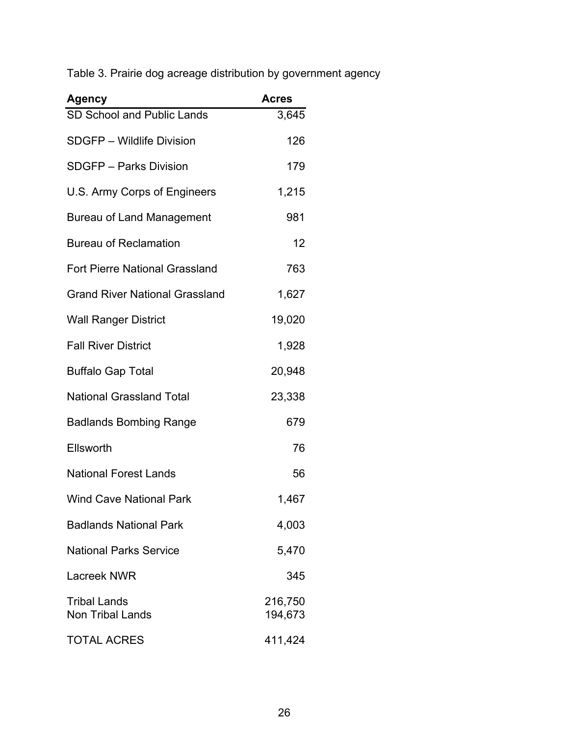Table 3. Prairie dog acreage distribution by government agency

| Agency | Acres |
| --- | --- |
| SD School and Public Lands | 3,645 |
| SDGFP – Wildlife Division | 126 |
| SDGFP – Parks Division | 179 |
| U.S. Army Corps of Engineers | 1,215 |
| Bureau of Land Management | 981 |
| Bureau of Reclamation | 12 |
| Fort Pierre National Grassland | 763 |
| Grand River National Grassland | 1,627 |
| Wall Ranger District | 19,020 |
| Fall River District | 1,928 |
| Buffalo Gap Total | 20,948 |
| National Grassland Total | 23,338 |
| Badlands Bombing Range | 679 |
| Ellsworth | 76 |
| National Forest Lands | 56 |
| Wind Cave National Park | 1,467 |
| Badlands National Park | 4,003 |
| National Parks Service | 5,470 |
| Lacreek NWR | 345 |
| Tribal Lands | 216,750 |
| Non Tribal Lands | 194,673 |
| TOTAL ACRES | 411,424 |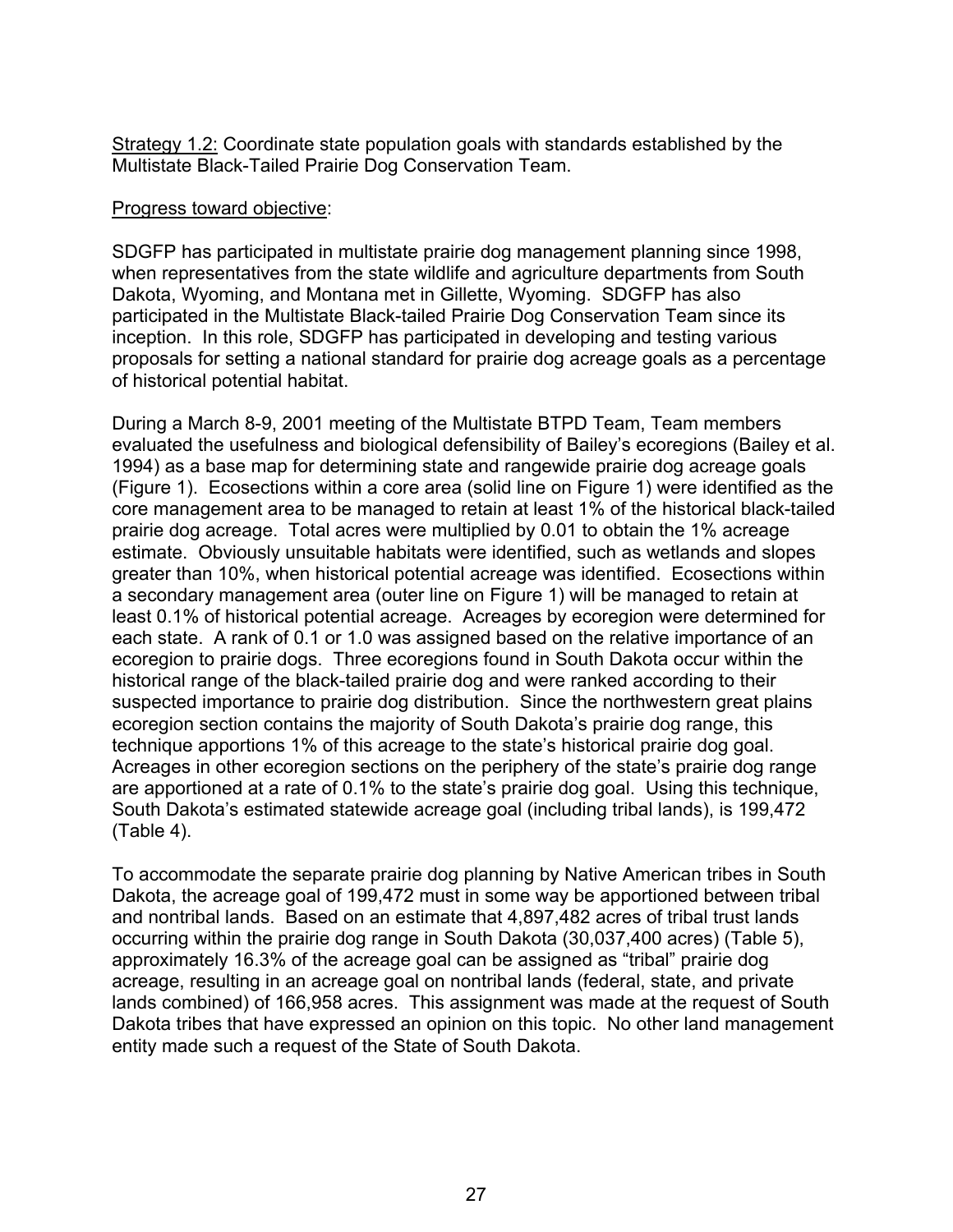<u>Strategy 1.2:</u> Coordinate state population goals with standards established by the Multistate Black-Tailed Prairie Dog Conservation Team.

<u>Progress toward objective</u>:

SDGFP has participated in multistate prairie dog management planning since 1998, when representatives from the state wildlife and agriculture departments from South Dakota, Wyoming, and Montana met in Gillette, Wyoming. SDGFP has also participated in the Multistate Black-tailed Prairie Dog Conservation Team since its inception. In this role, SDGFP has participated in developing and testing various proposals for setting a national standard for prairie dog acreage goals as a percentage of historical potential habitat.

During a March 8-9, 2001 meeting of the Multistate BTPD Team, Team members evaluated the usefulness and biological defensibility of Bailey's ecoregions (Bailey et al. 1994) as a base map for determining state and rangewide prairie dog acreage goals (Figure 1). Ecosections within a core area (solid line on Figure 1) were identified as the core management area to be managed to retain at least 1% of the historical black-tailed prairie dog acreage. Total acres were multiplied by 0.01 to obtain the 1% acreage estimate. Obviously unsuitable habitats were identified, such as wetlands and slopes greater than 10%, when historical potential acreage was identified. Ecosections within a secondary management area (outer line on Figure 1) will be managed to retain at least 0.1% of historical potential acreage. Acreages by ecoregion were determined for each state. A rank of 0.1 or 1.0 was assigned based on the relative importance of an ecoregion to prairie dogs. Three ecoregions found in South Dakota occur within the historical range of the black-tailed prairie dog and were ranked according to their suspected importance to prairie dog distribution. Since the northwestern great plains ecoregion section contains the majority of South Dakota's prairie dog range, this technique apportions 1% of this acreage to the state's historical prairie dog goal. Acreages in other ecoregion sections on the periphery of the state's prairie dog range are apportioned at a rate of 0.1% to the state's prairie dog goal. Using this technique, South Dakota's estimated statewide acreage goal (including tribal lands), is 199,472 (Table 4).

To accommodate the separate prairie dog planning by Native American tribes in South Dakota, the acreage goal of 199,472 must in some way be apportioned between tribal and nontribal lands. Based on an estimate that 4,897,482 acres of tribal trust lands occurring within the prairie dog range in South Dakota (30,037,400 acres) (Table 5), approximately 16.3% of the acreage goal can be assigned as "tribal" prairie dog acreage, resulting in an acreage goal on nontribal lands (federal, state, and private lands combined) of 166,958 acres. This assignment was made at the request of South Dakota tribes that have expressed an opinion on this topic. No other land management entity made such a request of the State of South Dakota.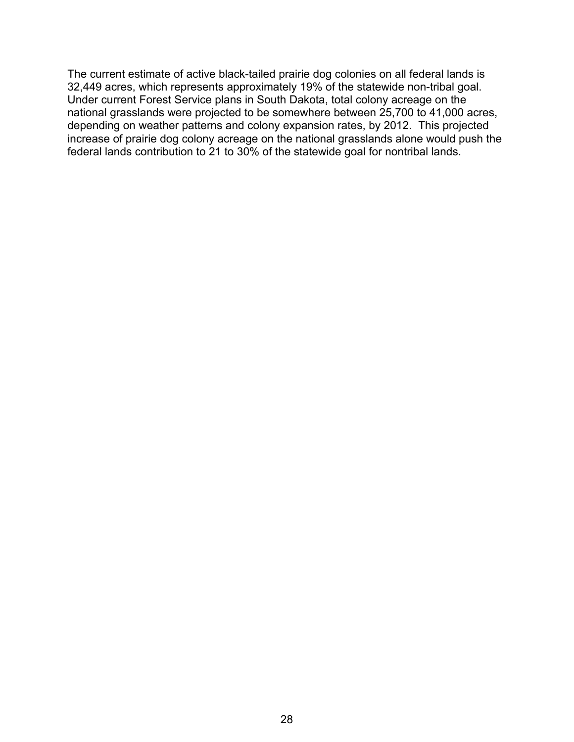The current estimate of active black-tailed prairie dog colonies on all federal lands is 32,449 acres, which represents approximately 19% of the statewide non-tribal goal. Under current Forest Service plans in South Dakota, total colony acreage on the national grasslands were projected to be somewhere between 25,700 to 41,000 acres, depending on weather patterns and colony expansion rates, by 2012. This projected increase of prairie dog colony acreage on the national grasslands alone would push the federal lands contribution to 21 to 30% of the statewide goal for nontribal lands.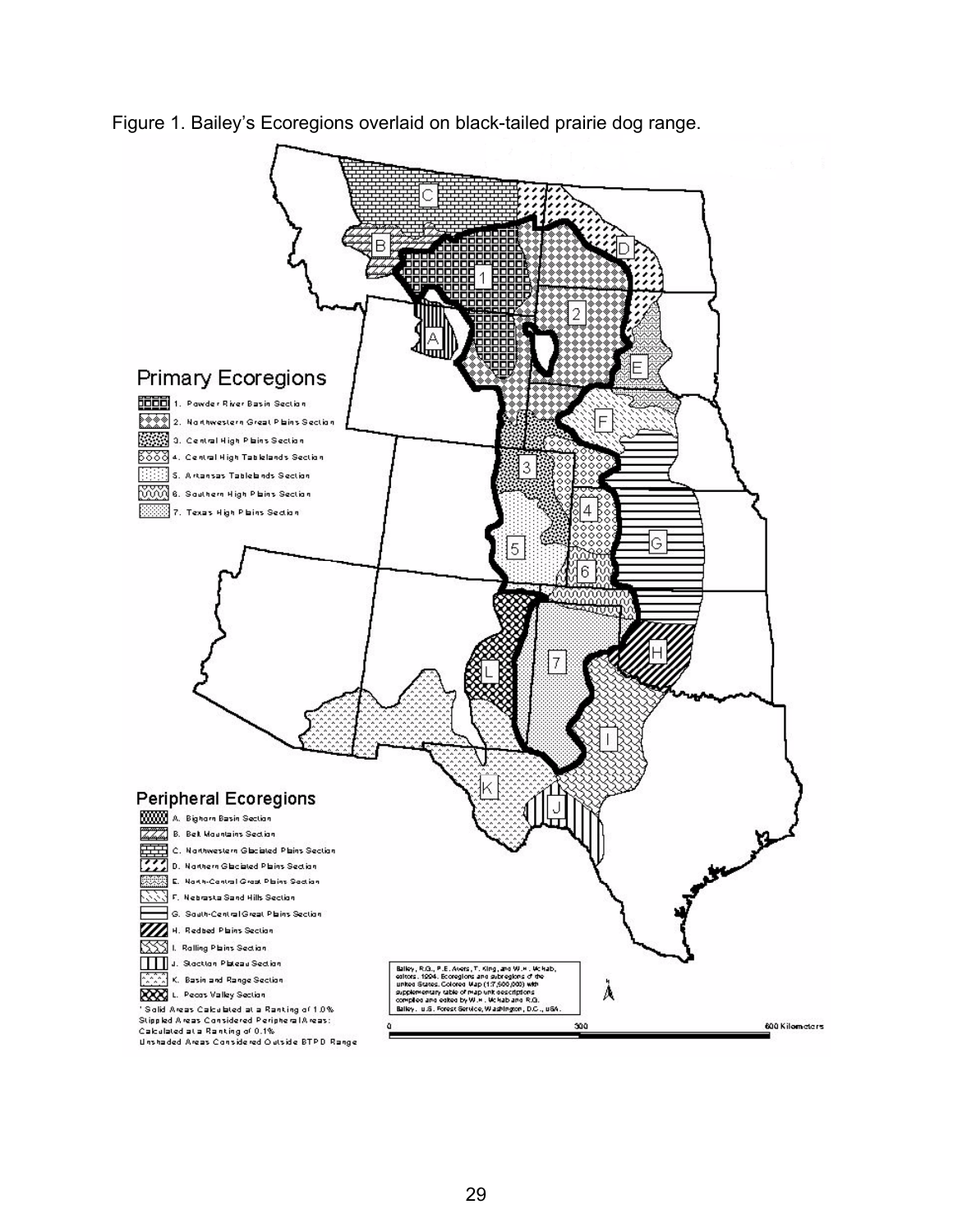Figure 1. Bailey's Ecoregions overlaid on black-tailed prairie dog range.

## Primary Ecoregions

1. Powder River Basin Section
2. Northwestern Great Plains Section
3. Central High Plains Section
4. Central High Tablelands Section
5. Arkansas Tablelands Section
6. Southern High Plains Section
7. Texas High Plains Section

## Peripheral Ecoregions

A. Bighorn Basin Section
B. Belt Mountains Section
C. Northwestern Glaciated Plains Section
D. Northern Glaciated Plains Section
E. North-Central Great Plains Section
F. Nebraska Sand Hills Section
G. South-Central Great Plains Section
H. Redbed Plains Section
I. Rolling Plains Section
J. Stockton Plateau Section
K. Basin and Range Section
L. Pecos Valley Section

' Solid Areas Calculated at a Ranking of 1.0%
Stippled Areas Considered Peripheral Areas:
Calculated at a Ranking of 0.1%
Unshaded Areas Considered Outside BTPD Range

Bailey, R.G., P.E. Avers, T. King, and W.H. McNab, editors. 1994. Ecoregions and subregions of the United States. Colored Map (1:7,500,000) with supplementary table of map unit descriptions compiled and edited by W.H. McNab and R.G. Bailey. U.S. Forest Service, Washington, D.C., USA.

0 300 600 Kilometers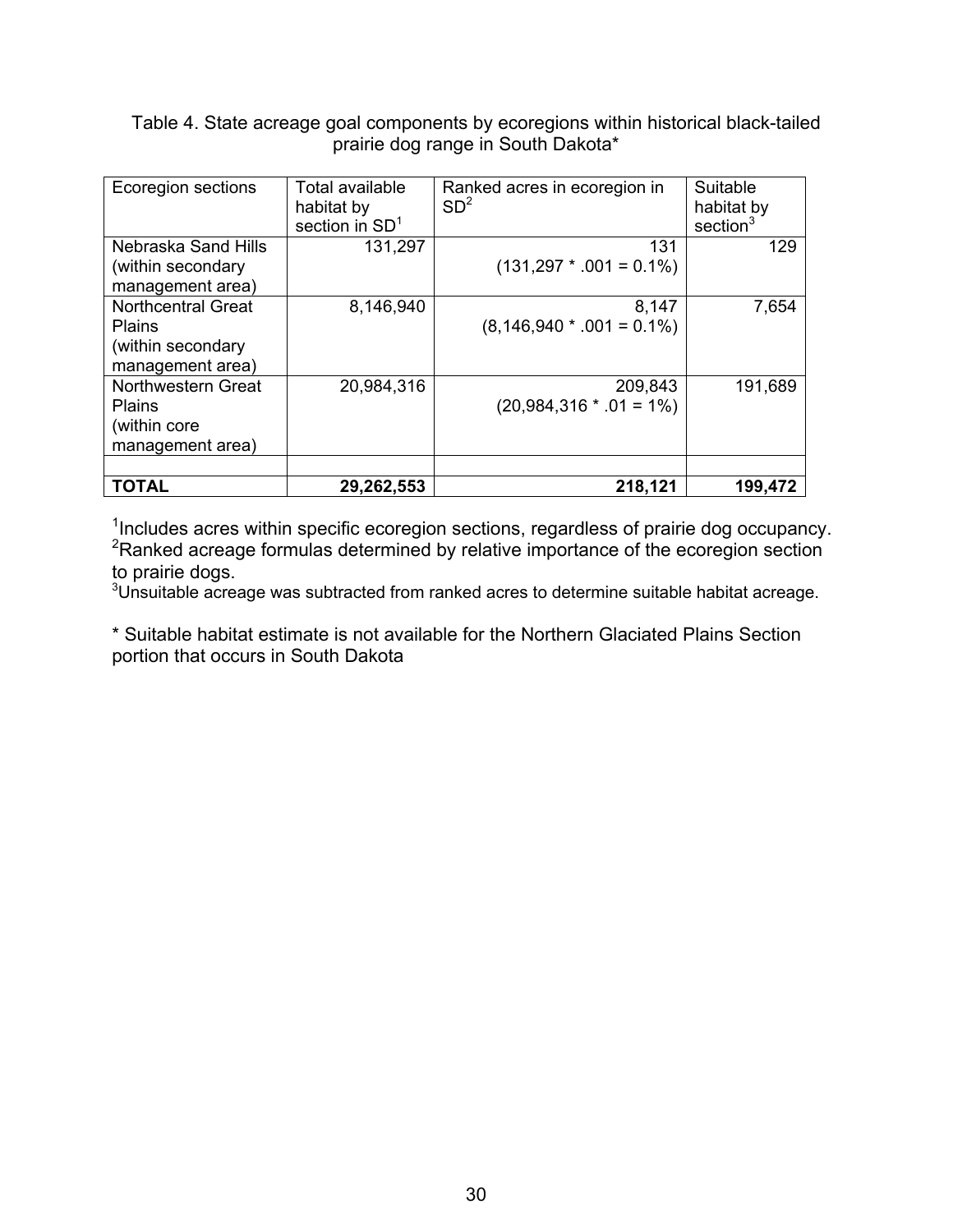Table 4. State acreage goal components by ecoregions within historical black-tailed prairie dog range in South Dakota*

| Ecoregion sections | Total available habitat by section in SD[1] | Ranked acres in ecoregion in SD[2] | Suitable habitat by section[3] |
|---|---|---|---|
| Nebraska Sand Hills (within secondary management area) | 131,297 | 131 (131,297 * .001 = 0.1%) | 129 |
| Northcentral Great Plains (within secondary management area) | 8,146,940 | 8,147 (8,146,940 * .001 = 0.1%) | 7,654 |
| Northwestern Great Plains (within core management area) | 20,984,316 | 209,843 (20,984,316 * .01 = 1%) | 191,689 |
| | | | |
| **TOTAL** | **29,262,553** | **218,121** | **199,472** |

[1]Includes acres within specific ecoregion sections, regardless of prairie dog occupancy.
[2]Ranked acreage formulas determined by relative importance of the ecoregion section to prairie dogs.
[3]Unsuitable acreage was subtracted from ranked acres to determine suitable habitat acreage.

* Suitable habitat estimate is not available for the Northern Glaciated Plains Section portion that occurs in South Dakota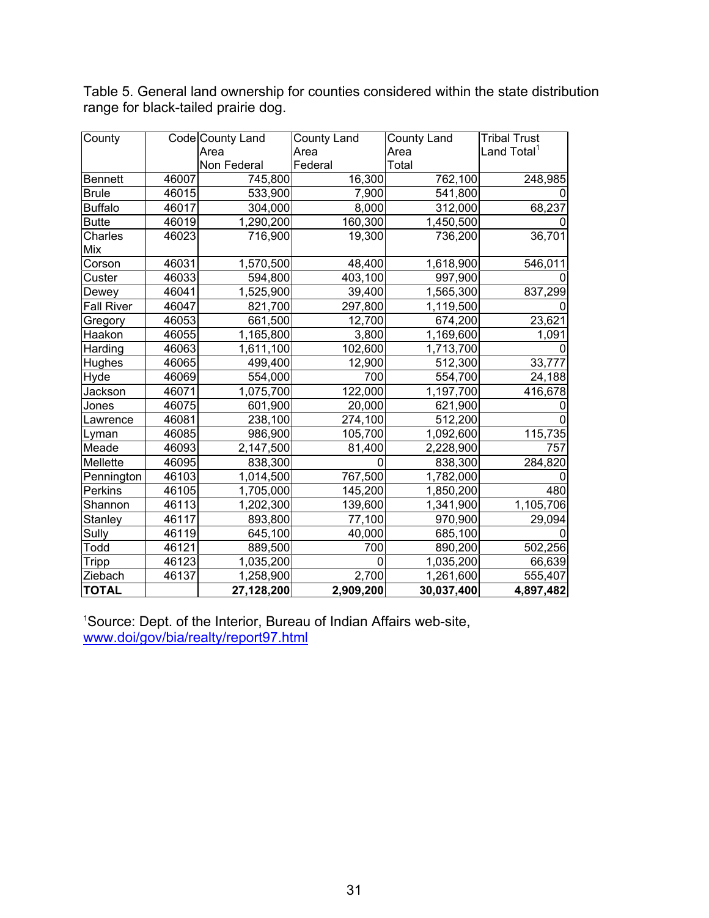Table 5. General land ownership for counties considered within the state distribution range for black-tailed prairie dog.

| County | Code | County Land Area Non Federal | County Land Area Federal | County Land Area Total | Tribal Trust Land Total[1] |
|---|---|---|---|---|---|
| Bennett | 46007 | 745,800 | 16,300 | 762,100 | 248,985 |
| Brule | 46015 | 533,900 | 7,900 | 541,800 | 0 |
| Buffalo | 46017 | 304,000 | 8,000 | 312,000 | 68,237 |
| Butte | 46019 | 1,290,200 | 160,300 | 1,450,500 | 0 |
| Charles Mix | 46023 | 716,900 | 19,300 | 736,200 | 36,701 |
| Corson | 46031 | 1,570,500 | 48,400 | 1,618,900 | 546,011 |
| Custer | 46033 | 594,800 | 403,100 | 997,900 | 0 |
| Dewey | 46041 | 1,525,900 | 39,400 | 1,565,300 | 837,299 |
| Fall River | 46047 | 821,700 | 297,800 | 1,119,500 | 0 |
| Gregory | 46053 | 661,500 | 12,700 | 674,200 | 23,621 |
| Haakon | 46055 | 1,165,800 | 3,800 | 1,169,600 | 1,091 |
| Harding | 46063 | 1,611,100 | 102,600 | 1,713,700 | 0 |
| Hughes | 46065 | 499,400 | 12,900 | 512,300 | 33,777 |
| Hyde | 46069 | 554,000 | 700 | 554,700 | 24,188 |
| Jackson | 46071 | 1,075,700 | 122,000 | 1,197,700 | 416,678 |
| Jones | 46075 | 601,900 | 20,000 | 621,900 | 0 |
| Lawrence | 46081 | 238,100 | 274,100 | 512,200 | 0 |
| Lyman | 46085 | 986,900 | 105,700 | 1,092,600 | 115,735 |
| Meade | 46093 | 2,147,500 | 81,400 | 2,228,900 | 757 |
| Mellette | 46095 | 838,300 | 0 | 838,300 | 284,820 |
| Pennington | 46103 | 1,014,500 | 767,500 | 1,782,000 | 0 |
| Perkins | 46105 | 1,705,000 | 145,200 | 1,850,200 | 480 |
| Shannon | 46113 | 1,202,300 | 139,600 | 1,341,900 | 1,105,706 |
| Stanley | 46117 | 893,800 | 77,100 | 970,900 | 29,094 |
| Sully | 46119 | 645,100 | 40,000 | 685,100 | 0 |
| Todd | 46121 | 889,500 | 700 | 890,200 | 502,256 |
| Tripp | 46123 | 1,035,200 | 0 | 1,035,200 | 66,639 |
| Ziebach | 46137 | 1,258,900 | 2,700 | 1,261,600 | 555,407 |
| **TOTAL** | | **27,128,200** | **2,909,200** | **30,037,400** | **4,897,482** |

[1]Source: Dept. of the Interior, Bureau of Indian Affairs web-site, www.doi/gov/bia/realty/report97.html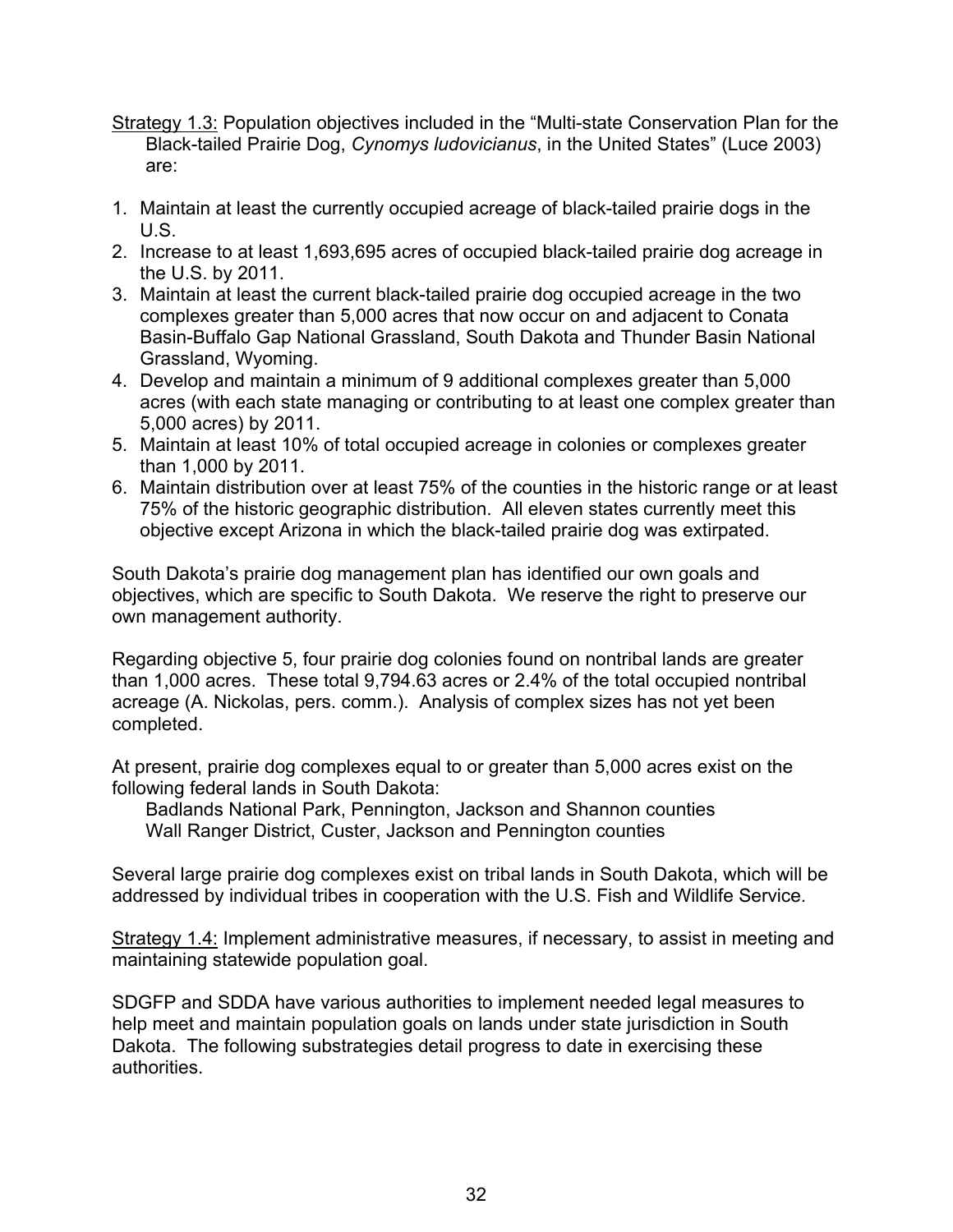<u>Strategy 1.3:</u> Population objectives included in the "Multi-state Conservation Plan for the Black-tailed Prairie Dog, *Cynomys ludovicianus*, in the United States" (Luce 2003) are:

1. Maintain at least the currently occupied acreage of black-tailed prairie dogs in the U.S.
2. Increase to at least 1,693,695 acres of occupied black-tailed prairie dog acreage in the U.S. by 2011.
3. Maintain at least the current black-tailed prairie dog occupied acreage in the two complexes greater than 5,000 acres that now occur on and adjacent to Conata Basin-Buffalo Gap National Grassland, South Dakota and Thunder Basin National Grassland, Wyoming.
4. Develop and maintain a minimum of 9 additional complexes greater than 5,000 acres (with each state managing or contributing to at least one complex greater than 5,000 acres) by 2011.
5. Maintain at least 10% of total occupied acreage in colonies or complexes greater than 1,000 by 2011.
6. Maintain distribution over at least 75% of the counties in the historic range or at least 75% of the historic geographic distribution. All eleven states currently meet this objective except Arizona in which the black-tailed prairie dog was extirpated.

South Dakota's prairie dog management plan has identified our own goals and objectives, which are specific to South Dakota. We reserve the right to preserve our own management authority.

Regarding objective 5, four prairie dog colonies found on nontribal lands are greater than 1,000 acres. These total 9,794.63 acres or 2.4% of the total occupied nontribal acreage (A. Nickolas, pers. comm.). Analysis of complex sizes has not yet been completed.

At present, prairie dog complexes equal to or greater than 5,000 acres exist on the following federal lands in South Dakota:

Badlands National Park, Pennington, Jackson and Shannon counties
Wall Ranger District, Custer, Jackson and Pennington counties

Several large prairie dog complexes exist on tribal lands in South Dakota, which will be addressed by individual tribes in cooperation with the U.S. Fish and Wildlife Service.

<u>Strategy 1.4:</u> Implement administrative measures, if necessary, to assist in meeting and maintaining statewide population goal.

SDGFP and SDDA have various authorities to implement needed legal measures to help meet and maintain population goals on lands under state jurisdiction in South Dakota. The following substrategies detail progress to date in exercising these authorities.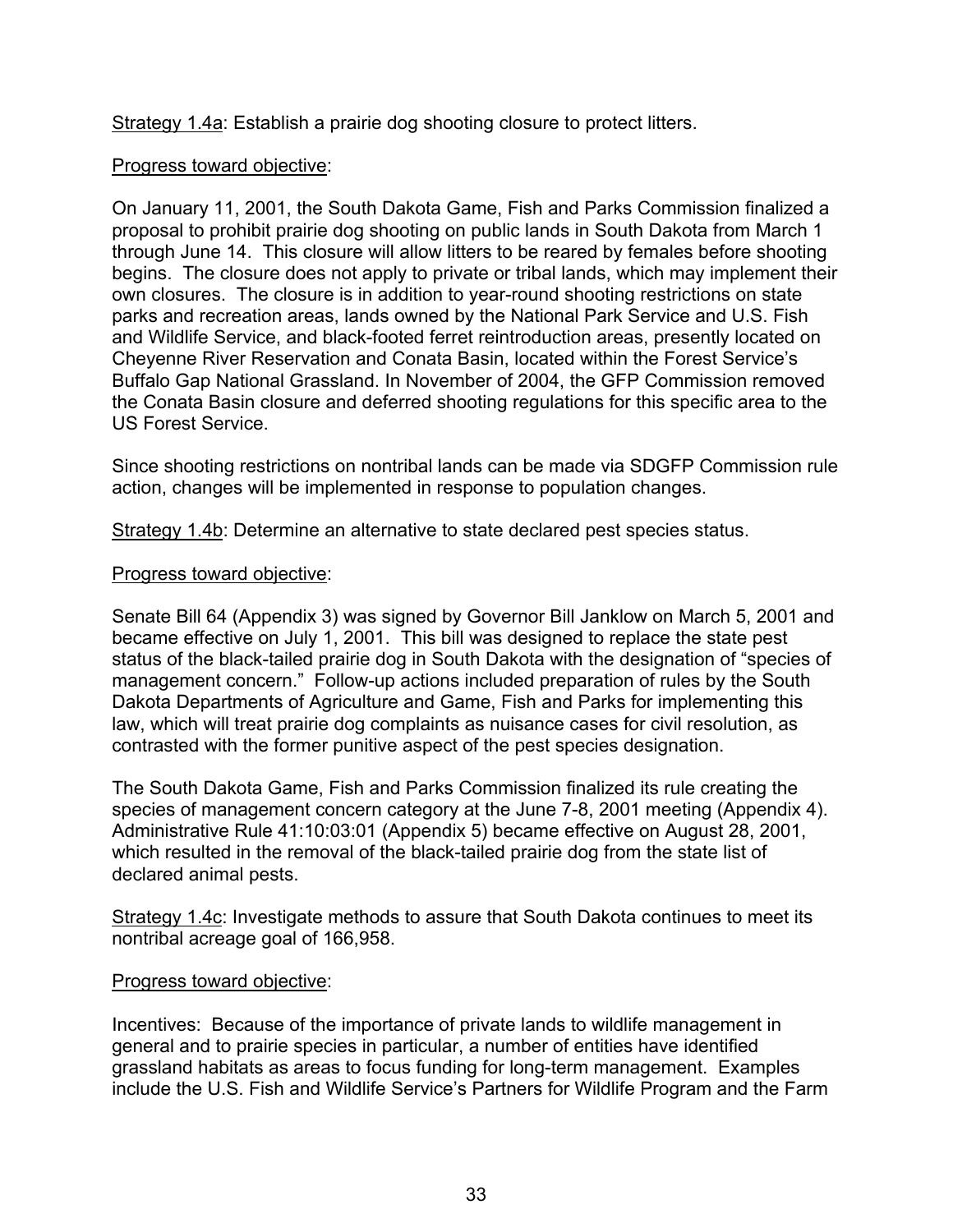Strategy 1.4a: Establish a prairie dog shooting closure to protect litters.

Progress toward objective:

On January 11, 2001, the South Dakota Game, Fish and Parks Commission finalized a proposal to prohibit prairie dog shooting on public lands in South Dakota from March 1 through June 14. This closure will allow litters to be reared by females before shooting begins. The closure does not apply to private or tribal lands, which may implement their own closures. The closure is in addition to year-round shooting restrictions on state parks and recreation areas, lands owned by the National Park Service and U.S. Fish and Wildlife Service, and black-footed ferret reintroduction areas, presently located on Cheyenne River Reservation and Conata Basin, located within the Forest Service's Buffalo Gap National Grassland. In November of 2004, the GFP Commission removed the Conata Basin closure and deferred shooting regulations for this specific area to the US Forest Service.

Since shooting restrictions on nontribal lands can be made via SDGFP Commission rule action, changes will be implemented in response to population changes.

Strategy 1.4b: Determine an alternative to state declared pest species status.

Progress toward objective:

Senate Bill 64 (Appendix 3) was signed by Governor Bill Janklow on March 5, 2001 and became effective on July 1, 2001. This bill was designed to replace the state pest status of the black-tailed prairie dog in South Dakota with the designation of "species of management concern." Follow-up actions included preparation of rules by the South Dakota Departments of Agriculture and Game, Fish and Parks for implementing this law, which will treat prairie dog complaints as nuisance cases for civil resolution, as contrasted with the former punitive aspect of the pest species designation.

The South Dakota Game, Fish and Parks Commission finalized its rule creating the species of management concern category at the June 7-8, 2001 meeting (Appendix 4). Administrative Rule 41:10:03:01 (Appendix 5) became effective on August 28, 2001, which resulted in the removal of the black-tailed prairie dog from the state list of declared animal pests.

Strategy 1.4c: Investigate methods to assure that South Dakota continues to meet its nontribal acreage goal of 166,958.

Progress toward objective:

Incentives: Because of the importance of private lands to wildlife management in general and to prairie species in particular, a number of entities have identified grassland habitats as areas to focus funding for long-term management. Examples include the U.S. Fish and Wildlife Service's Partners for Wildlife Program and the Farm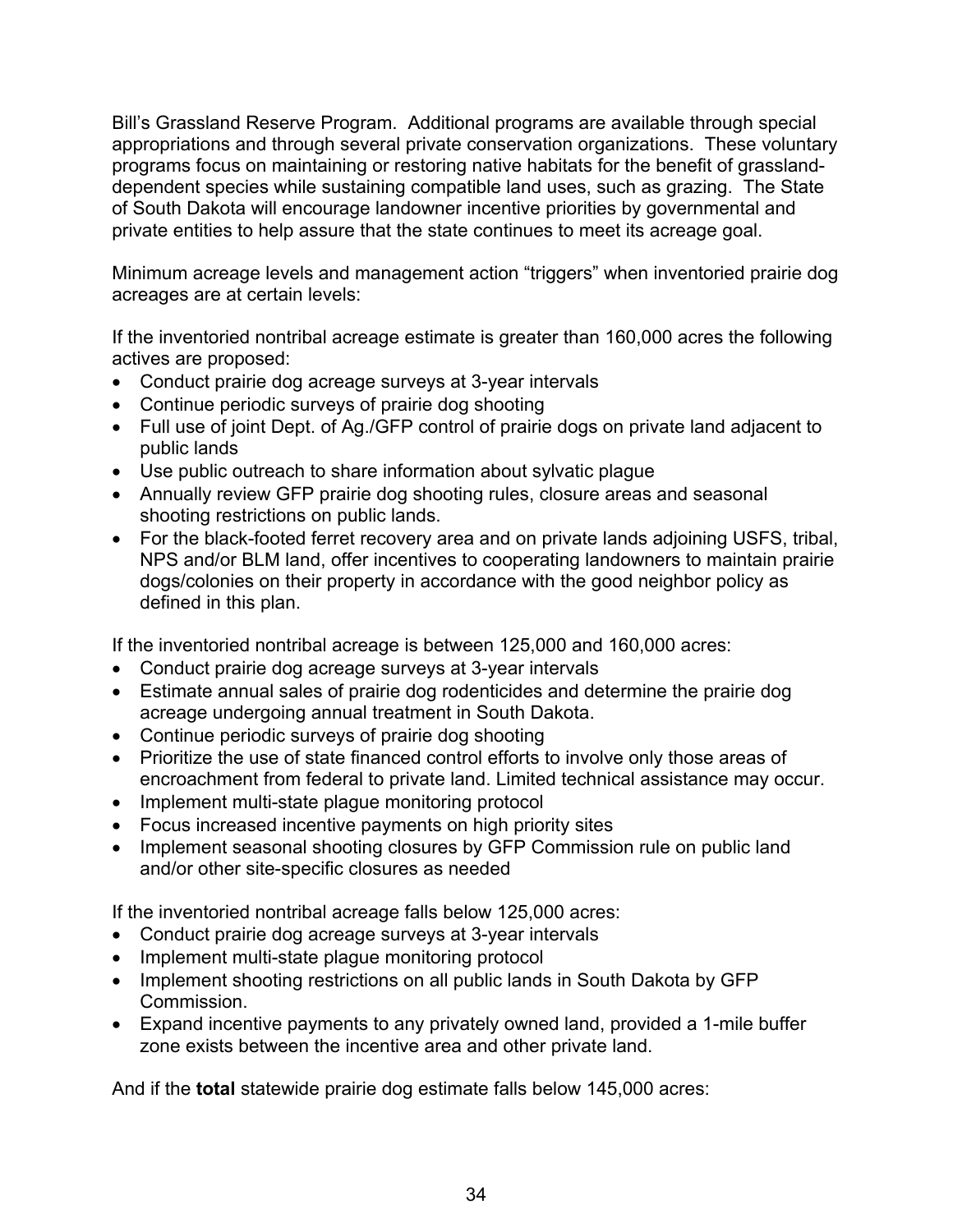Bill's Grassland Reserve Program. Additional programs are available through special appropriations and through several private conservation organizations. These voluntary programs focus on maintaining or restoring native habitats for the benefit of grassland-dependent species while sustaining compatible land uses, such as grazing. The State of South Dakota will encourage landowner incentive priorities by governmental and private entities to help assure that the state continues to meet its acreage goal.

Minimum acreage levels and management action "triggers" when inventoried prairie dog acreages are at certain levels:

If the inventoried nontribal acreage estimate is greater than 160,000 acres the following actives are proposed:

- Conduct prairie dog acreage surveys at 3-year intervals
- Continue periodic surveys of prairie dog shooting
- Full use of joint Dept. of Ag./GFP control of prairie dogs on private land adjacent to public lands
- Use public outreach to share information about sylvatic plague
- Annually review GFP prairie dog shooting rules, closure areas and seasonal shooting restrictions on public lands.
- For the black-footed ferret recovery area and on private lands adjoining USFS, tribal, NPS and/or BLM land, offer incentives to cooperating landowners to maintain prairie dogs/colonies on their property in accordance with the good neighbor policy as defined in this plan.

If the inventoried nontribal acreage is between 125,000 and 160,000 acres:

- Conduct prairie dog acreage surveys at 3-year intervals
- Estimate annual sales of prairie dog rodenticides and determine the prairie dog acreage undergoing annual treatment in South Dakota.
- Continue periodic surveys of prairie dog shooting
- Prioritize the use of state financed control efforts to involve only those areas of encroachment from federal to private land. Limited technical assistance may occur.
- Implement multi-state plague monitoring protocol
- Focus increased incentive payments on high priority sites
- Implement seasonal shooting closures by GFP Commission rule on public land and/or other site-specific closures as needed

If the inventoried nontribal acreage falls below 125,000 acres:

- Conduct prairie dog acreage surveys at 3-year intervals
- Implement multi-state plague monitoring protocol
- Implement shooting restrictions on all public lands in South Dakota by GFP Commission.
- Expand incentive payments to any privately owned land, provided a 1-mile buffer zone exists between the incentive area and other private land.

And if the **total** statewide prairie dog estimate falls below 145,000 acres: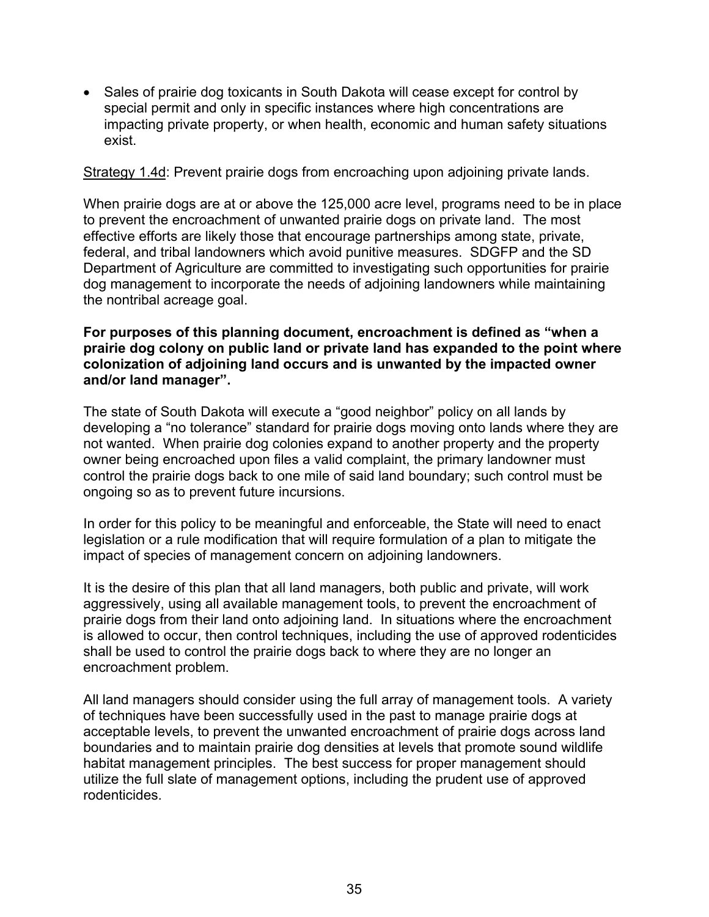- Sales of prairie dog toxicants in South Dakota will cease except for control by special permit and only in specific instances where high concentrations are impacting private property, or when health, economic and human safety situations exist.

<u>Strategy 1.4d</u>: Prevent prairie dogs from encroaching upon adjoining private lands.

When prairie dogs are at or above the 125,000 acre level, programs need to be in place to prevent the encroachment of unwanted prairie dogs on private land. The most effective efforts are likely those that encourage partnerships among state, private, federal, and tribal landowners which avoid punitive measures. SDGFP and the SD Department of Agriculture are committed to investigating such opportunities for prairie dog management to incorporate the needs of adjoining landowners while maintaining the nontribal acreage goal.

**For purposes of this planning document, encroachment is defined as "when a prairie dog colony on public land or private land has expanded to the point where colonization of adjoining land occurs and is unwanted by the impacted owner and/or land manager".**

The state of South Dakota will execute a "good neighbor" policy on all lands by developing a "no tolerance" standard for prairie dogs moving onto lands where they are not wanted. When prairie dog colonies expand to another property and the property owner being encroached upon files a valid complaint, the primary landowner must control the prairie dogs back to one mile of said land boundary; such control must be ongoing so as to prevent future incursions.

In order for this policy to be meaningful and enforceable, the State will need to enact legislation or a rule modification that will require formulation of a plan to mitigate the impact of species of management concern on adjoining landowners.

It is the desire of this plan that all land managers, both public and private, will work aggressively, using all available management tools, to prevent the encroachment of prairie dogs from their land onto adjoining land. In situations where the encroachment is allowed to occur, then control techniques, including the use of approved rodenticides shall be used to control the prairie dogs back to where they are no longer an encroachment problem.

All land managers should consider using the full array of management tools. A variety of techniques have been successfully used in the past to manage prairie dogs at acceptable levels, to prevent the unwanted encroachment of prairie dogs across land boundaries and to maintain prairie dog densities at levels that promote sound wildlife habitat management principles. The best success for proper management should utilize the full slate of management options, including the prudent use of approved rodenticides.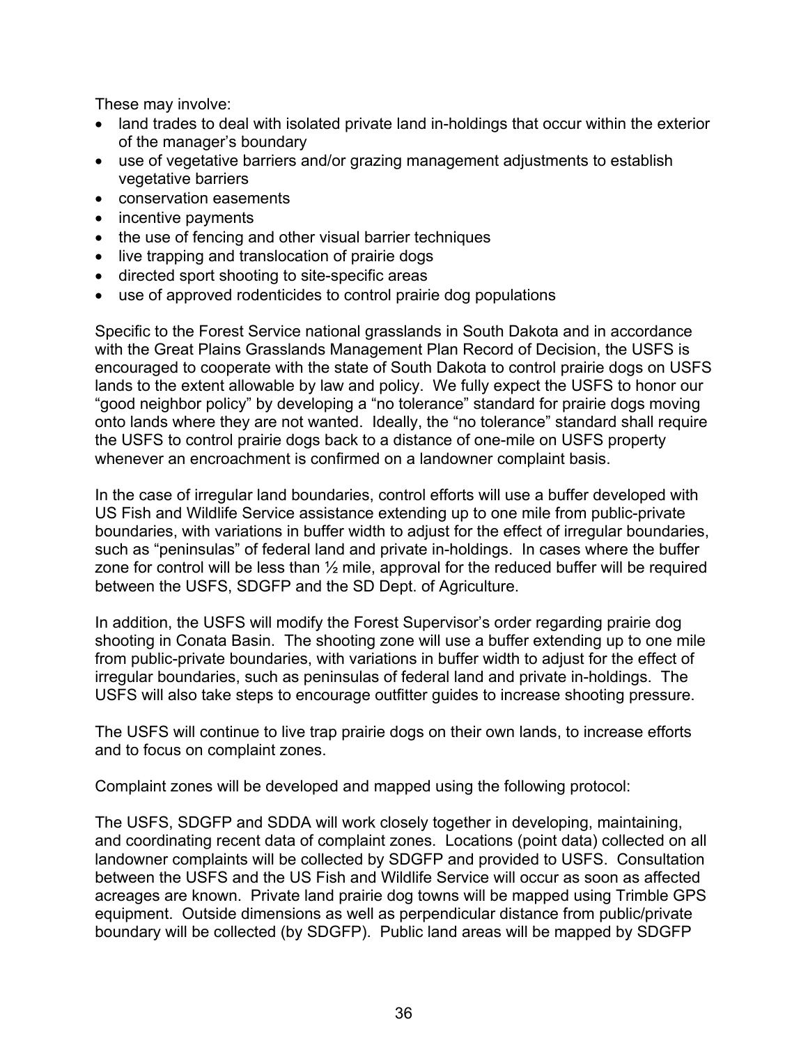These may involve:

- land trades to deal with isolated private land in-holdings that occur within the exterior of the manager's boundary
- use of vegetative barriers and/or grazing management adjustments to establish vegetative barriers
- conservation easements
- incentive payments
- the use of fencing and other visual barrier techniques
- live trapping and translocation of prairie dogs
- directed sport shooting to site-specific areas
- use of approved rodenticides to control prairie dog populations

Specific to the Forest Service national grasslands in South Dakota and in accordance with the Great Plains Grasslands Management Plan Record of Decision, the USFS is encouraged to cooperate with the state of South Dakota to control prairie dogs on USFS lands to the extent allowable by law and policy. We fully expect the USFS to honor our "good neighbor policy" by developing a "no tolerance" standard for prairie dogs moving onto lands where they are not wanted. Ideally, the "no tolerance" standard shall require the USFS to control prairie dogs back to a distance of one-mile on USFS property whenever an encroachment is confirmed on a landowner complaint basis.

In the case of irregular land boundaries, control efforts will use a buffer developed with US Fish and Wildlife Service assistance extending up to one mile from public-private boundaries, with variations in buffer width to adjust for the effect of irregular boundaries, such as "peninsulas" of federal land and private in-holdings. In cases where the buffer zone for control will be less than ½ mile, approval for the reduced buffer will be required between the USFS, SDGFP and the SD Dept. of Agriculture.

In addition, the USFS will modify the Forest Supervisor's order regarding prairie dog shooting in Conata Basin. The shooting zone will use a buffer extending up to one mile from public-private boundaries, with variations in buffer width to adjust for the effect of irregular boundaries, such as peninsulas of federal land and private in-holdings. The USFS will also take steps to encourage outfitter guides to increase shooting pressure.

The USFS will continue to live trap prairie dogs on their own lands, to increase efforts and to focus on complaint zones.

Complaint zones will be developed and mapped using the following protocol:

The USFS, SDGFP and SDDA will work closely together in developing, maintaining, and coordinating recent data of complaint zones. Locations (point data) collected on all landowner complaints will be collected by SDGFP and provided to USFS. Consultation between the USFS and the US Fish and Wildlife Service will occur as soon as affected acreages are known. Private land prairie dog towns will be mapped using Trimble GPS equipment. Outside dimensions as well as perpendicular distance from public/private boundary will be collected (by SDGFP). Public land areas will be mapped by SDGFP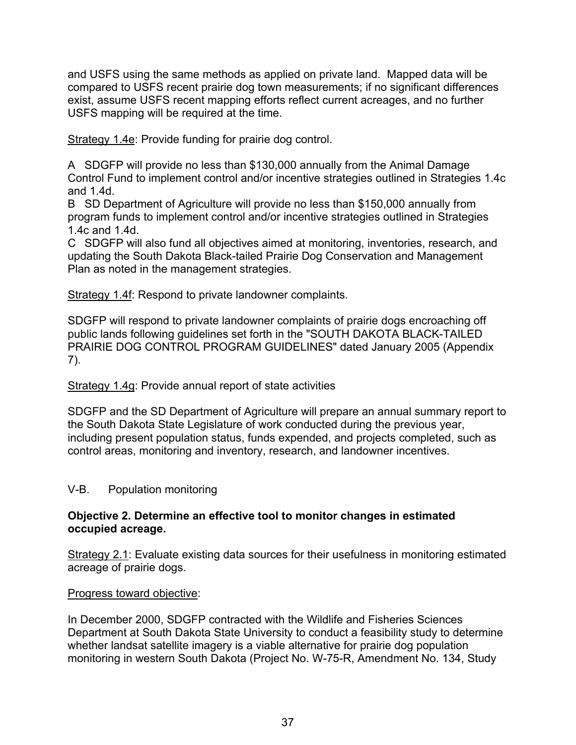and USFS using the same methods as applied on private land. Mapped data will be compared to USFS recent prairie dog town measurements; if no significant differences exist, assume USFS recent mapping efforts reflect current acreages, and no further USFS mapping will be required at the time.

<u>Strategy 1.4e</u>: Provide funding for prairie dog control.

A SDGFP will provide no less than $130,000 annually from the Animal Damage Control Fund to implement control and/or incentive strategies outlined in Strategies 1.4c and 1.4d.
B SD Department of Agriculture will provide no less than $150,000 annually from program funds to implement control and/or incentive strategies outlined in Strategies 1.4c and 1.4d.
C SDGFP will also fund all objectives aimed at monitoring, inventories, research, and updating the South Dakota Black-tailed Prairie Dog Conservation and Management Plan as noted in the management strategies.

<u>Strategy 1.4f</u>: Respond to private landowner complaints.

SDGFP will respond to private landowner complaints of prairie dogs encroaching off public lands following guidelines set forth in the "SOUTH DAKOTA BLACK-TAILED PRAIRIE DOG CONTROL PROGRAM GUIDELINES" dated January 2005 (Appendix 7).

<u>Strategy 1.4g</u>: Provide annual report of state activities

SDGFP and the SD Department of Agriculture will prepare an annual summary report to the South Dakota State Legislature of work conducted during the previous year, including present population status, funds expended, and projects completed, such as control areas, monitoring and inventory, research, and landowner incentives.

## V-B. Population monitoring

**Objective 2. Determine an effective tool to monitor changes in estimated occupied acreage.**

<u>Strategy 2.1</u>: Evaluate existing data sources for their usefulness in monitoring estimated acreage of prairie dogs.

<u>Progress toward objective</u>:

In December 2000, SDGFP contracted with the Wildlife and Fisheries Sciences Department at South Dakota State University to conduct a feasibility study to determine whether landsat satellite imagery is a viable alternative for prairie dog population monitoring in western South Dakota (Project No. W-75-R, Amendment No. 134, Study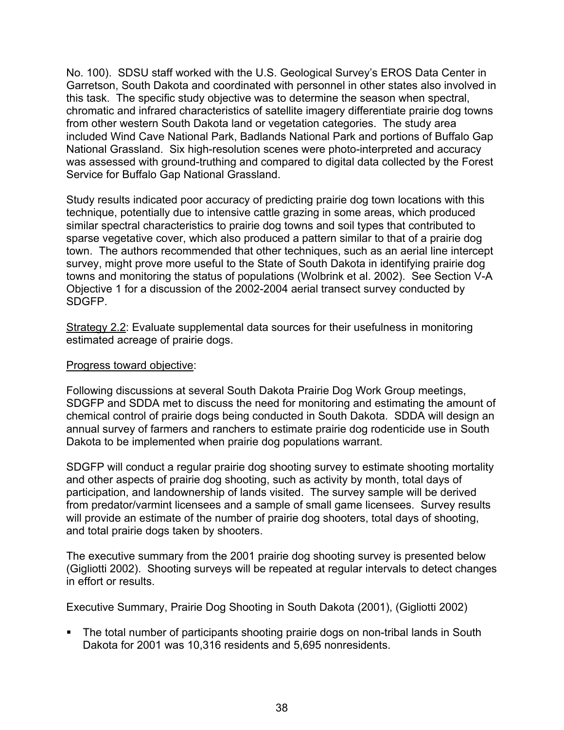No. 100). SDSU staff worked with the U.S. Geological Survey's EROS Data Center in Garretson, South Dakota and coordinated with personnel in other states also involved in this task. The specific study objective was to determine the season when spectral, chromatic and infrared characteristics of satellite imagery differentiate prairie dog towns from other western South Dakota land or vegetation categories. The study area included Wind Cave National Park, Badlands National Park and portions of Buffalo Gap National Grassland. Six high-resolution scenes were photo-interpreted and accuracy was assessed with ground-truthing and compared to digital data collected by the Forest Service for Buffalo Gap National Grassland.

Study results indicated poor accuracy of predicting prairie dog town locations with this technique, potentially due to intensive cattle grazing in some areas, which produced similar spectral characteristics to prairie dog towns and soil types that contributed to sparse vegetative cover, which also produced a pattern similar to that of a prairie dog town. The authors recommended that other techniques, such as an aerial line intercept survey, might prove more useful to the State of South Dakota in identifying prairie dog towns and monitoring the status of populations (Wolbrink et al. 2002). See Section V-A Objective 1 for a discussion of the 2002-2004 aerial transect survey conducted by SDGFP.

Strategy 2.2: Evaluate supplemental data sources for their usefulness in monitoring estimated acreage of prairie dogs.

Progress toward objective:

Following discussions at several South Dakota Prairie Dog Work Group meetings, SDGFP and SDDA met to discuss the need for monitoring and estimating the amount of chemical control of prairie dogs being conducted in South Dakota. SDDA will design an annual survey of farmers and ranchers to estimate prairie dog rodenticide use in South Dakota to be implemented when prairie dog populations warrant.

SDGFP will conduct a regular prairie dog shooting survey to estimate shooting mortality and other aspects of prairie dog shooting, such as activity by month, total days of participation, and landownership of lands visited. The survey sample will be derived from predator/varmint licensees and a sample of small game licensees. Survey results will provide an estimate of the number of prairie dog shooters, total days of shooting, and total prairie dogs taken by shooters.

The executive summary from the 2001 prairie dog shooting survey is presented below (Gigliotti 2002). Shooting surveys will be repeated at regular intervals to detect changes in effort or results.

Executive Summary, Prairie Dog Shooting in South Dakota (2001), (Gigliotti 2002)

- The total number of participants shooting prairie dogs on non-tribal lands in South Dakota for 2001 was 10,316 residents and 5,695 nonresidents.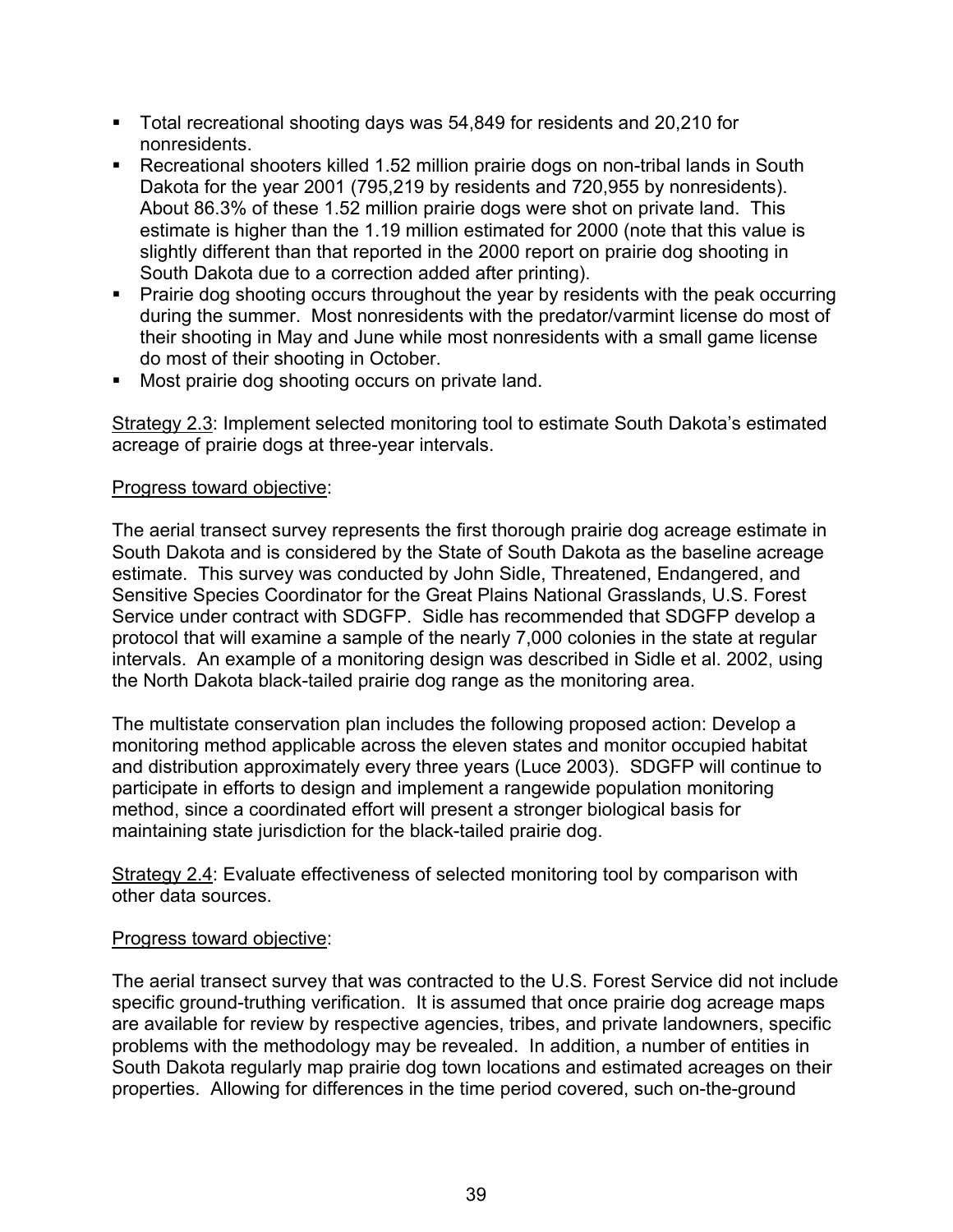- Total recreational shooting days was 54,849 for residents and 20,210 for nonresidents.
- Recreational shooters killed 1.52 million prairie dogs on non-tribal lands in South Dakota for the year 2001 (795,219 by residents and 720,955 by nonresidents). About 86.3% of these 1.52 million prairie dogs were shot on private land. This estimate is higher than the 1.19 million estimated for 2000 (note that this value is slightly different than that reported in the 2000 report on prairie dog shooting in South Dakota due to a correction added after printing).
- Prairie dog shooting occurs throughout the year by residents with the peak occurring during the summer. Most nonresidents with the predator/varmint license do most of their shooting in May and June while most nonresidents with a small game license do most of their shooting in October.
- Most prairie dog shooting occurs on private land.

<u>Strategy 2.3</u>: Implement selected monitoring tool to estimate South Dakota's estimated acreage of prairie dogs at three-year intervals.

<u>Progress toward objective</u>:

The aerial transect survey represents the first thorough prairie dog acreage estimate in South Dakota and is considered by the State of South Dakota as the baseline acreage estimate. This survey was conducted by John Sidle, Threatened, Endangered, and Sensitive Species Coordinator for the Great Plains National Grasslands, U.S. Forest Service under contract with SDGFP. Sidle has recommended that SDGFP develop a protocol that will examine a sample of the nearly 7,000 colonies in the state at regular intervals. An example of a monitoring design was described in Sidle et al. 2002, using the North Dakota black-tailed prairie dog range as the monitoring area.

The multistate conservation plan includes the following proposed action: Develop a monitoring method applicable across the eleven states and monitor occupied habitat and distribution approximately every three years (Luce 2003). SDGFP will continue to participate in efforts to design and implement a rangewide population monitoring method, since a coordinated effort will present a stronger biological basis for maintaining state jurisdiction for the black-tailed prairie dog.

<u>Strategy 2.4</u>: Evaluate effectiveness of selected monitoring tool by comparison with other data sources.

<u>Progress toward objective</u>:

The aerial transect survey that was contracted to the U.S. Forest Service did not include specific ground-truthing verification. It is assumed that once prairie dog acreage maps are available for review by respective agencies, tribes, and private landowners, specific problems with the methodology may be revealed. In addition, a number of entities in South Dakota regularly map prairie dog town locations and estimated acreages on their properties. Allowing for differences in the time period covered, such on-the-ground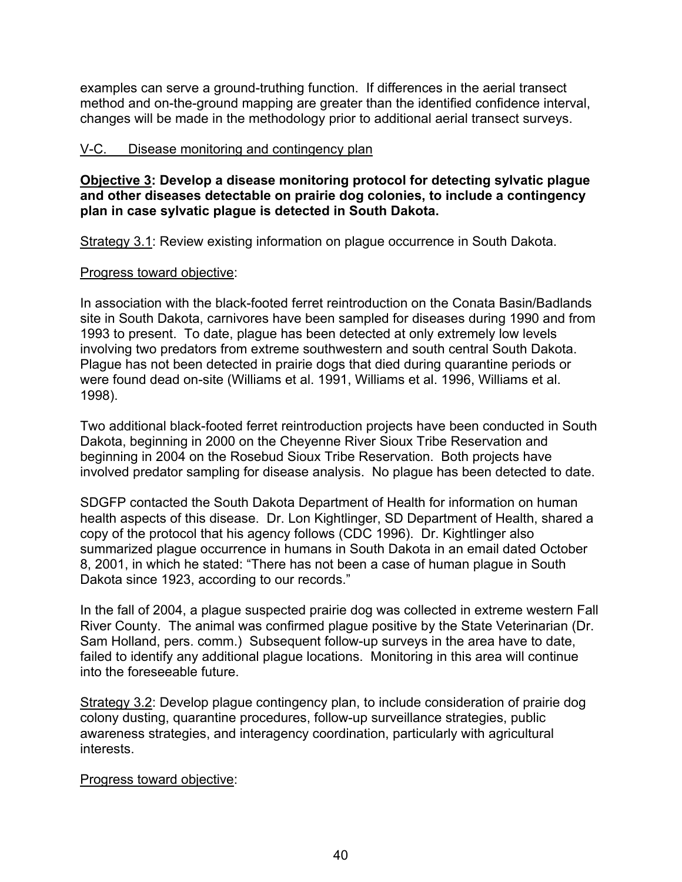examples can serve a ground-truthing function. If differences in the aerial transect method and on-the-ground mapping are greater than the identified confidence interval, changes will be made in the methodology prior to additional aerial transect surveys.

V-C. Disease monitoring and contingency plan

**Objective 3: Develop a disease monitoring protocol for detecting sylvatic plague and other diseases detectable on prairie dog colonies, to include a contingency plan in case sylvatic plague is detected in South Dakota.**

Strategy 3.1: Review existing information on plague occurrence in South Dakota.

Progress toward objective:

In association with the black-footed ferret reintroduction on the Conata Basin/Badlands site in South Dakota, carnivores have been sampled for diseases during 1990 and from 1993 to present. To date, plague has been detected at only extremely low levels involving two predators from extreme southwestern and south central South Dakota. Plague has not been detected in prairie dogs that died during quarantine periods or were found dead on-site (Williams et al. 1991, Williams et al. 1996, Williams et al. 1998).

Two additional black-footed ferret reintroduction projects have been conducted in South Dakota, beginning in 2000 on the Cheyenne River Sioux Tribe Reservation and beginning in 2004 on the Rosebud Sioux Tribe Reservation. Both projects have involved predator sampling for disease analysis. No plague has been detected to date.

SDGFP contacted the South Dakota Department of Health for information on human health aspects of this disease. Dr. Lon Kightlinger, SD Department of Health, shared a copy of the protocol that his agency follows (CDC 1996). Dr. Kightlinger also summarized plague occurrence in humans in South Dakota in an email dated October 8, 2001, in which he stated: "There has not been a case of human plague in South Dakota since 1923, according to our records."

In the fall of 2004, a plague suspected prairie dog was collected in extreme western Fall River County. The animal was confirmed plague positive by the State Veterinarian (Dr. Sam Holland, pers. comm.) Subsequent follow-up surveys in the area have to date, failed to identify any additional plague locations. Monitoring in this area will continue into the foreseeable future.

Strategy 3.2: Develop plague contingency plan, to include consideration of prairie dog colony dusting, quarantine procedures, follow-up surveillance strategies, public awareness strategies, and interagency coordination, particularly with agricultural interests.

Progress toward objective: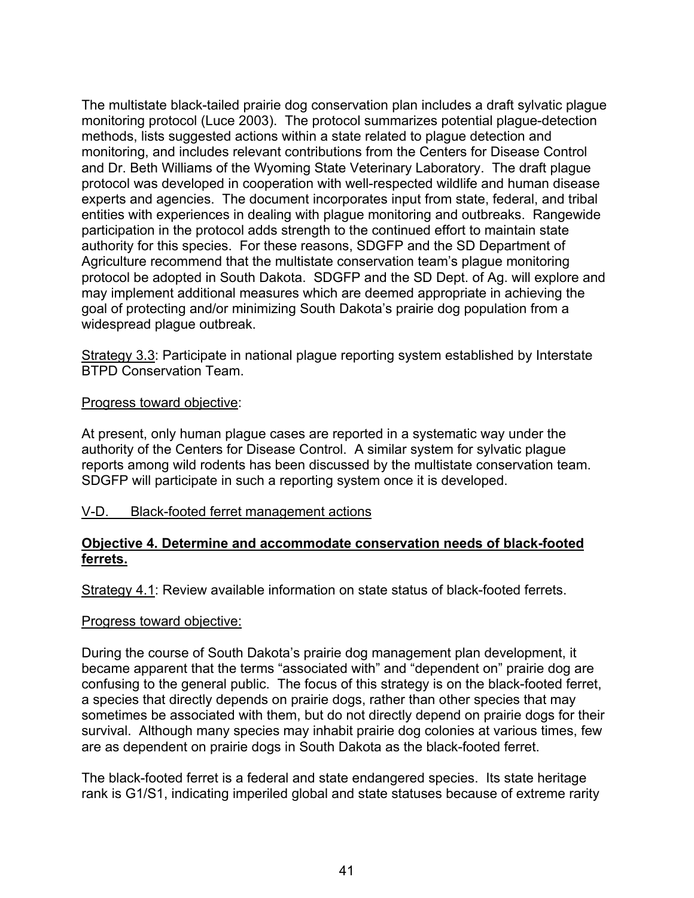The multistate black-tailed prairie dog conservation plan includes a draft sylvatic plague monitoring protocol (Luce 2003). The protocol summarizes potential plague-detection methods, lists suggested actions within a state related to plague detection and monitoring, and includes relevant contributions from the Centers for Disease Control and Dr. Beth Williams of the Wyoming State Veterinary Laboratory. The draft plague protocol was developed in cooperation with well-respected wildlife and human disease experts and agencies. The document incorporates input from state, federal, and tribal entities with experiences in dealing with plague monitoring and outbreaks. Rangewide participation in the protocol adds strength to the continued effort to maintain state authority for this species. For these reasons, SDGFP and the SD Department of Agriculture recommend that the multistate conservation team's plague monitoring protocol be adopted in South Dakota. SDGFP and the SD Dept. of Ag. will explore and may implement additional measures which are deemed appropriate in achieving the goal of protecting and/or minimizing South Dakota's prairie dog population from a widespread plague outbreak.

<u>Strategy 3.3</u>: Participate in national plague reporting system established by Interstate BTPD Conservation Team.

<u>Progress toward objective</u>:

At present, only human plague cases are reported in a systematic way under the authority of the Centers for Disease Control. A similar system for sylvatic plague reports among wild rodents has been discussed by the multistate conservation team. SDGFP will participate in such a reporting system once it is developed.

<u>V-D. Black-footed ferret management actions</u>

**<u>Objective 4. Determine and accommodate conservation needs of black-footed ferrets.</u>**

<u>Strategy 4.1</u>: Review available information on state status of black-footed ferrets.

<u>Progress toward objective:</u>

During the course of South Dakota's prairie dog management plan development, it became apparent that the terms "associated with" and "dependent on" prairie dog are confusing to the general public. The focus of this strategy is on the black-footed ferret, a species that directly depends on prairie dogs, rather than other species that may sometimes be associated with them, but do not directly depend on prairie dogs for their survival. Although many species may inhabit prairie dog colonies at various times, few are as dependent on prairie dogs in South Dakota as the black-footed ferret.

The black-footed ferret is a federal and state endangered species. Its state heritage rank is G1/S1, indicating imperiled global and state statuses because of extreme rarity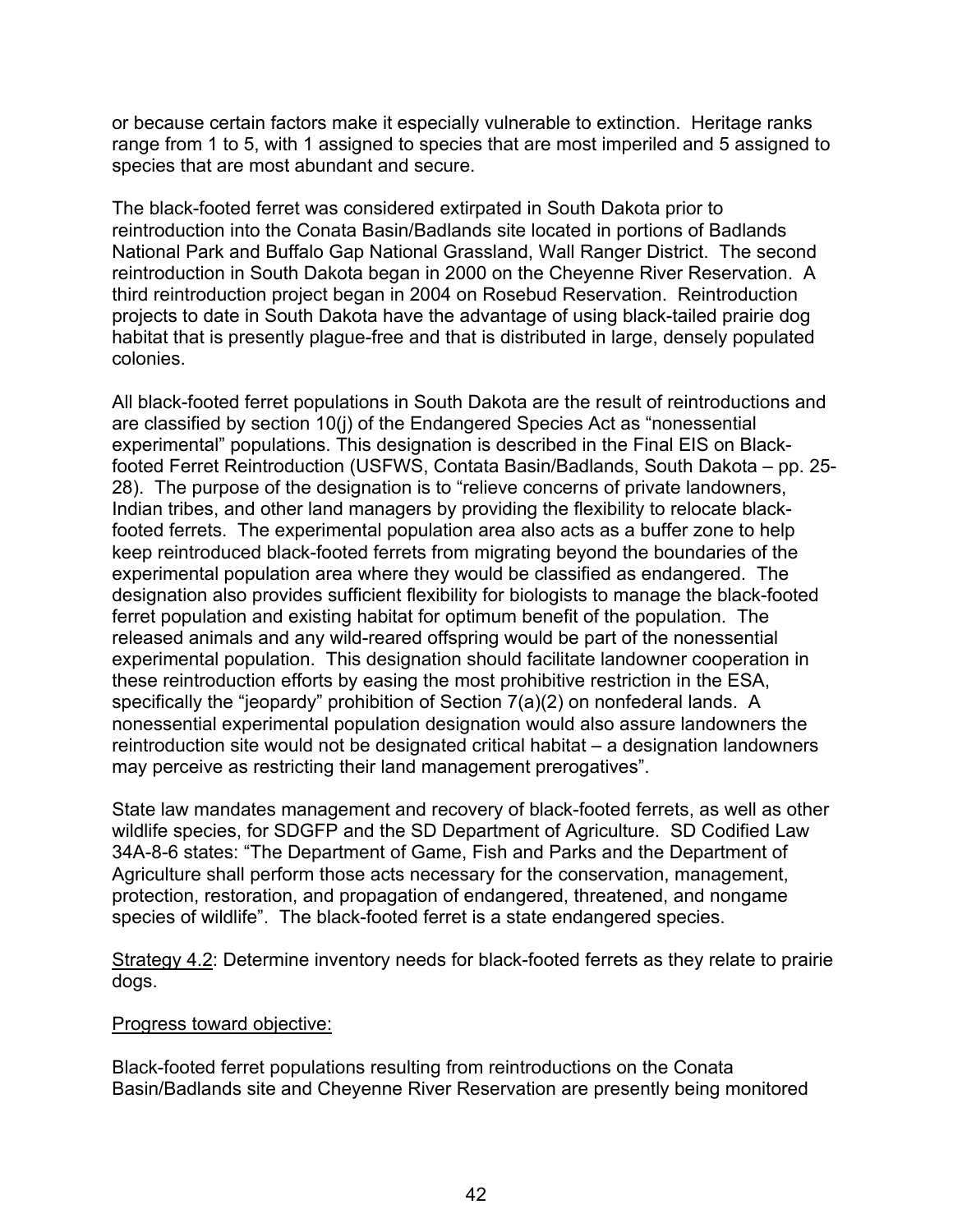or because certain factors make it especially vulnerable to extinction. Heritage ranks range from 1 to 5, with 1 assigned to species that are most imperiled and 5 assigned to species that are most abundant and secure.

The black-footed ferret was considered extirpated in South Dakota prior to reintroduction into the Conata Basin/Badlands site located in portions of Badlands National Park and Buffalo Gap National Grassland, Wall Ranger District. The second reintroduction in South Dakota began in 2000 on the Cheyenne River Reservation. A third reintroduction project began in 2004 on Rosebud Reservation. Reintroduction projects to date in South Dakota have the advantage of using black-tailed prairie dog habitat that is presently plague-free and that is distributed in large, densely populated colonies.

All black-footed ferret populations in South Dakota are the result of reintroductions and are classified by section 10(j) of the Endangered Species Act as "nonessential experimental" populations. This designation is described in the Final EIS on Black-footed Ferret Reintroduction (USFWS, Contata Basin/Badlands, South Dakota – pp. 25-28). The purpose of the designation is to "relieve concerns of private landowners, Indian tribes, and other land managers by providing the flexibility to relocate black-footed ferrets. The experimental population area also acts as a buffer zone to help keep reintroduced black-footed ferrets from migrating beyond the boundaries of the experimental population area where they would be classified as endangered. The designation also provides sufficient flexibility for biologists to manage the black-footed ferret population and existing habitat for optimum benefit of the population. The released animals and any wild-reared offspring would be part of the nonessential experimental population. This designation should facilitate landowner cooperation in these reintroduction efforts by easing the most prohibitive restriction in the ESA, specifically the "jeopardy" prohibition of Section 7(a)(2) on nonfederal lands. A nonessential experimental population designation would also assure landowners the reintroduction site would not be designated critical habitat – a designation landowners may perceive as restricting their land management prerogatives".

State law mandates management and recovery of black-footed ferrets, as well as other wildlife species, for SDGFP and the SD Department of Agriculture. SD Codified Law 34A-8-6 states: "The Department of Game, Fish and Parks and the Department of Agriculture shall perform those acts necessary for the conservation, management, protection, restoration, and propagation of endangered, threatened, and nongame species of wildlife". The black-footed ferret is a state endangered species.

<u>Strategy 4.2</u>: Determine inventory needs for black-footed ferrets as they relate to prairie dogs.

<u>Progress toward objective:</u>

Black-footed ferret populations resulting from reintroductions on the Conata Basin/Badlands site and Cheyenne River Reservation are presently being monitored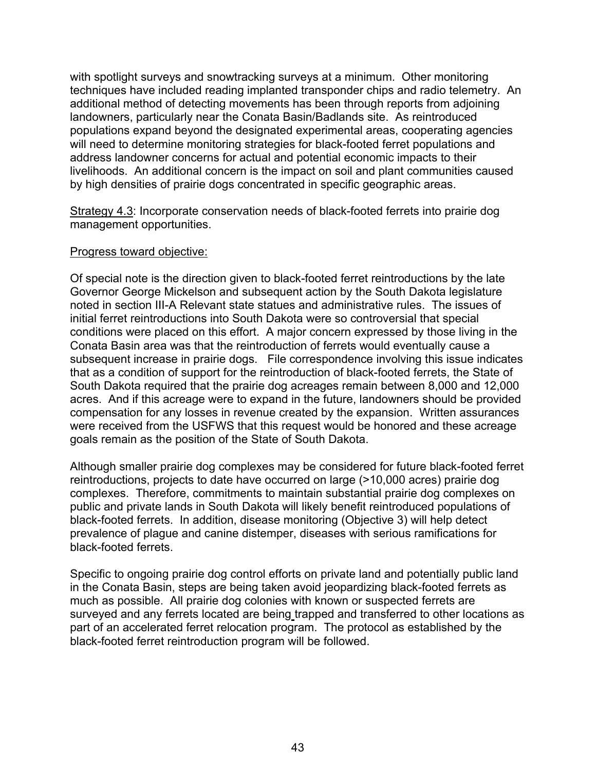with spotlight surveys and snowtracking surveys at a minimum. Other monitoring techniques have included reading implanted transponder chips and radio telemetry. An additional method of detecting movements has been through reports from adjoining landowners, particularly near the Conata Basin/Badlands site. As reintroduced populations expand beyond the designated experimental areas, cooperating agencies will need to determine monitoring strategies for black-footed ferret populations and address landowner concerns for actual and potential economic impacts to their livelihoods. An additional concern is the impact on soil and plant communities caused by high densities of prairie dogs concentrated in specific geographic areas.

<u>Strategy 4.3</u>: Incorporate conservation needs of black-footed ferrets into prairie dog management opportunities.

<u>Progress toward objective:</u>

Of special note is the direction given to black-footed ferret reintroductions by the late Governor George Mickelson and subsequent action by the South Dakota legislature noted in section III-A Relevant state statues and administrative rules. The issues of initial ferret reintroductions into South Dakota were so controversial that special conditions were placed on this effort. A major concern expressed by those living in the Conata Basin area was that the reintroduction of ferrets would eventually cause a subsequent increase in prairie dogs. File correspondence involving this issue indicates that as a condition of support for the reintroduction of black-footed ferrets, the State of South Dakota required that the prairie dog acreages remain between 8,000 and 12,000 acres. And if this acreage were to expand in the future, landowners should be provided compensation for any losses in revenue created by the expansion. Written assurances were received from the USFWS that this request would be honored and these acreage goals remain as the position of the State of South Dakota.

Although smaller prairie dog complexes may be considered for future black-footed ferret reintroductions, projects to date have occurred on large (>10,000 acres) prairie dog complexes. Therefore, commitments to maintain substantial prairie dog complexes on public and private lands in South Dakota will likely benefit reintroduced populations of black-footed ferrets. In addition, disease monitoring (Objective 3) will help detect prevalence of plague and canine distemper, diseases with serious ramifications for black-footed ferrets.

Specific to ongoing prairie dog control efforts on private land and potentially public land in the Conata Basin, steps are being taken avoid jeopardizing black-footed ferrets as much as possible. All prairie dog colonies with known or suspected ferrets are surveyed and any ferrets located are being trapped and transferred to other locations as part of an accelerated ferret relocation program. The protocol as established by the black-footed ferret reintroduction program will be followed.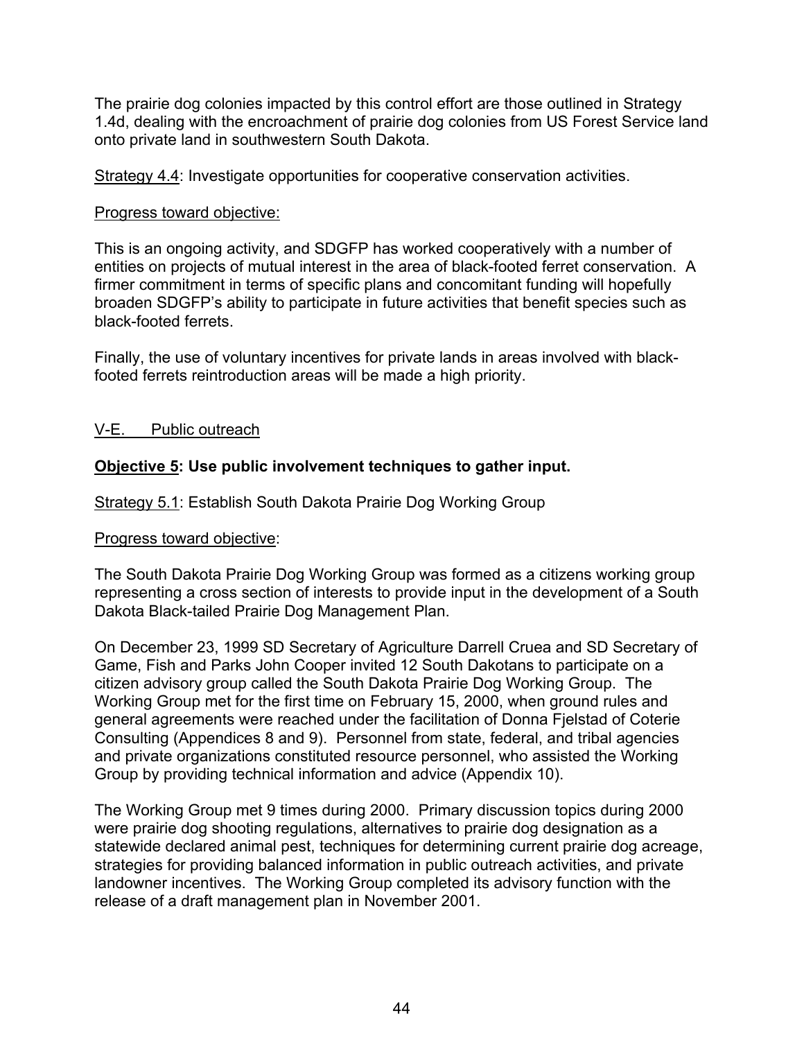The prairie dog colonies impacted by this control effort are those outlined in Strategy 1.4d, dealing with the encroachment of prairie dog colonies from US Forest Service land onto private land in southwestern South Dakota.

Strategy 4.4: Investigate opportunities for cooperative conservation activities.

Progress toward objective:

This is an ongoing activity, and SDGFP has worked cooperatively with a number of entities on projects of mutual interest in the area of black-footed ferret conservation. A firmer commitment in terms of specific plans and concomitant funding will hopefully broaden SDGFP's ability to participate in future activities that benefit species such as black-footed ferrets.

Finally, the use of voluntary incentives for private lands in areas involved with black-footed ferrets reintroduction areas will be made a high priority.

## V-E. Public outreach

**Objective 5: Use public involvement techniques to gather input.**

Strategy 5.1: Establish South Dakota Prairie Dog Working Group

Progress toward objective:

The South Dakota Prairie Dog Working Group was formed as a citizens working group representing a cross section of interests to provide input in the development of a South Dakota Black-tailed Prairie Dog Management Plan.

On December 23, 1999 SD Secretary of Agriculture Darrell Cruea and SD Secretary of Game, Fish and Parks John Cooper invited 12 South Dakotans to participate on a citizen advisory group called the South Dakota Prairie Dog Working Group. The Working Group met for the first time on February 15, 2000, when ground rules and general agreements were reached under the facilitation of Donna Fjelstad of Coterie Consulting (Appendices 8 and 9). Personnel from state, federal, and tribal agencies and private organizations constituted resource personnel, who assisted the Working Group by providing technical information and advice (Appendix 10).

The Working Group met 9 times during 2000. Primary discussion topics during 2000 were prairie dog shooting regulations, alternatives to prairie dog designation as a statewide declared animal pest, techniques for determining current prairie dog acreage, strategies for providing balanced information in public outreach activities, and private landowner incentives. The Working Group completed its advisory function with the release of a draft management plan in November 2001.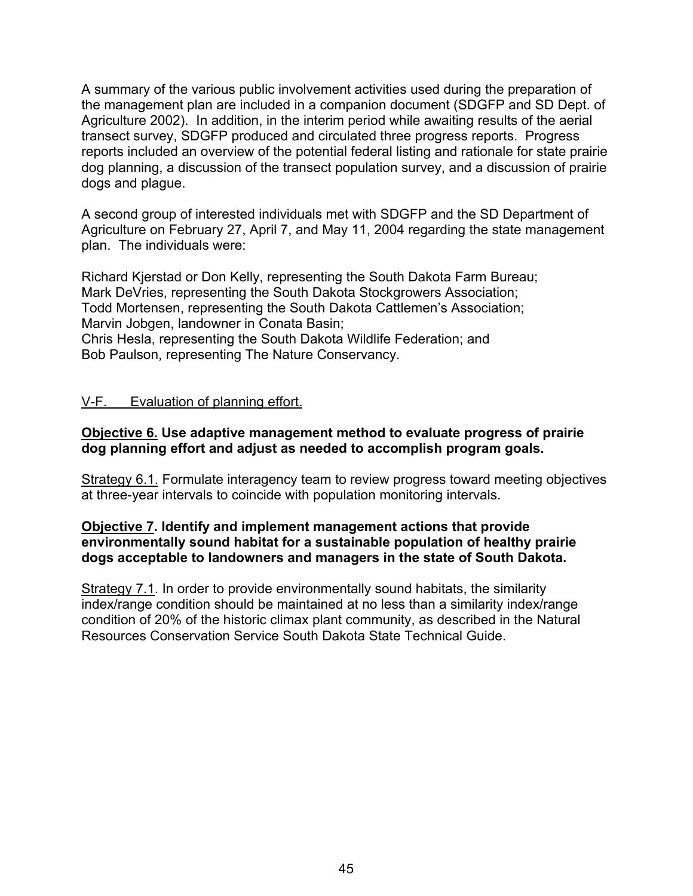A summary of the various public involvement activities used during the preparation of the management plan are included in a companion document (SDGFP and SD Dept. of Agriculture 2002). In addition, in the interim period while awaiting results of the aerial transect survey, SDGFP produced and circulated three progress reports. Progress reports included an overview of the potential federal listing and rationale for state prairie dog planning, a discussion of the transect population survey, and a discussion of prairie dogs and plague.

A second group of interested individuals met with SDGFP and the SD Department of Agriculture on February 27, April 7, and May 11, 2004 regarding the state management plan. The individuals were:

Richard Kjerstad or Don Kelly, representing the South Dakota Farm Bureau;
Mark DeVries, representing the South Dakota Stockgrowers Association;
Todd Mortensen, representing the South Dakota Cattlemen's Association;
Marvin Jobgen, landowner in Conata Basin;
Chris Hesla, representing the South Dakota Wildlife Federation; and
Bob Paulson, representing The Nature Conservancy.

## V-F. Evaluation of planning effort.

**Objective 6. Use adaptive management method to evaluate progress of prairie dog planning effort and adjust as needed to accomplish program goals.**

Strategy 6.1. Formulate interagency team to review progress toward meeting objectives at three-year intervals to coincide with population monitoring intervals.

**Objective 7. Identify and implement management actions that provide environmentally sound habitat for a sustainable population of healthy prairie dogs acceptable to landowners and managers in the state of South Dakota.**

Strategy 7.1. In order to provide environmentally sound habitats, the similarity index/range condition should be maintained at no less than a similarity index/range condition of 20% of the historic climax plant community, as described in the Natural Resources Conservation Service South Dakota State Technical Guide.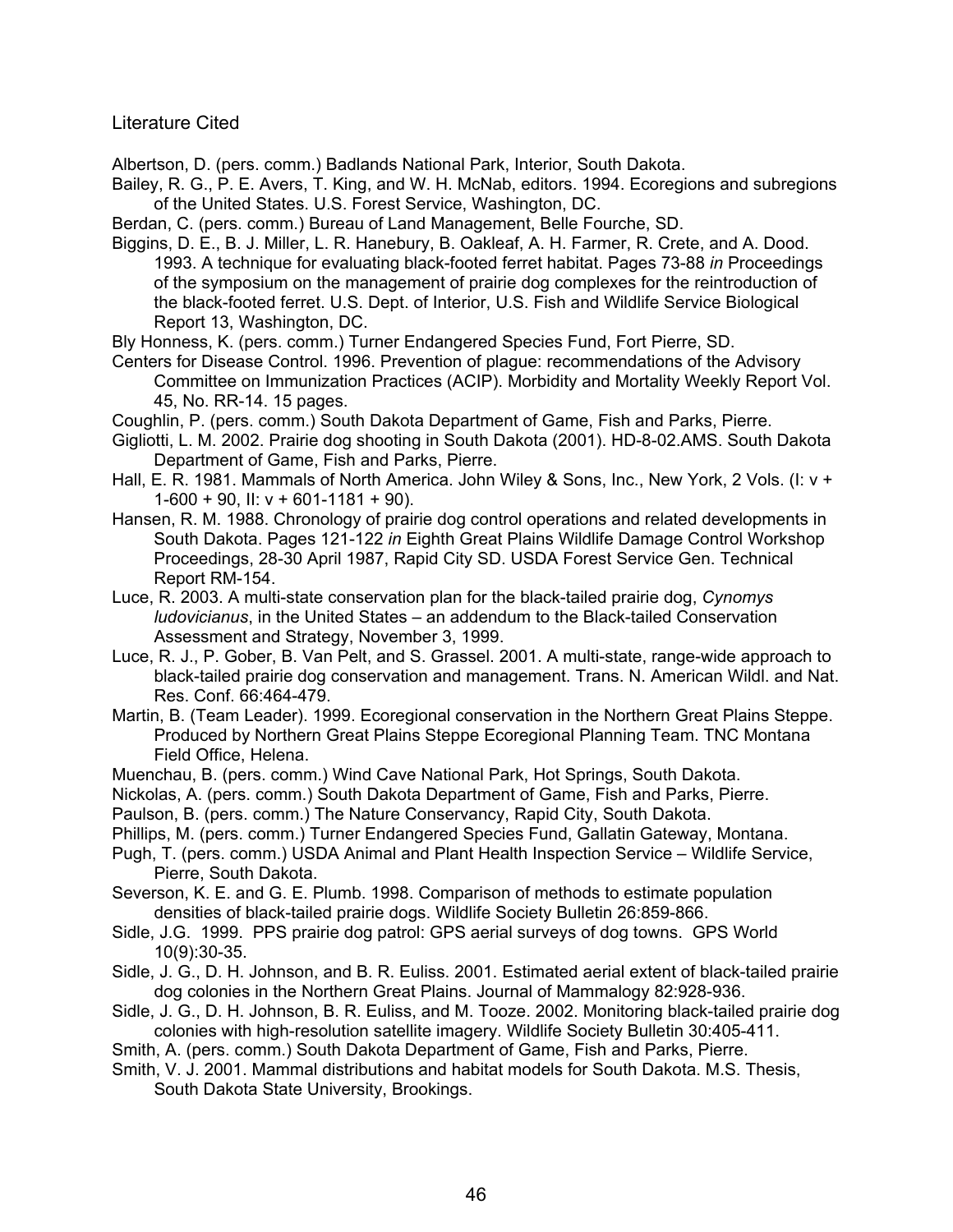## Literature Cited

Albertson, D. (pers. comm.) Badlands National Park, Interior, South Dakota.

Bailey, R. G., P. E. Avers, T. King, and W. H. McNab, editors. 1994. Ecoregions and subregions of the United States. U.S. Forest Service, Washington, DC.

Berdan, C. (pers. comm.) Bureau of Land Management, Belle Fourche, SD.

Biggins, D. E., B. J. Miller, L. R. Hanebury, B. Oakleaf, A. H. Farmer, R. Crete, and A. Dood. 1993. A technique for evaluating black-footed ferret habitat. Pages 73-88 *in* Proceedings of the symposium on the management of prairie dog complexes for the reintroduction of the black-footed ferret. U.S. Dept. of Interior, U.S. Fish and Wildlife Service Biological Report 13, Washington, DC.

Bly Honness, K. (pers. comm.) Turner Endangered Species Fund, Fort Pierre, SD.

Centers for Disease Control. 1996. Prevention of plague: recommendations of the Advisory Committee on Immunization Practices (ACIP). Morbidity and Mortality Weekly Report Vol. 45, No. RR-14. 15 pages.

Coughlin, P. (pers. comm.) South Dakota Department of Game, Fish and Parks, Pierre.

Gigliotti, L. M. 2002. Prairie dog shooting in South Dakota (2001). HD-8-02.AMS. South Dakota Department of Game, Fish and Parks, Pierre.

Hall, E. R. 1981. Mammals of North America. John Wiley & Sons, Inc., New York, 2 Vols. (I: v + 1-600 + 90, II: v + 601-1181 + 90).

Hansen, R. M. 1988. Chronology of prairie dog control operations and related developments in South Dakota. Pages 121-122 *in* Eighth Great Plains Wildlife Damage Control Workshop Proceedings, 28-30 April 1987, Rapid City SD. USDA Forest Service Gen. Technical Report RM-154.

Luce, R. 2003. A multi-state conservation plan for the black-tailed prairie dog, *Cynomys ludovicianus*, in the United States – an addendum to the Black-tailed Conservation Assessment and Strategy, November 3, 1999.

Luce, R. J., P. Gober, B. Van Pelt, and S. Grassel. 2001. A multi-state, range-wide approach to black-tailed prairie dog conservation and management. Trans. N. American Wildl. and Nat. Res. Conf. 66:464-479.

Martin, B. (Team Leader). 1999. Ecoregional conservation in the Northern Great Plains Steppe. Produced by Northern Great Plains Steppe Ecoregional Planning Team. TNC Montana Field Office, Helena.

Muenchau, B. (pers. comm.) Wind Cave National Park, Hot Springs, South Dakota.

Nickolas, A. (pers. comm.) South Dakota Department of Game, Fish and Parks, Pierre.

Paulson, B. (pers. comm.) The Nature Conservancy, Rapid City, South Dakota.

Phillips, M. (pers. comm.) Turner Endangered Species Fund, Gallatin Gateway, Montana.

Pugh, T. (pers. comm.) USDA Animal and Plant Health Inspection Service – Wildlife Service, Pierre, South Dakota.

Severson, K. E. and G. E. Plumb. 1998. Comparison of methods to estimate population densities of black-tailed prairie dogs. Wildlife Society Bulletin 26:859-866.

Sidle, J.G. 1999. PPS prairie dog patrol: GPS aerial surveys of dog towns. GPS World 10(9):30-35.

Sidle, J. G., D. H. Johnson, and B. R. Euliss. 2001. Estimated aerial extent of black-tailed prairie dog colonies in the Northern Great Plains. Journal of Mammalogy 82:928-936.

Sidle, J. G., D. H. Johnson, B. R. Euliss, and M. Tooze. 2002. Monitoring black-tailed prairie dog colonies with high-resolution satellite imagery. Wildlife Society Bulletin 30:405-411.

Smith, A. (pers. comm.) South Dakota Department of Game, Fish and Parks, Pierre.

Smith, V. J. 2001. Mammal distributions and habitat models for South Dakota. M.S. Thesis, South Dakota State University, Brookings.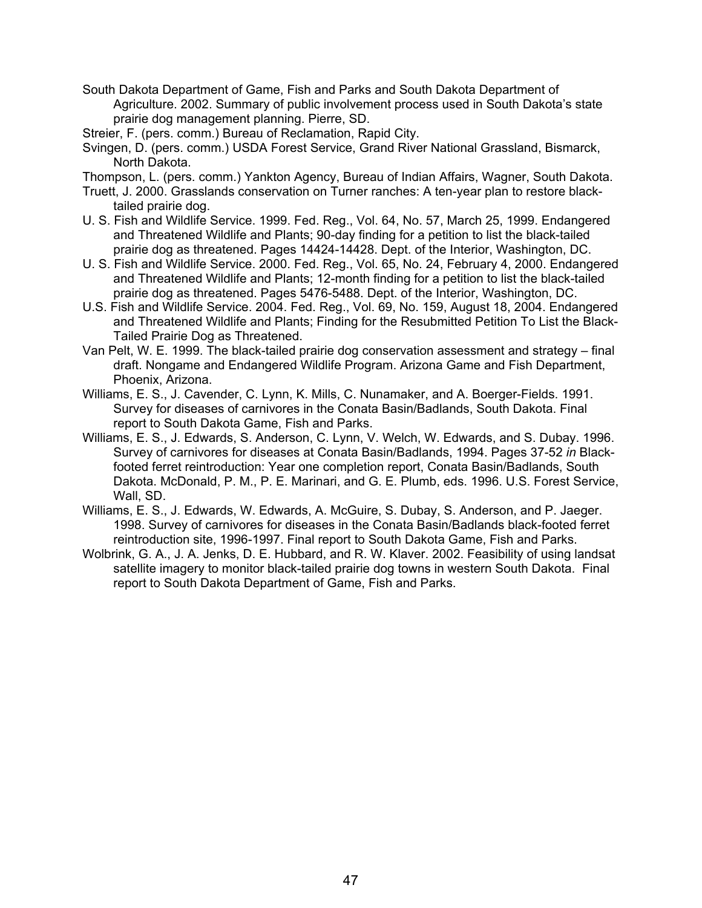South Dakota Department of Game, Fish and Parks and South Dakota Department of Agriculture. 2002. Summary of public involvement process used in South Dakota's state prairie dog management planning. Pierre, SD.

Streier, F. (pers. comm.) Bureau of Reclamation, Rapid City.

Svingen, D. (pers. comm.) USDA Forest Service, Grand River National Grassland, Bismarck, North Dakota.

Thompson, L. (pers. comm.) Yankton Agency, Bureau of Indian Affairs, Wagner, South Dakota.

Truett, J. 2000. Grasslands conservation on Turner ranches: A ten-year plan to restore black-tailed prairie dog.

U. S. Fish and Wildlife Service. 1999. Fed. Reg., Vol. 64, No. 57, March 25, 1999. Endangered and Threatened Wildlife and Plants; 90-day finding for a petition to list the black-tailed prairie dog as threatened. Pages 14424-14428. Dept. of the Interior, Washington, DC.

U. S. Fish and Wildlife Service. 2000. Fed. Reg., Vol. 65, No. 24, February 4, 2000. Endangered and Threatened Wildlife and Plants; 12-month finding for a petition to list the black-tailed prairie dog as threatened. Pages 5476-5488. Dept. of the Interior, Washington, DC.

U.S. Fish and Wildlife Service. 2004. Fed. Reg., Vol. 69, No. 159, August 18, 2004. Endangered and Threatened Wildlife and Plants; Finding for the Resubmitted Petition To List the Black-Tailed Prairie Dog as Threatened.

Van Pelt, W. E. 1999. The black-tailed prairie dog conservation assessment and strategy – final draft. Nongame and Endangered Wildlife Program. Arizona Game and Fish Department, Phoenix, Arizona.

Williams, E. S., J. Cavender, C. Lynn, K. Mills, C. Nunamaker, and A. Boerger-Fields. 1991. Survey for diseases of carnivores in the Conata Basin/Badlands, South Dakota. Final report to South Dakota Game, Fish and Parks.

Williams, E. S., J. Edwards, S. Anderson, C. Lynn, V. Welch, W. Edwards, and S. Dubay. 1996. Survey of carnivores for diseases at Conata Basin/Badlands, 1994. Pages 37-52 *in* Black-footed ferret reintroduction: Year one completion report, Conata Basin/Badlands, South Dakota. McDonald, P. M., P. E. Marinari, and G. E. Plumb, eds. 1996. U.S. Forest Service, Wall, SD.

Williams, E. S., J. Edwards, W. Edwards, A. McGuire, S. Dubay, S. Anderson, and P. Jaeger. 1998. Survey of carnivores for diseases in the Conata Basin/Badlands black-footed ferret reintroduction site, 1996-1997. Final report to South Dakota Game, Fish and Parks.

Wolbrink, G. A., J. A. Jenks, D. E. Hubbard, and R. W. Klaver. 2002. Feasibility of using landsat satellite imagery to monitor black-tailed prairie dog towns in western South Dakota. Final report to South Dakota Department of Game, Fish and Parks.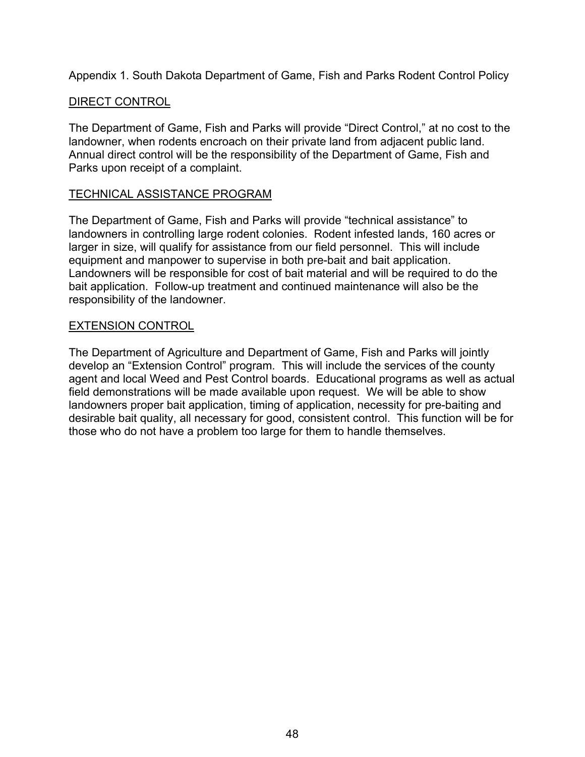Appendix 1. South Dakota Department of Game, Fish and Parks Rodent Control Policy

<u>DIRECT CONTROL</u>

The Department of Game, Fish and Parks will provide “Direct Control,” at no cost to the landowner, when rodents encroach on their private land from adjacent public land. Annual direct control will be the responsibility of the Department of Game, Fish and Parks upon receipt of a complaint.

<u>TECHNICAL ASSISTANCE PROGRAM</u>

The Department of Game, Fish and Parks will provide “technical assistance” to landowners in controlling large rodent colonies. Rodent infested lands, 160 acres or larger in size, will qualify for assistance from our field personnel. This will include equipment and manpower to supervise in both pre-bait and bait application. Landowners will be responsible for cost of bait material and will be required to do the bait application. Follow-up treatment and continued maintenance will also be the responsibility of the landowner.

<u>EXTENSION CONTROL</u>

The Department of Agriculture and Department of Game, Fish and Parks will jointly develop an “Extension Control” program. This will include the services of the county agent and local Weed and Pest Control boards. Educational programs as well as actual field demonstrations will be made available upon request. We will be able to show landowners proper bait application, timing of application, necessity for pre-baiting and desirable bait quality, all necessary for good, consistent control. This function will be for those who do not have a problem too large for them to handle themselves.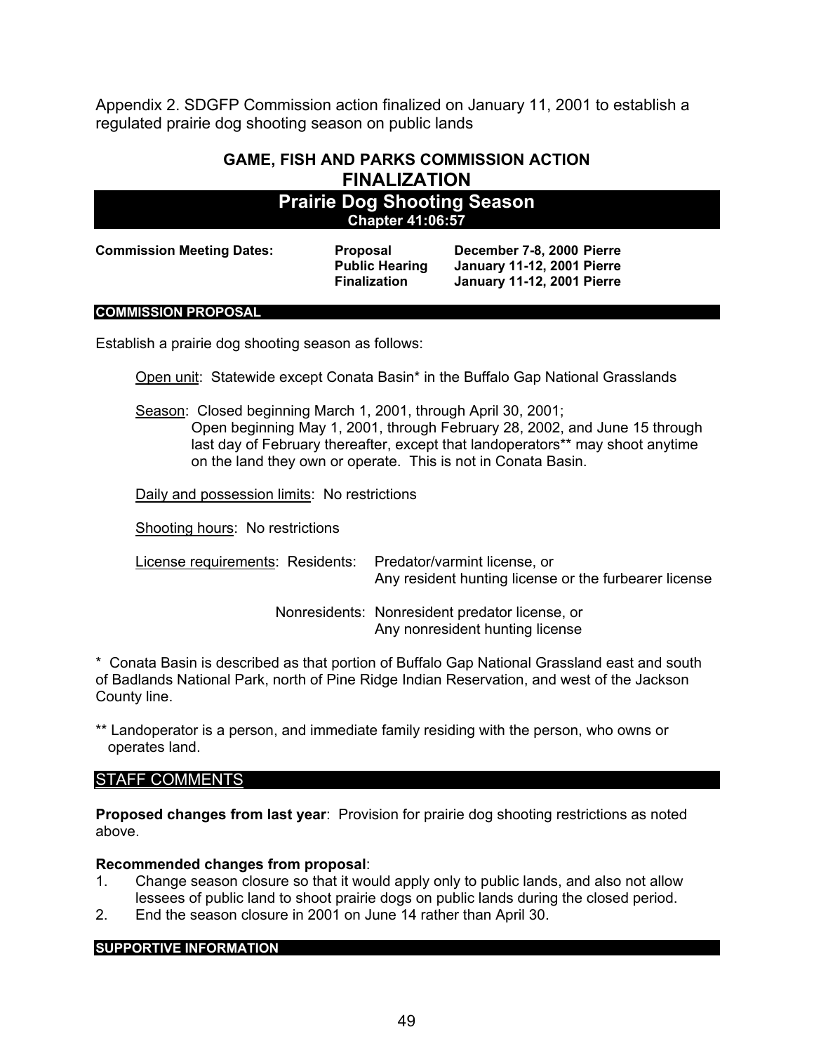Appendix 2. SDGFP Commission action finalized on January 11, 2001 to establish a regulated prairie dog shooting season on public lands

## GAME, FISH AND PARKS COMMISSION ACTION
## FINALIZATION
## Prairie Dog Shooting Season
### Chapter 41:06:57

| **Commission Meeting Dates:** | **Proposal** | **December 7-8, 2000 Pierre** |
|---|---|---|
| | **Public Hearing** | **January 11-12, 2001 Pierre** |
| | **Finalization** | **January 11-12, 2001 Pierre** |

**COMMISSION PROPOSAL**

Establish a prairie dog shooting season as follows:

Open unit: Statewide except Conata Basin* in the Buffalo Gap National Grasslands

Season: Closed beginning March 1, 2001, through April 30, 2001;
Open beginning May 1, 2001, through February 28, 2002, and June 15 through last day of February thereafter, except that landoperators** may shoot anytime on the land they own or operate. This is not in Conata Basin.

Daily and possession limits: No restrictions

Shooting hours: No restrictions

License requirements: Residents: Predator/varmint license, or
Any resident hunting license or the furbearer license

Nonresidents: Nonresident predator license, or
Any nonresident hunting license

\* Conata Basin is described as that portion of Buffalo Gap National Grassland east and south of Badlands National Park, north of Pine Ridge Indian Reservation, and west of the Jackson County line.

** Landoperator is a person, and immediate family residing with the person, who owns or operates land.

STAFF COMMENTS

**Proposed changes from last year**: Provision for prairie dog shooting restrictions as noted above.

**Recommended changes from proposal**:

1. Change season closure so that it would apply only to public lands, and also not allow lessees of public land to shoot prairie dogs on public lands during the closed period.
2. End the season closure in 2001 on June 14 rather than April 30.

**SUPPORTIVE INFORMATION**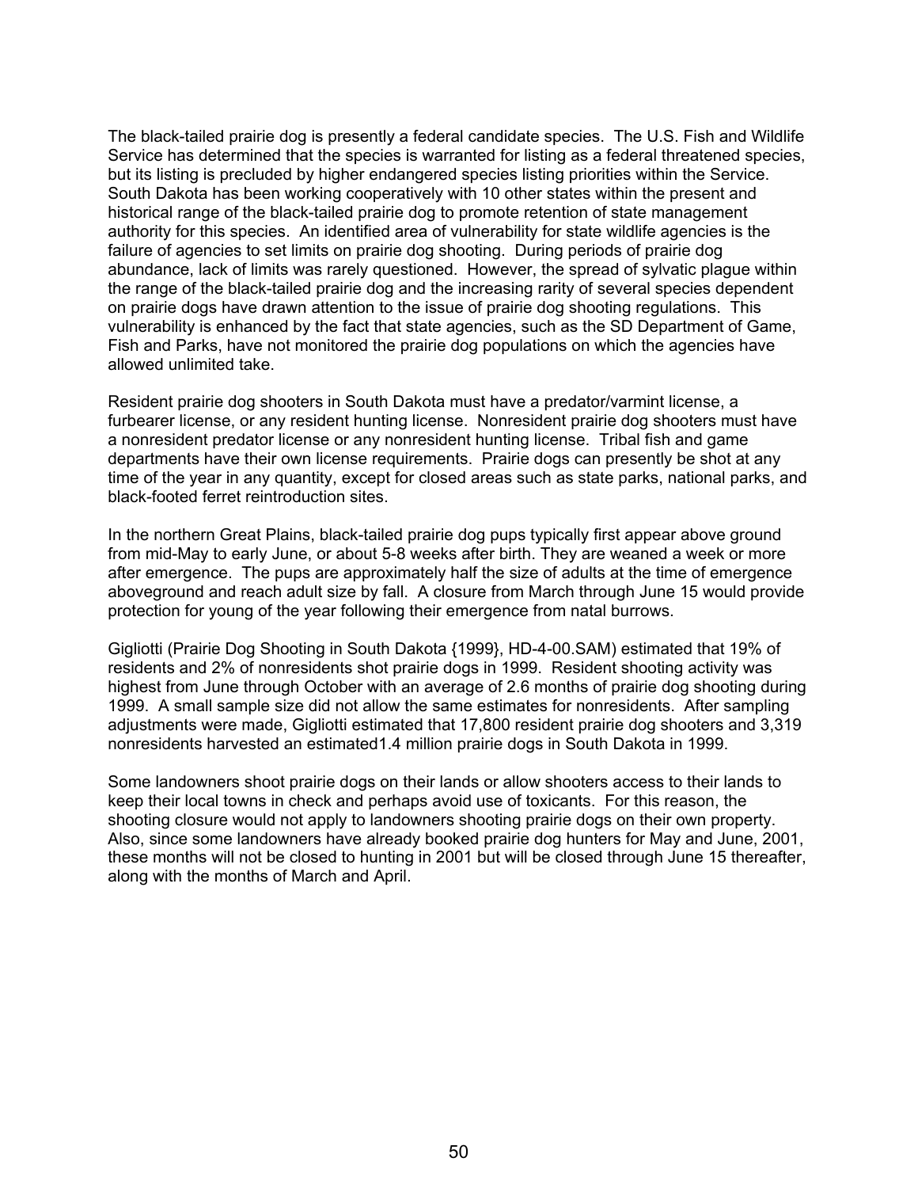The black-tailed prairie dog is presently a federal candidate species. The U.S. Fish and Wildlife Service has determined that the species is warranted for listing as a federal threatened species, but its listing is precluded by higher endangered species listing priorities within the Service. South Dakota has been working cooperatively with 10 other states within the present and historical range of the black-tailed prairie dog to promote retention of state management authority for this species. An identified area of vulnerability for state wildlife agencies is the failure of agencies to set limits on prairie dog shooting. During periods of prairie dog abundance, lack of limits was rarely questioned. However, the spread of sylvatic plague within the range of the black-tailed prairie dog and the increasing rarity of several species dependent on prairie dogs have drawn attention to the issue of prairie dog shooting regulations. This vulnerability is enhanced by the fact that state agencies, such as the SD Department of Game, Fish and Parks, have not monitored the prairie dog populations on which the agencies have allowed unlimited take.

Resident prairie dog shooters in South Dakota must have a predator/varmint license, a furbearer license, or any resident hunting license. Nonresident prairie dog shooters must have a nonresident predator license or any nonresident hunting license. Tribal fish and game departments have their own license requirements. Prairie dogs can presently be shot at any time of the year in any quantity, except for closed areas such as state parks, national parks, and black-footed ferret reintroduction sites.

In the northern Great Plains, black-tailed prairie dog pups typically first appear above ground from mid-May to early June, or about 5-8 weeks after birth. They are weaned a week or more after emergence. The pups are approximately half the size of adults at the time of emergence aboveground and reach adult size by fall. A closure from March through June 15 would provide protection for young of the year following their emergence from natal burrows.

Gigliotti (Prairie Dog Shooting in South Dakota {1999}, HD-4-00.SAM) estimated that 19% of residents and 2% of nonresidents shot prairie dogs in 1999. Resident shooting activity was highest from June through October with an average of 2.6 months of prairie dog shooting during 1999. A small sample size did not allow the same estimates for nonresidents. After sampling adjustments were made, Gigliotti estimated that 17,800 resident prairie dog shooters and 3,319 nonresidents harvested an estimated1.4 million prairie dogs in South Dakota in 1999.

Some landowners shoot prairie dogs on their lands or allow shooters access to their lands to keep their local towns in check and perhaps avoid use of toxicants. For this reason, the shooting closure would not apply to landowners shooting prairie dogs on their own property. Also, since some landowners have already booked prairie dog hunters for May and June, 2001, these months will not be closed to hunting in 2001 but will be closed through June 15 thereafter, along with the months of March and April.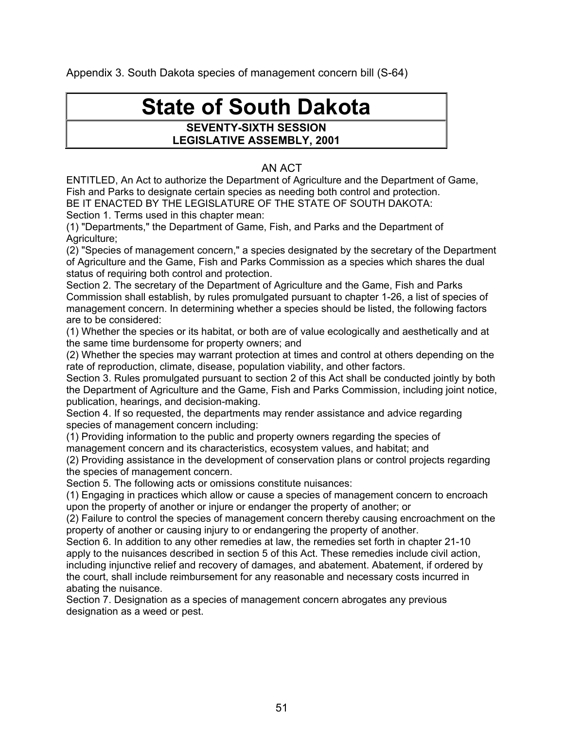Appendix 3. South Dakota species of management concern bill (S-64)

# State of South Dakota

**SEVENTY-SIXTH SESSION**
**LEGISLATIVE ASSEMBLY, 2001**

AN ACT

ENTITLED, An Act to authorize the Department of Agriculture and the Department of Game, Fish and Parks to designate certain species as needing both control and protection.

BE IT ENACTED BY THE LEGISLATURE OF THE STATE OF SOUTH DAKOTA:

Section 1. Terms used in this chapter mean:

(1) "Departments," the Department of Game, Fish, and Parks and the Department of Agriculture;

(2) "Species of management concern," a species designated by the secretary of the Department of Agriculture and the Game, Fish and Parks Commission as a species which shares the dual status of requiring both control and protection.

Section 2. The secretary of the Department of Agriculture and the Game, Fish and Parks Commission shall establish, by rules promulgated pursuant to chapter 1-26, a list of species of management concern. In determining whether a species should be listed, the following factors are to be considered:

(1) Whether the species or its habitat, or both are of value ecologically and aesthetically and at the same time burdensome for property owners; and

(2) Whether the species may warrant protection at times and control at others depending on the rate of reproduction, climate, disease, population viability, and other factors.

Section 3. Rules promulgated pursuant to section 2 of this Act shall be conducted jointly by both the Department of Agriculture and the Game, Fish and Parks Commission, including joint notice, publication, hearings, and decision-making.

Section 4. If so requested, the departments may render assistance and advice regarding species of management concern including:

(1) Providing information to the public and property owners regarding the species of management concern and its characteristics, ecosystem values, and habitat; and

(2) Providing assistance in the development of conservation plans or control projects regarding the species of management concern.

Section 5. The following acts or omissions constitute nuisances:

(1) Engaging in practices which allow or cause a species of management concern to encroach upon the property of another or injure or endanger the property of another; or

(2) Failure to control the species of management concern thereby causing encroachment on the property of another or causing injury to or endangering the property of another.

Section 6. In addition to any other remedies at law, the remedies set forth in chapter 21-10 apply to the nuisances described in section 5 of this Act. These remedies include civil action, including injunctive relief and recovery of damages, and abatement. Abatement, if ordered by the court, shall include reimbursement for any reasonable and necessary costs incurred in abating the nuisance.

Section 7. Designation as a species of management concern abrogates any previous designation as a weed or pest.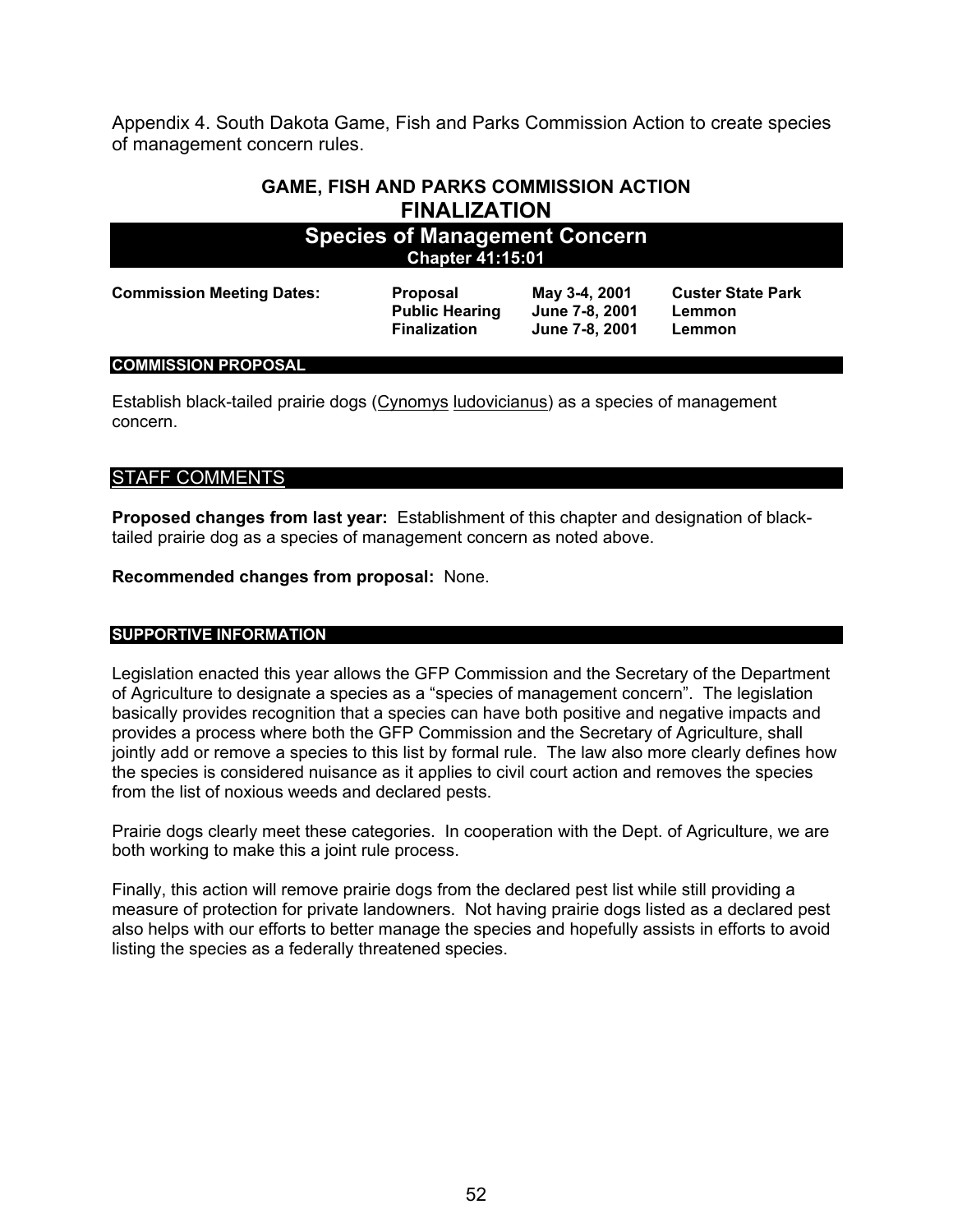Appendix 4. South Dakota Game, Fish and Parks Commission Action to create species of management concern rules.

# GAME, FISH AND PARKS COMMISSION ACTION
# FINALIZATION

## Species of Management Concern
### Chapter 41:15:01

| Commission Meeting Dates: | Proposal | May 3-4, 2001 | Custer State Park |
|---|---|---|---|
| | Public Hearing | June 7-8, 2001 | Lemmon |
| | Finalization | June 7-8, 2001 | Lemmon |

### COMMISSION PROPOSAL

Establish black-tailed prairie dogs (Cynomys ludovicianus) as a species of management concern.

### STAFF COMMENTS

**Proposed changes from last year:** Establishment of this chapter and designation of black-tailed prairie dog as a species of management concern as noted above.

**Recommended changes from proposal:** None.

### SUPPORTIVE INFORMATION

Legislation enacted this year allows the GFP Commission and the Secretary of the Department of Agriculture to designate a species as a "species of management concern". The legislation basically provides recognition that a species can have both positive and negative impacts and provides a process where both the GFP Commission and the Secretary of Agriculture, shall jointly add or remove a species to this list by formal rule. The law also more clearly defines how the species is considered nuisance as it applies to civil court action and removes the species from the list of noxious weeds and declared pests.

Prairie dogs clearly meet these categories. In cooperation with the Dept. of Agriculture, we are both working to make this a joint rule process.

Finally, this action will remove prairie dogs from the declared pest list while still providing a measure of protection for private landowners. Not having prairie dogs listed as a declared pest also helps with our efforts to better manage the species and hopefully assists in efforts to avoid listing the species as a federally threatened species.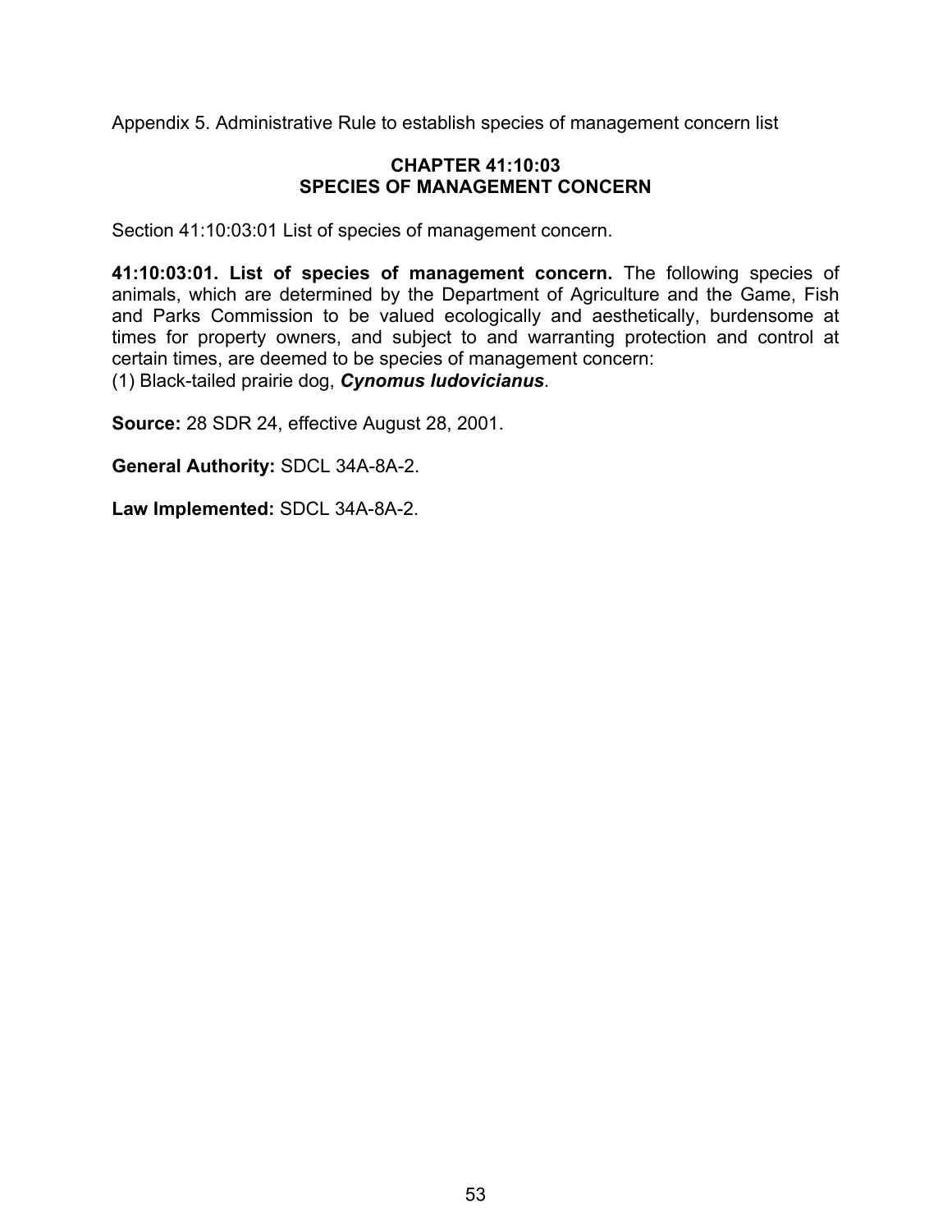Appendix 5. Administrative Rule to establish species of management concern list

## CHAPTER 41:10:03
## SPECIES OF MANAGEMENT CONCERN

Section 41:10:03:01 List of species of management concern.

**41:10:03:01. List of species of management concern.** The following species of animals, which are determined by the Department of Agriculture and the Game, Fish and Parks Commission to be valued ecologically and aesthetically, burdensome at times for property owners, and subject to and warranting protection and control at certain times, are deemed to be species of management concern:
(1) Black-tailed prairie dog, ***Cynomus ludovicianus***.

**Source:** 28 SDR 24, effective August 28, 2001.

**General Authority:** SDCL 34A-8A-2.

**Law Implemented:** SDCL 34A-8A-2.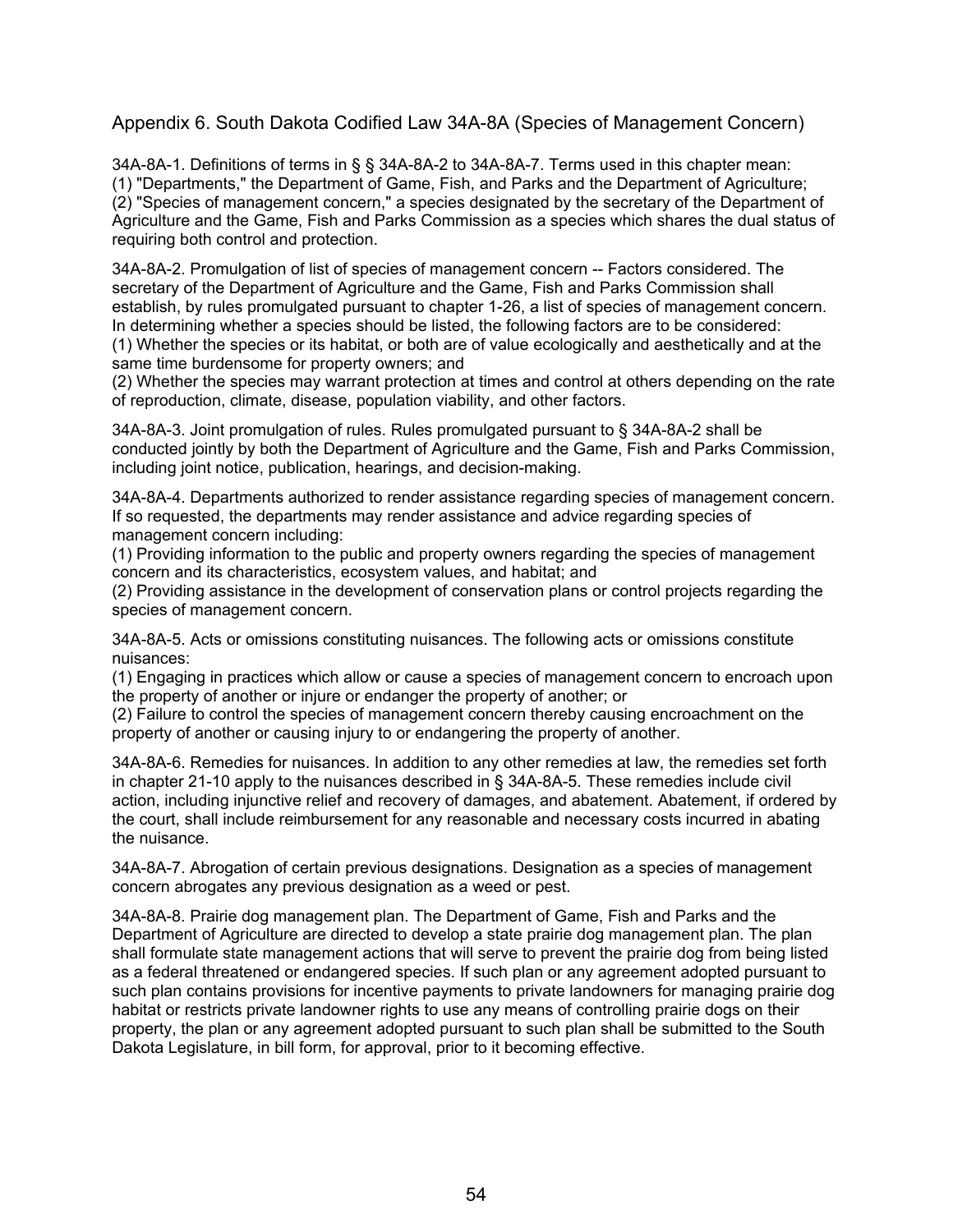## Appendix 6. South Dakota Codified Law 34A-8A (Species of Management Concern)

34A-8A-1. Definitions of terms in § § 34A-8A-2 to 34A-8A-7. Terms used in this chapter mean:
(1) "Departments," the Department of Game, Fish, and Parks and the Department of Agriculture;
(2) "Species of management concern," a species designated by the secretary of the Department of Agriculture and the Game, Fish and Parks Commission as a species which shares the dual status of requiring both control and protection.

34A-8A-2. Promulgation of list of species of management concern -- Factors considered. The secretary of the Department of Agriculture and the Game, Fish and Parks Commission shall establish, by rules promulgated pursuant to chapter 1-26, a list of species of management concern. In determining whether a species should be listed, the following factors are to be considered:
(1) Whether the species or its habitat, or both are of value ecologically and aesthetically and at the same time burdensome for property owners; and
(2) Whether the species may warrant protection at times and control at others depending on the rate of reproduction, climate, disease, population viability, and other factors.

34A-8A-3. Joint promulgation of rules. Rules promulgated pursuant to § 34A-8A-2 shall be conducted jointly by both the Department of Agriculture and the Game, Fish and Parks Commission, including joint notice, publication, hearings, and decision-making.

34A-8A-4. Departments authorized to render assistance regarding species of management concern. If so requested, the departments may render assistance and advice regarding species of management concern including:
(1) Providing information to the public and property owners regarding the species of management concern and its characteristics, ecosystem values, and habitat; and
(2) Providing assistance in the development of conservation plans or control projects regarding the species of management concern.

34A-8A-5. Acts or omissions constituting nuisances. The following acts or omissions constitute nuisances:
(1) Engaging in practices which allow or cause a species of management concern to encroach upon the property of another or injure or endanger the property of another; or
(2) Failure to control the species of management concern thereby causing encroachment on the property of another or causing injury to or endangering the property of another.

34A-8A-6. Remedies for nuisances. In addition to any other remedies at law, the remedies set forth in chapter 21-10 apply to the nuisances described in § 34A-8A-5. These remedies include civil action, including injunctive relief and recovery of damages, and abatement. Abatement, if ordered by the court, shall include reimbursement for any reasonable and necessary costs incurred in abating the nuisance.

34A-8A-7. Abrogation of certain previous designations. Designation as a species of management concern abrogates any previous designation as a weed or pest.

34A-8A-8. Prairie dog management plan. The Department of Game, Fish and Parks and the Department of Agriculture are directed to develop a state prairie dog management plan. The plan shall formulate state management actions that will serve to prevent the prairie dog from being listed as a federal threatened or endangered species. If such plan or any agreement adopted pursuant to such plan contains provisions for incentive payments to private landowners for managing prairie dog habitat or restricts private landowner rights to use any means of controlling prairie dogs on their property, the plan or any agreement adopted pursuant to such plan shall be submitted to the South Dakota Legislature, in bill form, for approval, prior to it becoming effective.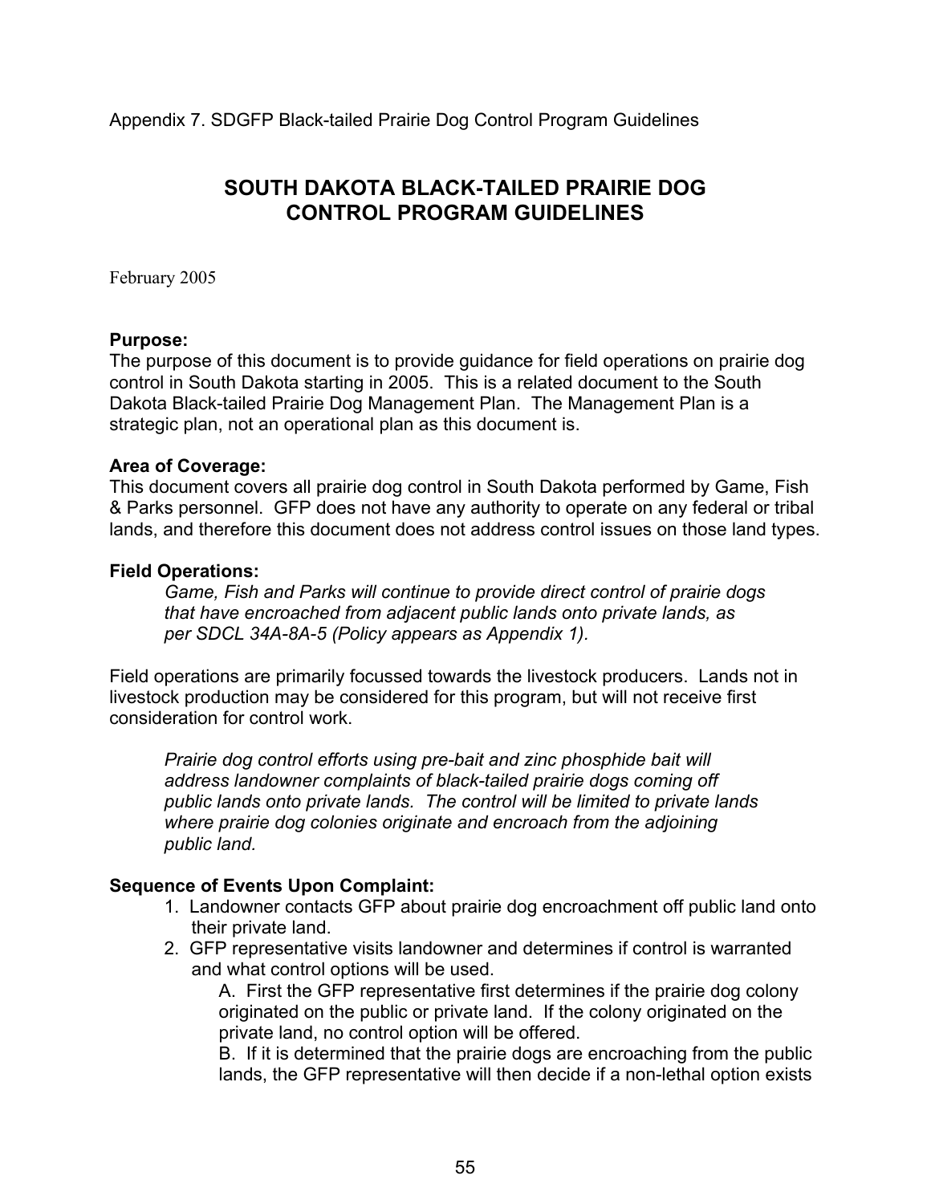Appendix 7. SDGFP Black-tailed Prairie Dog Control Program Guidelines

# SOUTH DAKOTA BLACK-TAILED PRAIRIE DOG CONTROL PROGRAM GUIDELINES

February 2005

**Purpose:**
The purpose of this document is to provide guidance for field operations on prairie dog control in South Dakota starting in 2005. This is a related document to the South Dakota Black-tailed Prairie Dog Management Plan. The Management Plan is a strategic plan, not an operational plan as this document is.

**Area of Coverage:**
This document covers all prairie dog control in South Dakota performed by Game, Fish & Parks personnel. GFP does not have any authority to operate on any federal or tribal lands, and therefore this document does not address control issues on those land types.

**Field Operations:**

> *Game, Fish and Parks will continue to provide direct control of prairie dogs that have encroached from adjacent public lands onto private lands, as per SDCL 34A-8A-5 (Policy appears as Appendix 1).*

Field operations are primarily focussed towards the livestock producers. Lands not in livestock production may be considered for this program, but will not receive first consideration for control work.

> *Prairie dog control efforts using pre-bait and zinc phosphide bait will address landowner complaints of black-tailed prairie dogs coming off public lands onto private lands. The control will be limited to private lands where prairie dog colonies originate and encroach from the adjoining public land.*

**Sequence of Events Upon Complaint:**

1. Landowner contacts GFP about prairie dog encroachment off public land onto their private land.
2. GFP representative visits landowner and determines if control is warranted and what control options will be used.
   A. First the GFP representative first determines if the prairie dog colony originated on the public or private land. If the colony originated on the private land, no control option will be offered.
   B. If it is determined that the prairie dogs are encroaching from the public lands, the GFP representative will then decide if a non-lethal option exists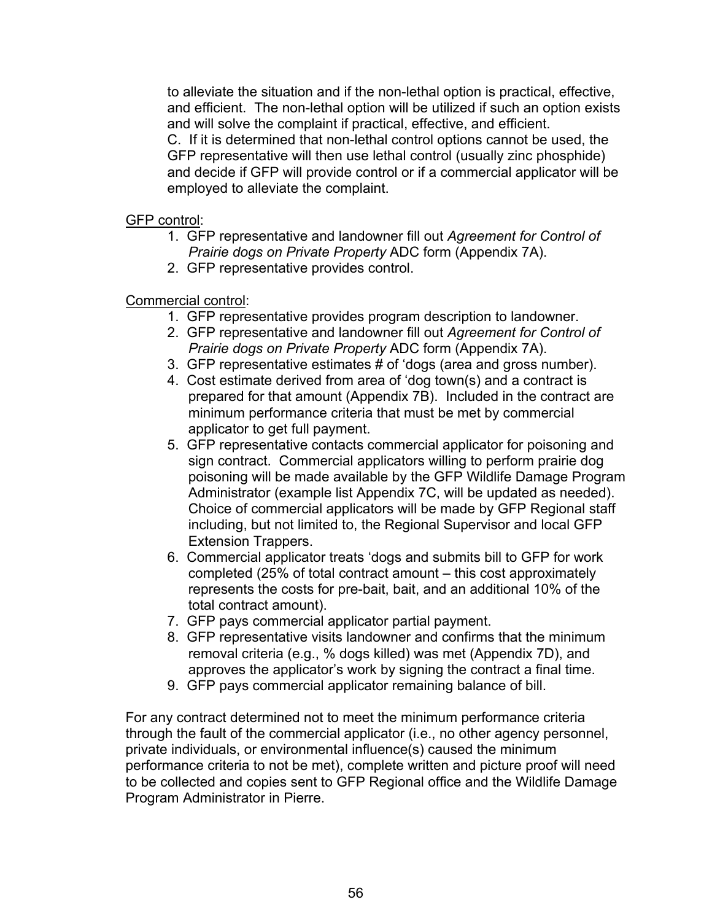to alleviate the situation and if the non-lethal option is practical, effective, and efficient. The non-lethal option will be utilized if such an option exists and will solve the complaint if practical, effective, and efficient.
C. If it is determined that non-lethal control options cannot be used, the GFP representative will then use lethal control (usually zinc phosphide) and decide if GFP will provide control or if a commercial applicator will be employed to alleviate the complaint.

<u>GFP control</u>:

1. GFP representative and landowner fill out *Agreement for Control of Prairie dogs on Private Property* ADC form (Appendix 7A).
2. GFP representative provides control.

<u>Commercial control</u>:

1. GFP representative provides program description to landowner.
2. GFP representative and landowner fill out *Agreement for Control of Prairie dogs on Private Property* ADC form (Appendix 7A).
3. GFP representative estimates # of 'dogs (area and gross number).
4. Cost estimate derived from area of 'dog town(s) and a contract is prepared for that amount (Appendix 7B). Included in the contract are minimum performance criteria that must be met by commercial applicator to get full payment.
5. GFP representative contacts commercial applicator for poisoning and sign contract. Commercial applicators willing to perform prairie dog poisoning will be made available by the GFP Wildlife Damage Program Administrator (example list Appendix 7C, will be updated as needed). Choice of commercial applicators will be made by GFP Regional staff including, but not limited to, the Regional Supervisor and local GFP Extension Trappers.
6. Commercial applicator treats 'dogs and submits bill to GFP for work completed (25% of total contract amount – this cost approximately represents the costs for pre-bait, bait, and an additional 10% of the total contract amount).
7. GFP pays commercial applicator partial payment.
8. GFP representative visits landowner and confirms that the minimum removal criteria (e.g., % dogs killed) was met (Appendix 7D), and approves the applicator's work by signing the contract a final time.
9. GFP pays commercial applicator remaining balance of bill.

For any contract determined not to meet the minimum performance criteria through the fault of the commercial applicator (i.e., no other agency personnel, private individuals, or environmental influence(s) caused the minimum performance criteria to not be met), complete written and picture proof will need to be collected and copies sent to GFP Regional office and the Wildlife Damage Program Administrator in Pierre.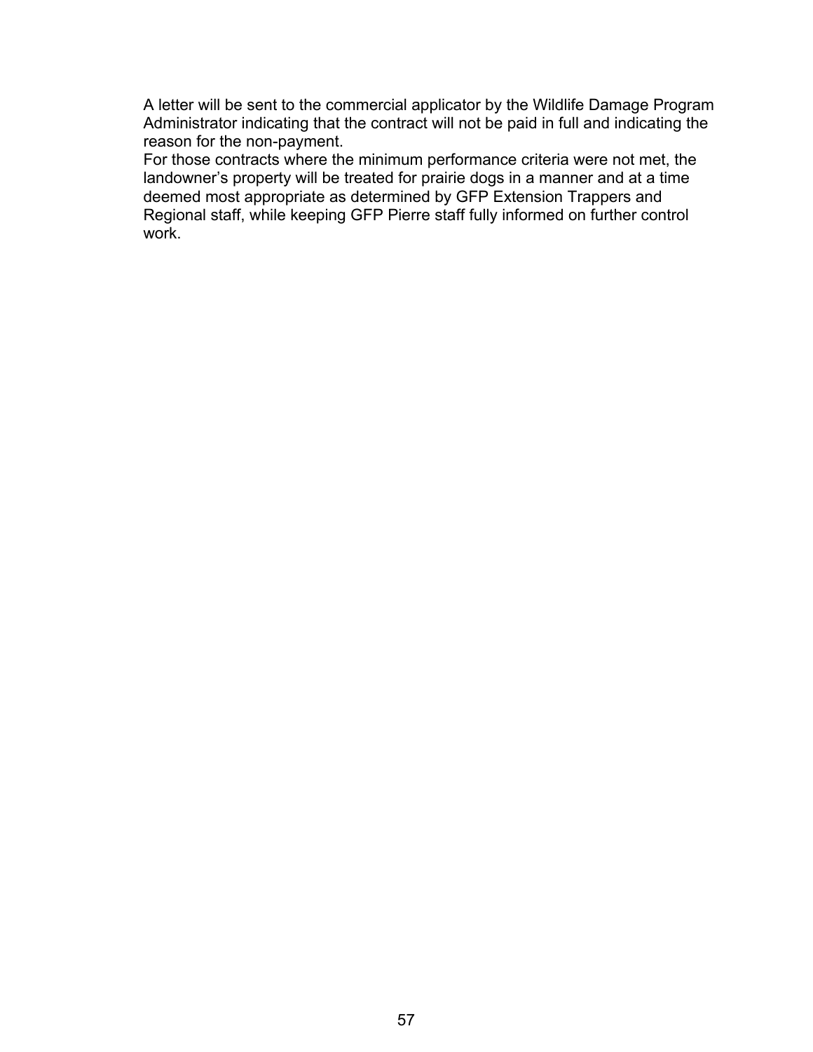A letter will be sent to the commercial applicator by the Wildlife Damage Program Administrator indicating that the contract will not be paid in full and indicating the reason for the non-payment.

For those contracts where the minimum performance criteria were not met, the landowner's property will be treated for prairie dogs in a manner and at a time deemed most appropriate as determined by GFP Extension Trappers and Regional staff, while keeping GFP Pierre staff fully informed on further control work.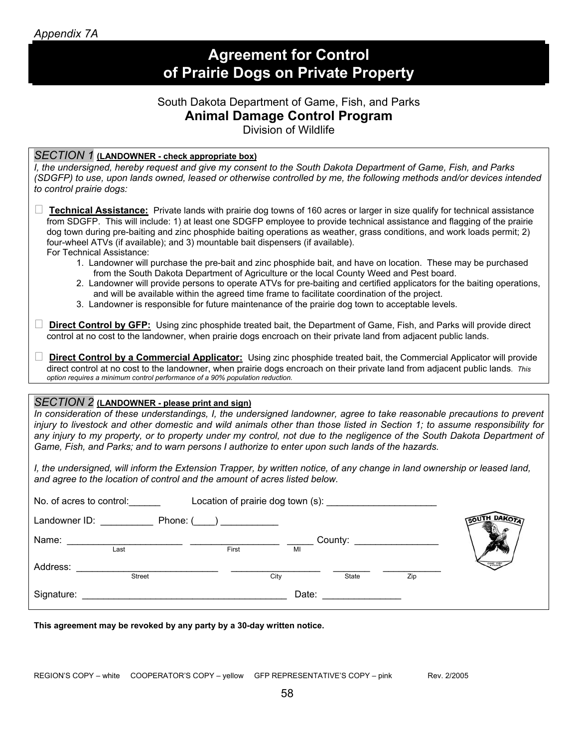*Appendix 7A*

# Agreement for Control of Prairie Dogs on Private Property

South Dakota Department of Game, Fish, and Parks

## Animal Damage Control Program

Division of Wildlife

*SECTION 1* **(LANDOWNER - check appropriate box)**

*I, the undersigned, hereby request and give my consent to the South Dakota Department of Game, Fish, and Parks (SDGFP) to use, upon lands owned, leased or otherwise controlled by me, the following methods and/or devices intended to control prairie dogs:*

☐ **Technical Assistance:** Private lands with prairie dog towns of 160 acres or larger in size qualify for technical assistance from SDGFP. This will include: 1) at least one SDGFP employee to provide technical assistance and flagging of the prairie dog town during pre-baiting and zinc phosphide baiting operations as weather, grass conditions, and work loads permit; 2) four-wheel ATVs (if available); and 3) mountable bait dispensers (if available).
For Technical Assistance:

1. Landowner will purchase the pre-bait and zinc phosphide bait, and have on location. These may be purchased from the South Dakota Department of Agriculture or the local County Weed and Pest board.
2. Landowner will provide persons to operate ATVs for pre-baiting and certified applicators for the baiting operations, and will be available within the agreed time frame to facilitate coordination of the project.
3. Landowner is responsible for future maintenance of the prairie dog town to acceptable levels.

☐ **Direct Control by GFP:** Using zinc phosphide treated bait, the Department of Game, Fish, and Parks will provide direct control at no cost to the landowner, when prairie dogs encroach on their private land from adjacent public lands.

☐ **Direct Control by a Commercial Applicator:** Using zinc phosphide treated bait, the Commercial Applicator will provide direct control at no cost to the landowner, when prairie dogs encroach on their private land from adjacent public lands. *This option requires a minimum control performance of a 90% population reduction.*

*SECTION 2* **(LANDOWNER - please print and sign)**

*In consideration of these understandings, I, the undersigned landowner, agree to take reasonable precautions to prevent injury to livestock and other domestic and wild animals other than those listed in Section 1; to assume responsibility for any injury to my property, or to property under my control, not due to the negligence of the South Dakota Department of Game, Fish, and Parks; and to warn persons I authorize to enter upon such lands of the hazards.*

*I, the undersigned, will inform the Extension Trapper, by written notice, of any change in land ownership or leased land, and agree to the location of control and the amount of acres listed below.*

No. of acres to control:______ Location of prairie dog town (s): ______________________

Landowner ID: __________ Phone: (____) ___________

Name: ______________________ _________________ _____ County: ________________
(Last) (First) (MI)

Address: ___________________________ _________________ ________ ___________
(Street) (City) (State) (Zip)

Signature: _______________________________________ Date: _______________

**This agreement may be revoked by any party by a 30-day written notice.**

REGION'S COPY – white COOPERATOR'S COPY – yellow GFP REPRESENTATIVE'S COPY – pink Rev. 2/2005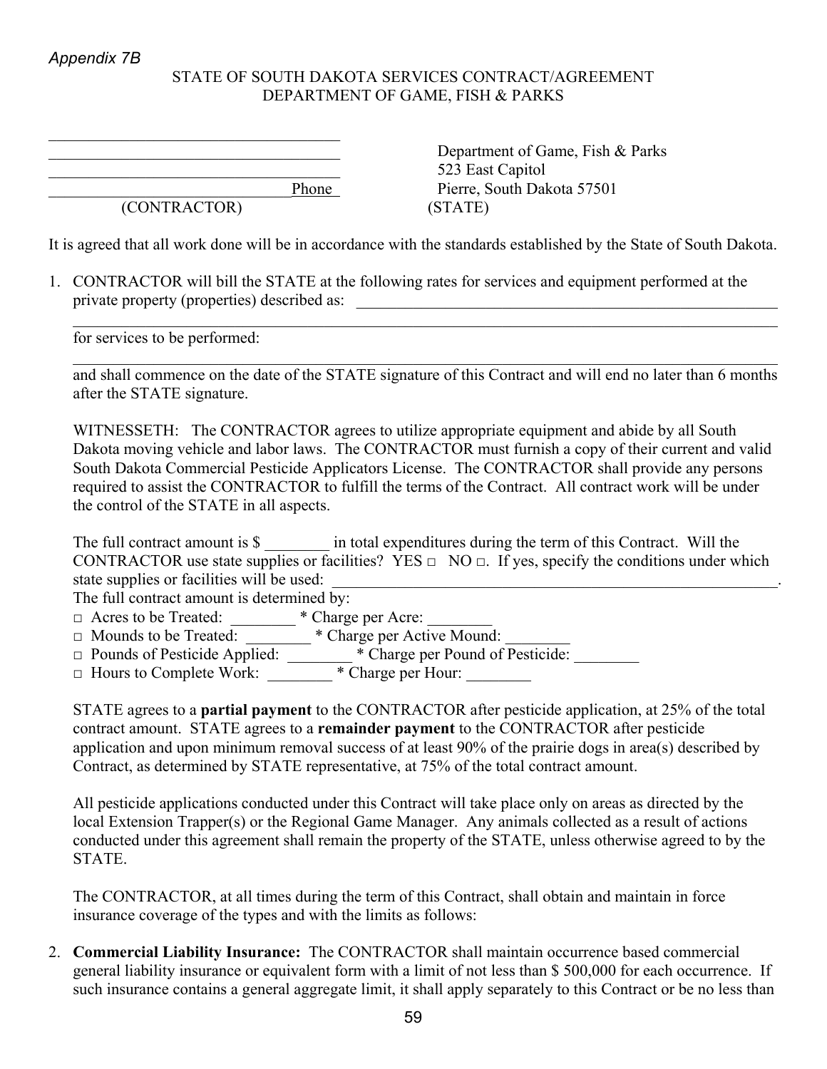*Appendix 7B*

STATE OF SOUTH DAKOTA SERVICES CONTRACT/AGREEMENT
DEPARTMENT OF GAME, FISH & PARKS

| | |
|---|---|
| ____________________________________ | |
| ____________________________________ | Department of Game, Fish & Parks |
| ____________________________________ | 523 East Capitol |
| ____________________________Phone | Pierre, South Dakota 57501 |
| (CONTRACTOR) | (STATE) |

It is agreed that all work done will be in accordance with the standards established by the State of South Dakota.

1. CONTRACTOR will bill the STATE at the following rates for services and equipment performed at the private property (properties) described as: ____________________________________________________________
   ______________________________________________________________________________________
   for services to be performed:
   ______________________________________________________________________________________
   and shall commence on the date of the STATE signature of this Contract and will end no later than 6 months after the STATE signature.

   WITNESSETH: The CONTRACTOR agrees to utilize appropriate equipment and abide by all South Dakota moving vehicle and labor laws. The CONTRACTOR must furnish a copy of their current and valid South Dakota Commercial Pesticide Applicators License. The CONTRACTOR shall provide any persons required to assist the CONTRACTOR to fulfill the terms of the Contract. All contract work will be under the control of the STATE in all aspects.

   The full contract amount is $ ________ in total expenditures during the term of this Contract. Will the CONTRACTOR use state supplies or facilities? YES □ NO □. If yes, specify the conditions under which state supplies or facilities will be used: ____________________________________________________________.
   The full contract amount is determined by:
   □ Acres to be Treated: ________ * Charge per Acre: ________
   □ Mounds to be Treated: ________ * Charge per Active Mound: ________
   □ Pounds of Pesticide Applied: ________ * Charge per Pound of Pesticide: ________
   □ Hours to Complete Work: ________ * Charge per Hour: ________

   STATE agrees to a **partial payment** to the CONTRACTOR after pesticide application, at 25% of the total contract amount. STATE agrees to a **remainder payment** to the CONTRACTOR after pesticide application and upon minimum removal success of at least 90% of the prairie dogs in area(s) described by Contract, as determined by STATE representative, at 75% of the total contract amount.

   All pesticide applications conducted under this Contract will take place only on areas as directed by the local Extension Trapper(s) or the Regional Game Manager. Any animals collected as a result of actions conducted under this agreement shall remain the property of the STATE, unless otherwise agreed to by the STATE.

   The CONTRACTOR, at all times during the term of this Contract, shall obtain and maintain in force insurance coverage of the types and with the limits as follows:

2. **Commercial Liability Insurance:** The CONTRACTOR shall maintain occurrence based commercial general liability insurance or equivalent form with a limit of not less than $ 500,000 for each occurrence. If such insurance contains a general aggregate limit, it shall apply separately to this Contract or be no less than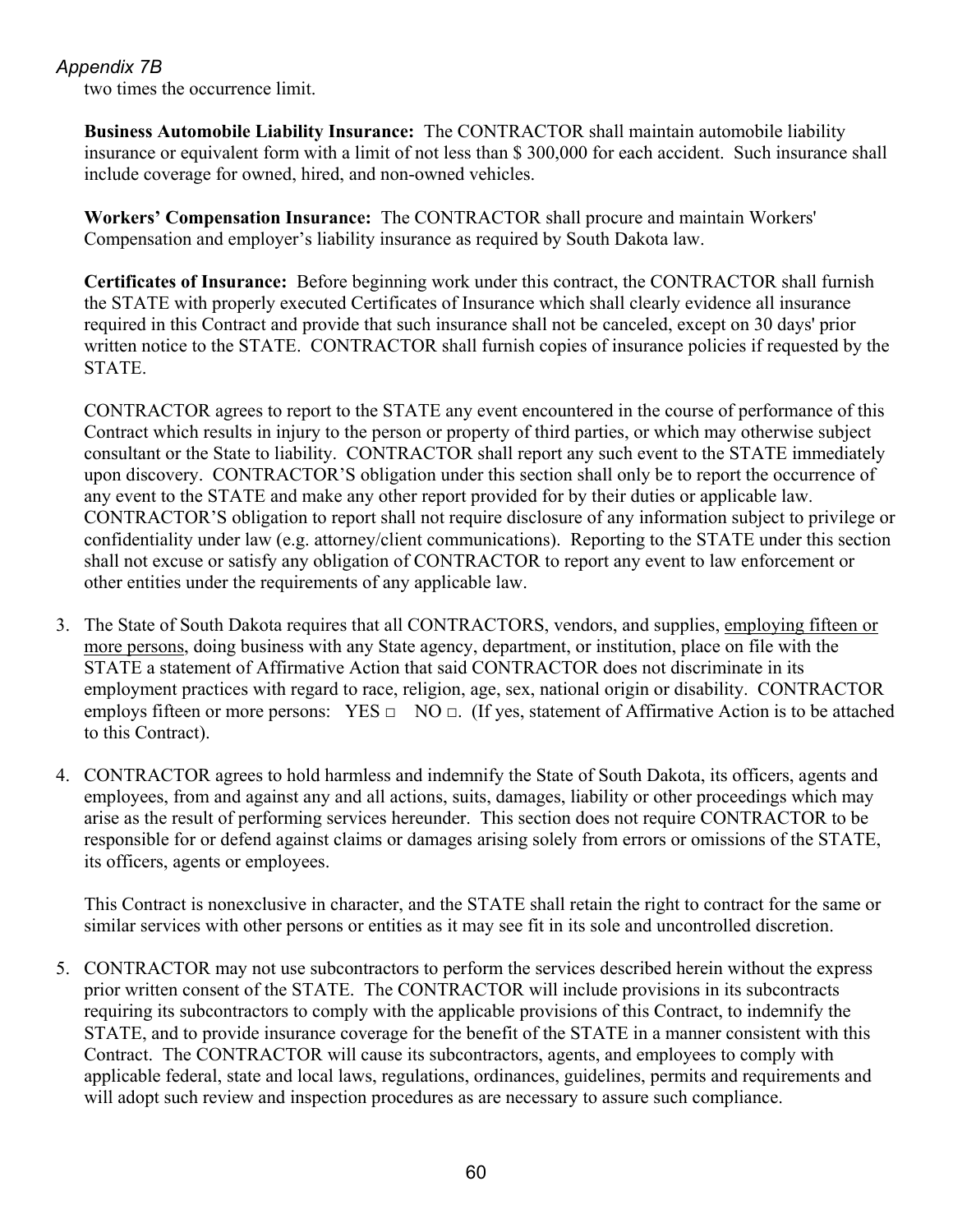two times the occurrence limit.

**Business Automobile Liability Insurance:** The CONTRACTOR shall maintain automobile liability insurance or equivalent form with a limit of not less than $ 300,000 for each accident. Such insurance shall include coverage for owned, hired, and non-owned vehicles.

**Workers' Compensation Insurance:** The CONTRACTOR shall procure and maintain Workers' Compensation and employer's liability insurance as required by South Dakota law.

**Certificates of Insurance:** Before beginning work under this contract, the CONTRACTOR shall furnish the STATE with properly executed Certificates of Insurance which shall clearly evidence all insurance required in this Contract and provide that such insurance shall not be canceled, except on 30 days' prior written notice to the STATE. CONTRACTOR shall furnish copies of insurance policies if requested by the STATE.

CONTRACTOR agrees to report to the STATE any event encountered in the course of performance of this Contract which results in injury to the person or property of third parties, or which may otherwise subject consultant or the State to liability. CONTRACTOR shall report any such event to the STATE immediately upon discovery. CONTRACTOR'S obligation under this section shall only be to report the occurrence of any event to the STATE and make any other report provided for by their duties or applicable law. CONTRACTOR'S obligation to report shall not require disclosure of any information subject to privilege or confidentiality under law (e.g. attorney/client communications). Reporting to the STATE under this section shall not excuse or satisfy any obligation of CONTRACTOR to report any event to law enforcement or other entities under the requirements of any applicable law.

3. The State of South Dakota requires that all CONTRACTORS, vendors, and supplies, employing fifteen or more persons, doing business with any State agency, department, or institution, place on file with the STATE a statement of Affirmative Action that said CONTRACTOR does not discriminate in its employment practices with regard to race, religion, age, sex, national origin or disability. CONTRACTOR employs fifteen or more persons: YES □ NO □. (If yes, statement of Affirmative Action is to be attached to this Contract).

4. CONTRACTOR agrees to hold harmless and indemnify the State of South Dakota, its officers, agents and employees, from and against any and all actions, suits, damages, liability or other proceedings which may arise as the result of performing services hereunder. This section does not require CONTRACTOR to be responsible for or defend against claims or damages arising solely from errors or omissions of the STATE, its officers, agents or employees.

   This Contract is nonexclusive in character, and the STATE shall retain the right to contract for the same or similar services with other persons or entities as it may see fit in its sole and uncontrolled discretion.

5. CONTRACTOR may not use subcontractors to perform the services described herein without the express prior written consent of the STATE. The CONTRACTOR will include provisions in its subcontracts requiring its subcontractors to comply with the applicable provisions of this Contract, to indemnify the STATE, and to provide insurance coverage for the benefit of the STATE in a manner consistent with this Contract. The CONTRACTOR will cause its subcontractors, agents, and employees to comply with applicable federal, state and local laws, regulations, ordinances, guidelines, permits and requirements and will adopt such review and inspection procedures as are necessary to assure such compliance.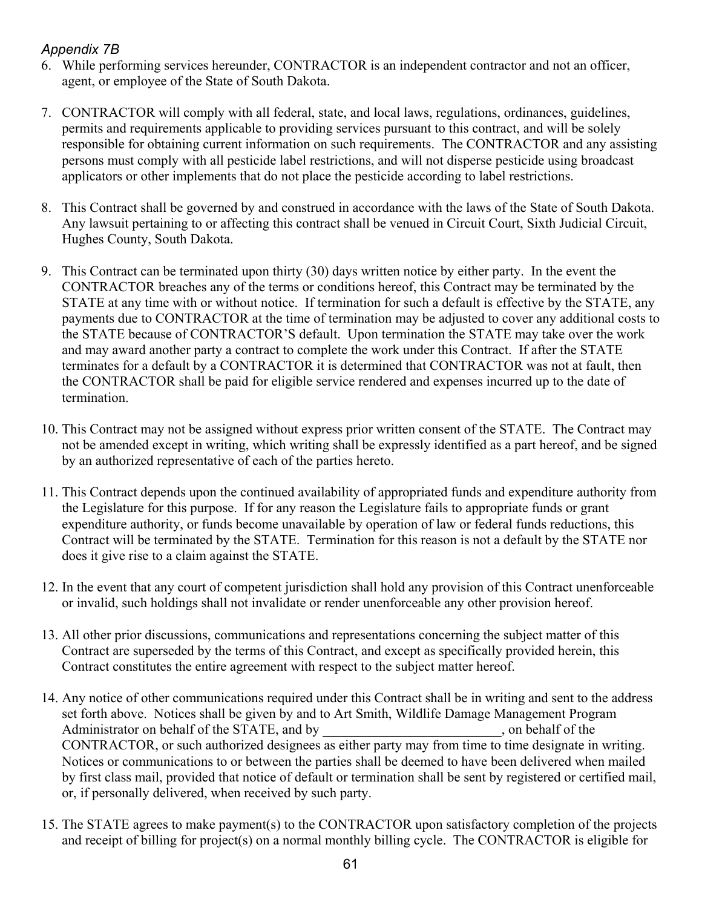*Appendix 7B*

6. While performing services hereunder, CONTRACTOR is an independent contractor and not an officer, agent, or employee of the State of South Dakota.

7. CONTRACTOR will comply with all federal, state, and local laws, regulations, ordinances, guidelines, permits and requirements applicable to providing services pursuant to this contract, and will be solely responsible for obtaining current information on such requirements. The CONTRACTOR and any assisting persons must comply with all pesticide label restrictions, and will not disperse pesticide using broadcast applicators or other implements that do not place the pesticide according to label restrictions.

8. This Contract shall be governed by and construed in accordance with the laws of the State of South Dakota. Any lawsuit pertaining to or affecting this contract shall be venued in Circuit Court, Sixth Judicial Circuit, Hughes County, South Dakota.

9. This Contract can be terminated upon thirty (30) days written notice by either party. In the event the CONTRACTOR breaches any of the terms or conditions hereof, this Contract may be terminated by the STATE at any time with or without notice. If termination for such a default is effective by the STATE, any payments due to CONTRACTOR at the time of termination may be adjusted to cover any additional costs to the STATE because of CONTRACTOR'S default. Upon termination the STATE may take over the work and may award another party a contract to complete the work under this Contract. If after the STATE terminates for a default by a CONTRACTOR it is determined that CONTRACTOR was not at fault, then the CONTRACTOR shall be paid for eligible service rendered and expenses incurred up to the date of termination.

10. This Contract may not be assigned without express prior written consent of the STATE. The Contract may not be amended except in writing, which writing shall be expressly identified as a part hereof, and be signed by an authorized representative of each of the parties hereto.

11. This Contract depends upon the continued availability of appropriated funds and expenditure authority from the Legislature for this purpose. If for any reason the Legislature fails to appropriate funds or grant expenditure authority, or funds become unavailable by operation of law or federal funds reductions, this Contract will be terminated by the STATE. Termination for this reason is not a default by the STATE nor does it give rise to a claim against the STATE.

12. In the event that any court of competent jurisdiction shall hold any provision of this Contract unenforceable or invalid, such holdings shall not invalidate or render unenforceable any other provision hereof.

13. All other prior discussions, communications and representations concerning the subject matter of this Contract are superseded by the terms of this Contract, and except as specifically provided herein, this Contract constitutes the entire agreement with respect to the subject matter hereof.

14. Any notice of other communications required under this Contract shall be in writing and sent to the address set forth above. Notices shall be given by and to Art Smith, Wildlife Damage Management Program Administrator on behalf of the STATE, and by __________________________, on behalf of the CONTRACTOR, or such authorized designees as either party may from time to time designate in writing. Notices or communications to or between the parties shall be deemed to have been delivered when mailed by first class mail, provided that notice of default or termination shall be sent by registered or certified mail, or, if personally delivered, when received by such party.

15. The STATE agrees to make payment(s) to the CONTRACTOR upon satisfactory completion of the projects and receipt of billing for project(s) on a normal monthly billing cycle. The CONTRACTOR is eligible for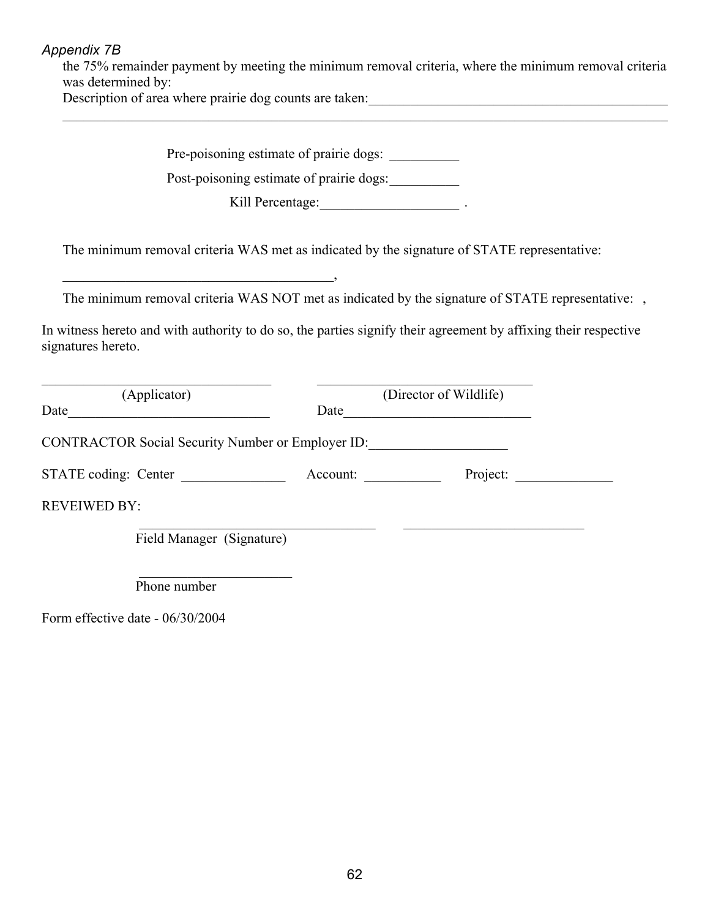*Appendix 7B*

the 75% remainder payment by meeting the minimum removal criteria, where the minimum removal criteria was determined by:

Description of area where prairie dog counts are taken:_____________________________________________

_____________________________________________________________________________________________

Pre-poisoning estimate of prairie dogs: __________

Post-poisoning estimate of prairie dogs:__________

Kill Percentage:____________________ .

The minimum removal criteria WAS met as indicated by the signature of STATE representative:

________________________________________,

The minimum removal criteria WAS NOT met as indicated by the signature of STATE representative: ,

In witness hereto and with authority to do so, the parties signify their agreement by affixing their respective signatures hereto.

| ______________________________ | ______________________________ |
|---|---|
| (Applicator) | (Director of Wildlife) |
| Date______________________________ | Date____________________________ |

CONTRACTOR Social Security Number or Employer ID:____________________

STATE coding: Center _______________ Account: ___________ Project: ______________

REVEIWED BY:

___________________________________ __________________________

Field Manager (Signature)

______________________

Phone number

Form effective date - 06/30/2004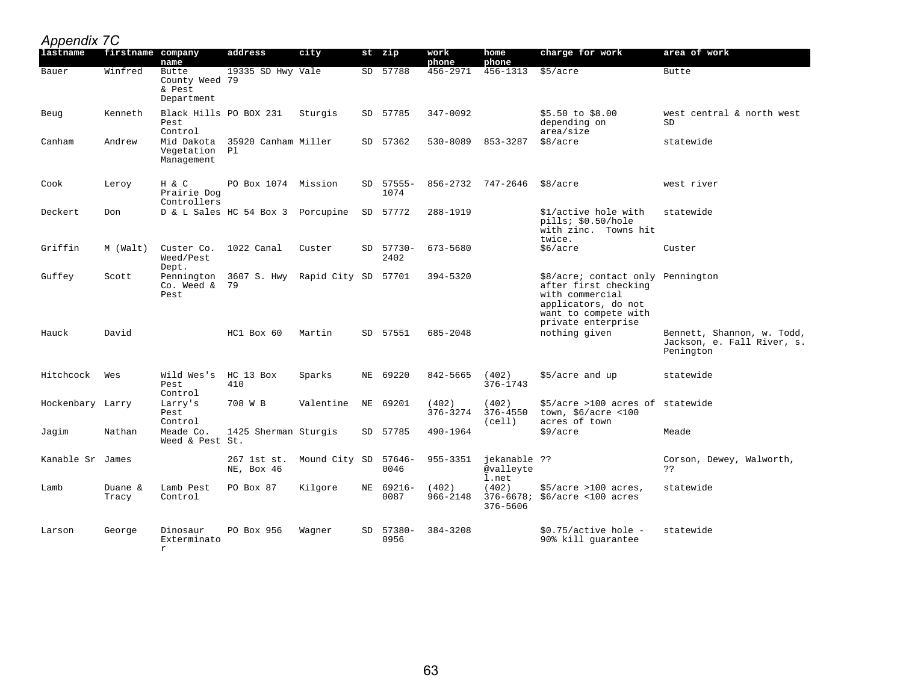*Appendix 7C*

| lastname | firstname | company name | address | city | st | zip | work phone | home phone | charge for work | area of work |
|---|---|---|---|---|---|---|---|---|---|---|
| Bauer | Winfred | Butte County Weed & Pest Department | 19335 SD Hwy 79 | Vale | SD | 57788 | 456-2971 | 456-1313 | $5/acre | Butte |
| Beug | Kenneth | Black Hills Pest Control | PO BOX 231 | Sturgis | SD | 57785 | 347-0092 | | $5.50 to $8.00 depending on area/size | west central & north west SD |
| Canham | Andrew | Mid Dakota Vegetation Management | 35920 Canham Pl | Miller | SD | 57362 | 530-8089 | 853-3287 | $8/acre | statewide |
| Cook | Leroy | H & C Prairie Dog Controllers | PO Box 1074 | Mission | SD | 57555-1074 | 856-2732 | 747-2646 | $8/acre | west river |
| Deckert | Don | D & L Sales | HC 54 Box 3 | Porcupine | SD | 57772 | 288-1919 | | $1/active hole with pills; $0.50/hole with zinc. Towns hit twice. | statewide |
| Griffin | M (Walt) | Custer Co. Weed/Pest Dept. | 1022 Canal | Custer | SD | 57730-2402 | 673-5680 | | $6/acre | Custer |
| Guffey | Scott | Pennington Co. Weed & Pest | 3607 S. Hwy 79 | Rapid City | SD | 57701 | 394-5320 | | $8/acre; contact only after first checking with commercial applicators, do not want to compete with private enterprise | Pennington |
| Hauck | David | | HC1 Box 60 | Martin | SD | 57551 | 685-2048 | | nothing given | Bennett, Shannon, w. Todd, Jackson, e. Fall River, s. Penington |
| Hitchcock | Wes | Wild Wes's Pest Control | HC 13 Box 410 | Sparks | NE | 69220 | 842-5665 | (402) 376-1743 | $5/acre and up | statewide |
| Hockenbary | Larry | Larry's Pest Control | 708 W B | Valentine | NE | 69201 | (402) 376-3274 | (402) 376-4550 (cell) | $5/acre >100 acres of town, $6/acre <100 acres of town | statewide |
| Jagim | Nathan | Meade Co. Weed & Pest | 1425 Sherman St. | Sturgis | SD | 57785 | 490-1964 | | $9/acre | Meade |
| Kanable Sr | James | | 267 1st st. NE, Box 46 | Mound City | SD | 57646-0046 | 955-3351 | jekanable@valleytel.net | ?? | Corson, Dewey, Walworth, ?? |
| Lamb | Duane & Tracy | Lamb Pest Control | PO Box 87 | Kilgore | NE | 69216-0087 | (402) 966-2148 | (402) 376-6678; 376-5606 | $5/acre >100 acres, $6/acre <100 acres | statewide |
| Larson | George | Dinosaur Exterminator | PO Box 956 | Wagner | SD | 57380-0956 | 384-3208 | | $0.75/active hole - 90% kill guarantee | statewide |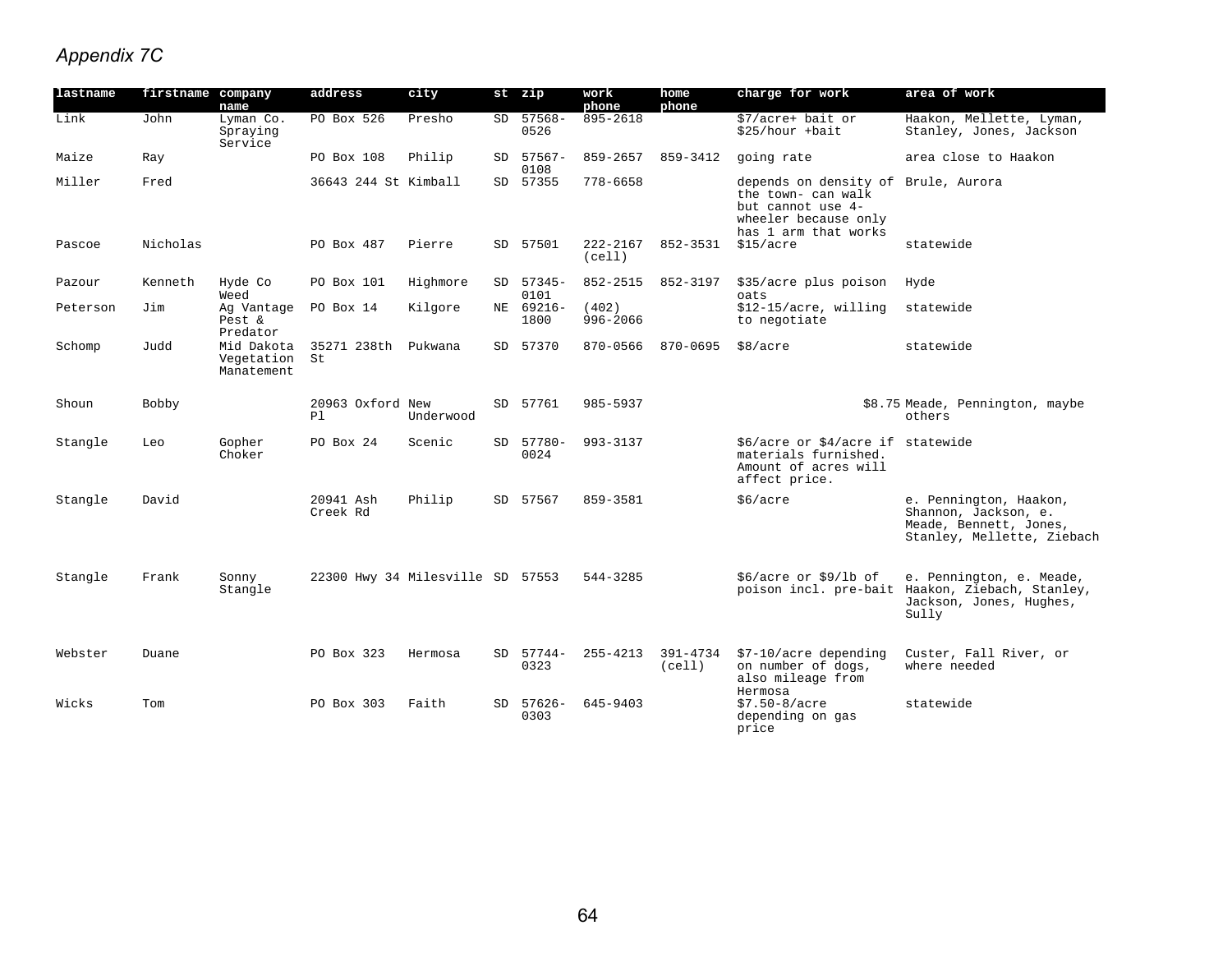*Appendix 7C*

| lastname | firstname | company name | address | city | st | zip | work phone | home phone | charge for work | area of work |
|---|---|---|---|---|---|---|---|---|---|---|
| Link | John | Lyman Co. Spraying Service | PO Box 526 | Presho | SD | 57568-0526 | 895-2618 | | $7/acre+ bait or $25/hour +bait | Haakon, Mellette, Lyman, Stanley, Jones, Jackson |
| Maize | Ray | | PO Box 108 | Philip | SD | 57567-0108 | 859-2657 | 859-3412 | going rate | area close to Haakon |
| Miller | Fred | | 36643 244 St | Kimball | SD | 57355 | 778-6658 | | depends on density of the town- can walk but cannot use 4-wheeler because only has 1 arm that works | Brule, Aurora |
| Pascoe | Nicholas | | PO Box 487 | Pierre | SD | 57501 | 222-2167 (cell) | 852-3531 | $15/acre | statewide |
| Pazour | Kenneth | Hyde Co Weed | PO Box 101 | Highmore | SD | 57345-0101 | 852-2515 | 852-3197 | $35/acre plus poison oats | Hyde |
| Peterson | Jim | Ag Vantage Pest & Predator | PO Box 14 | Kilgore | NE | 69216-1800 | (402) 996-2066 | | $12-15/acre, willing to negotiate | statewide |
| Schomp | Judd | Mid Dakota Vegetation Manatement | 35271 238th St | Pukwana | SD | 57370 | 870-0566 | 870-0695 | $8/acre | statewide |
| Shoun | Bobby | | 20963 Oxford Pl | New Underwood | SD | 57761 | 985-5937 | | $8.75 | Meade, Pennington, maybe others |
| Stangle | Leo | Gopher Choker | PO Box 24 | Scenic | SD | 57780-0024 | 993-3137 | | $6/acre or $4/acre if materials furnished. Amount of acres will affect price. | statewide |
| Stangle | David | | 20941 Ash Creek Rd | Philip | SD | 57567 | 859-3581 | | $6/acre | e. Pennington, Haakon, Shannon, Jackson, e. Meade, Bennett, Jones, Stanley, Mellette, Ziebach |
| Stangle | Frank | Sonny Stangle | 22300 Hwy 34 | Milesville | SD | 57553 | 544-3285 | | $6/acre or $9/lb of poison incl. pre-bait | e. Pennington, e. Meade, Haakon, Ziebach, Stanley, Jackson, Jones, Hughes, Sully |
| Webster | Duane | | PO Box 323 | Hermosa | SD | 57744-0323 | 255-4213 | 391-4734 (cell) | $7-10/acre depending on number of dogs, also mileage from Hermosa | Custer, Fall River, or where needed |
| Wicks | Tom | | PO Box 303 | Faith | SD | 57626-0303 | 645-9403 | | $7.50-8/acre depending on gas price | statewide |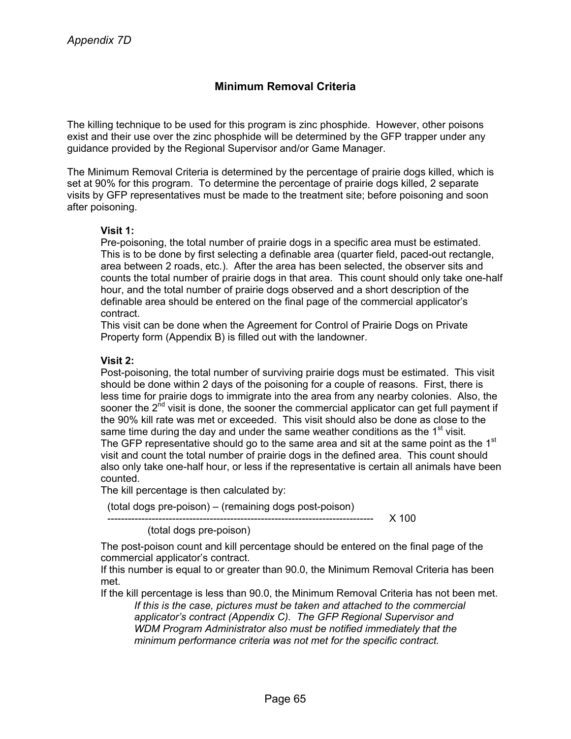*Appendix 7D*

## Minimum Removal Criteria

The killing technique to be used for this program is zinc phosphide. However, other poisons exist and their use over the zinc phosphide will be determined by the GFP trapper under any guidance provided by the Regional Supervisor and/or Game Manager.

The Minimum Removal Criteria is determined by the percentage of prairie dogs killed, which is set at 90% for this program. To determine the percentage of prairie dogs killed, 2 separate visits by GFP representatives must be made to the treatment site; before poisoning and soon after poisoning.

**Visit 1:**

Pre-poisoning, the total number of prairie dogs in a specific area must be estimated. This is to be done by first selecting a definable area (quarter field, paced-out rectangle, area between 2 roads, etc.). After the area has been selected, the observer sits and counts the total number of prairie dogs in that area. This count should only take one-half hour, and the total number of prairie dogs observed and a short description of the definable area should be entered on the final page of the commercial applicator's contract.

This visit can be done when the Agreement for Control of Prairie Dogs on Private Property form (Appendix B) is filled out with the landowner.

**Visit 2:**

Post-poisoning, the total number of surviving prairie dogs must be estimated. This visit should be done within 2 days of the poisoning for a couple of reasons. First, there is less time for prairie dogs to immigrate into the area from any nearby colonies. Also, the sooner the 2nd visit is done, the sooner the commercial applicator can get full payment if the 90% kill rate was met or exceeded. This visit should also be done as close to the same time during the day and under the same weather conditions as the 1st visit.

The GFP representative should go to the same area and sit at the same point as the 1st visit and count the total number of prairie dogs in the defined area. This count should also only take one-half hour, or less if the representative is certain all animals have been counted.

The kill percentage is then calculated by:

$$\frac{\text{(total dogs pre-poison)} - \text{(remaining dogs post-poison)}}{\text{(total dogs pre-poison)}} \times 100$$

The post-poison count and kill percentage should be entered on the final page of the commercial applicator's contract.

If this number is equal to or greater than 90.0, the Minimum Removal Criteria has been met.

If the kill percentage is less than 90.0, the Minimum Removal Criteria has not been met.

*If this is the case, pictures must be taken and attached to the commercial applicator's contract (Appendix C). The GFP Regional Supervisor and WDM Program Administrator also must be notified immediately that the minimum performance criteria was not met for the specific contract.*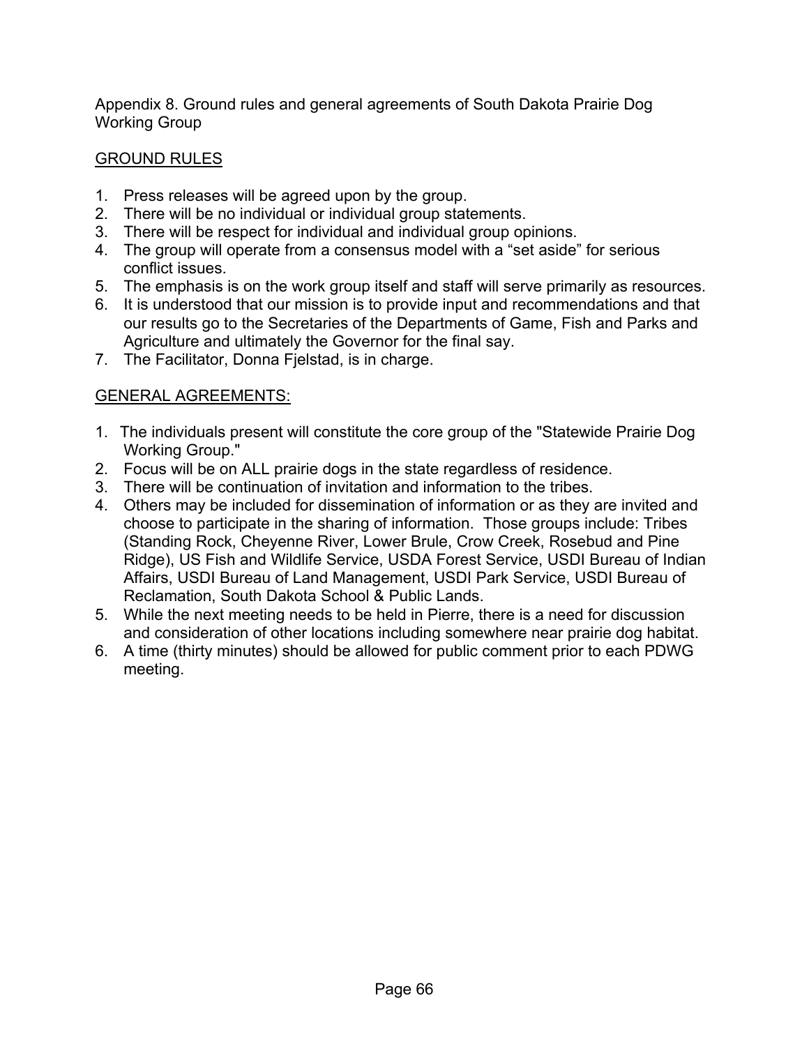Appendix 8. Ground rules and general agreements of South Dakota Prairie Dog Working Group

## GROUND RULES

1. Press releases will be agreed upon by the group.
2. There will be no individual or individual group statements.
3. There will be respect for individual and individual group opinions.
4. The group will operate from a consensus model with a "set aside" for serious conflict issues.
5. The emphasis is on the work group itself and staff will serve primarily as resources.
6. It is understood that our mission is to provide input and recommendations and that our results go to the Secretaries of the Departments of Game, Fish and Parks and Agriculture and ultimately the Governor for the final say.
7. The Facilitator, Donna Fjelstad, is in charge.

## GENERAL AGREEMENTS:

1. The individuals present will constitute the core group of the "Statewide Prairie Dog Working Group."
2. Focus will be on ALL prairie dogs in the state regardless of residence.
3. There will be continuation of invitation and information to the tribes.
4. Others may be included for dissemination of information or as they are invited and choose to participate in the sharing of information. Those groups include: Tribes (Standing Rock, Cheyenne River, Lower Brule, Crow Creek, Rosebud and Pine Ridge), US Fish and Wildlife Service, USDA Forest Service, USDI Bureau of Indian Affairs, USDI Bureau of Land Management, USDI Park Service, USDI Bureau of Reclamation, South Dakota School & Public Lands.
5. While the next meeting needs to be held in Pierre, there is a need for discussion and consideration of other locations including somewhere near prairie dog habitat.
6. A time (thirty minutes) should be allowed for public comment prior to each PDWG meeting.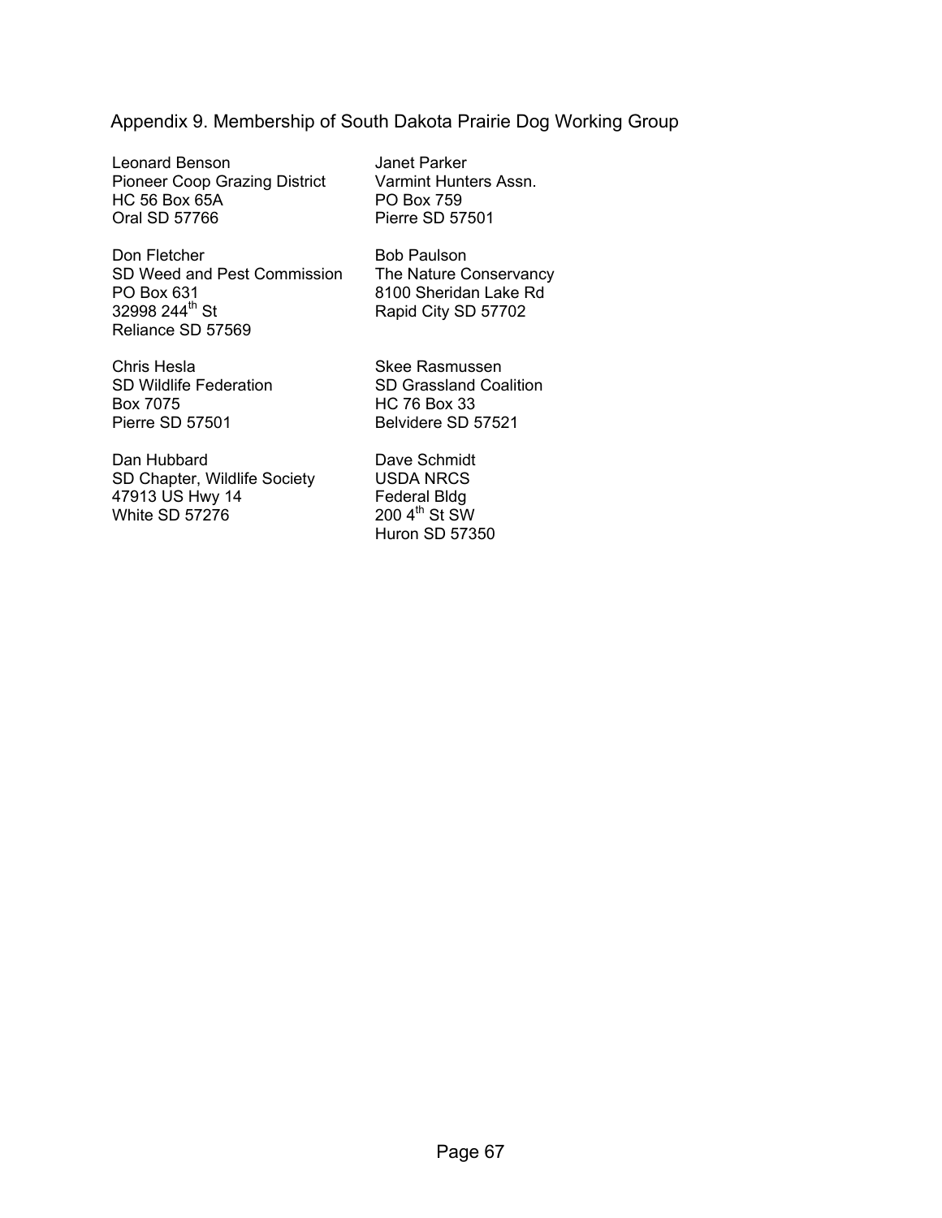## Appendix 9. Membership of South Dakota Prairie Dog Working Group

Leonard Benson
Pioneer Coop Grazing District
HC 56 Box 65A
Oral SD 57766

Don Fletcher
SD Weed and Pest Commission
PO Box 631
32998 244th St
Reliance SD 57569

Chris Hesla
SD Wildlife Federation
Box 7075
Pierre SD 57501

Dan Hubbard
SD Chapter, Wildlife Society
47913 US Hwy 14
White SD 57276

Janet Parker
Varmint Hunters Assn.
PO Box 759
Pierre SD 57501

Bob Paulson
The Nature Conservancy
8100 Sheridan Lake Rd
Rapid City SD 57702

Skee Rasmussen
SD Grassland Coalition
HC 76 Box 33
Belvidere SD 57521

Dave Schmidt
USDA NRCS
Federal Bldg
200 4th St SW
Huron SD 57350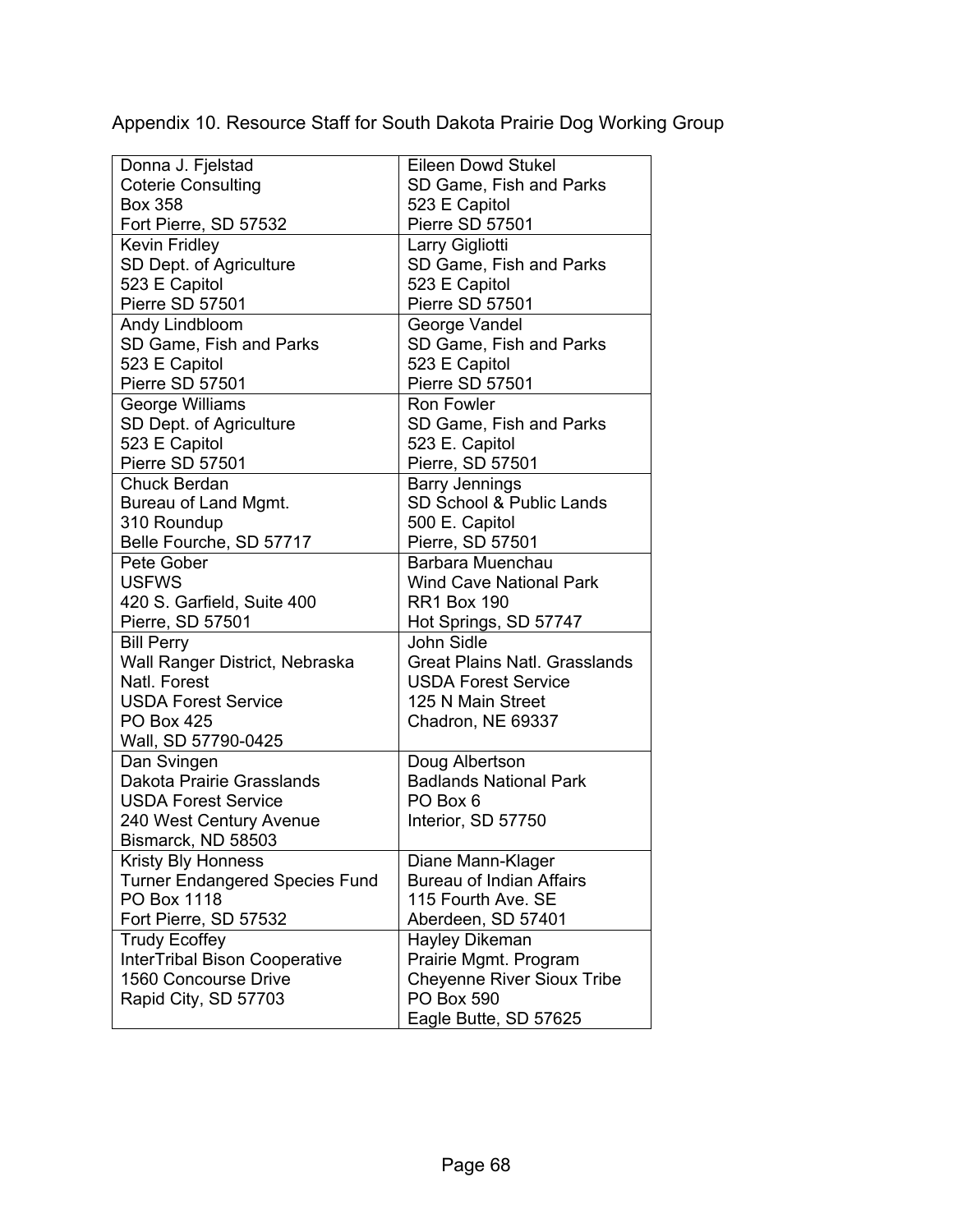Appendix 10. Resource Staff for South Dakota Prairie Dog Working Group

| | |
|---|---|
| Donna J. Fjelstad<br>Coterie Consulting<br>Box 358<br>Fort Pierre, SD 57532 | Eileen Dowd Stukel<br>SD Game, Fish and Parks<br>523 E Capitol<br>Pierre SD 57501 |
| Kevin Fridley<br>SD Dept. of Agriculture<br>523 E Capitol<br>Pierre SD 57501 | Larry Gigliotti<br>SD Game, Fish and Parks<br>523 E Capitol<br>Pierre SD 57501 |
| Andy Lindbloom<br>SD Game, Fish and Parks<br>523 E Capitol<br>Pierre SD 57501 | George Vandel<br>SD Game, Fish and Parks<br>523 E Capitol<br>Pierre SD 57501 |
| George Williams<br>SD Dept. of Agriculture<br>523 E Capitol<br>Pierre SD 57501 | Ron Fowler<br>SD Game, Fish and Parks<br>523 E. Capitol<br>Pierre, SD 57501 |
| Chuck Berdan<br>Bureau of Land Mgmt.<br>310 Roundup<br>Belle Fourche, SD 57717 | Barry Jennings<br>SD School & Public Lands<br>500 E. Capitol<br>Pierre, SD 57501 |
| Pete Gober<br>USFWS<br>420 S. Garfield, Suite 400<br>Pierre, SD 57501 | Barbara Muenchau<br>Wind Cave National Park<br>RR1 Box 190<br>Hot Springs, SD 57747 |
| Bill Perry<br>Wall Ranger District, Nebraska Natl. Forest<br>USDA Forest Service<br>PO Box 425<br>Wall, SD 57790-0425 | John Sidle<br>Great Plains Natl. Grasslands<br>USDA Forest Service<br>125 N Main Street<br>Chadron, NE 69337 |
| Dan Svingen<br>Dakota Prairie Grasslands<br>USDA Forest Service<br>240 West Century Avenue<br>Bismarck, ND 58503 | Doug Albertson<br>Badlands National Park<br>PO Box 6<br>Interior, SD 57750 |
| Kristy Bly Honness<br>Turner Endangered Species Fund<br>PO Box 1118<br>Fort Pierre, SD 57532 | Diane Mann-Klager<br>Bureau of Indian Affairs<br>115 Fourth Ave. SE<br>Aberdeen, SD 57401 |
| Trudy Ecoffey<br>InterTribal Bison Cooperative<br>1560 Concourse Drive<br>Rapid City, SD 57703 | Hayley Dikeman<br>Prairie Mgmt. Program<br>Cheyenne River Sioux Tribe<br>PO Box 590<br>Eagle Butte, SD 57625 |